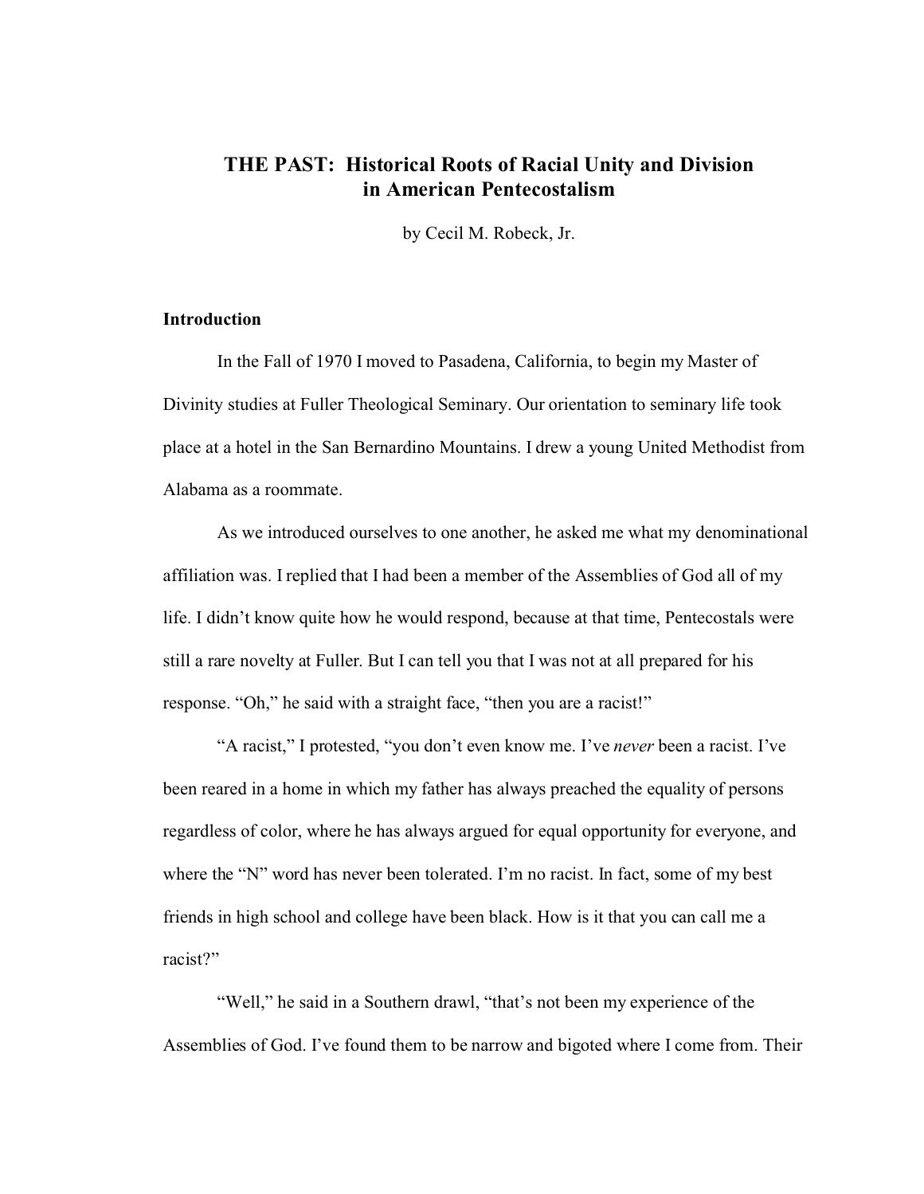# THE PAST: Historical Roots of Racial Unity and Division in American Pentecostalism

by Cecil M. Robeck, Jr.

## Introduction

In the Fall of 1970 I moved to Pasadena, California, to begin my Master of Divinity studies at Fuller Theological Seminary. Our orientation to seminary life took place at a hotel in the San Bernardino Mountains. I drew a young United Methodist from Alabama as a roommate.

As we introduced ourselves to one another, he asked me what my denominational affiliation was. I replied that I had been a member of the Assemblies of God all of my life. I didn't know quite how he would respond, because at that time, Pentecostals were still a rare novelty at Fuller. But I can tell you that I was not at all prepared for his response. "Oh," he said with a straight face, "then you are a racist!"

"A racist," I protested, "you don't even know me. I've *never* been a racist. I've been reared in a home in which my father has always preached the equality of persons regardless of color, where he has always argued for equal opportunity for everyone, and where the "N" word has never been tolerated. I'm no racist. In fact, some of my best friends in high school and college have been black. How is it that you can call me a racist?"

"Well," he said in a Southern drawl, "that's not been my experience of the Assemblies of God. I've found them to be narrow and bigoted where I come from. Their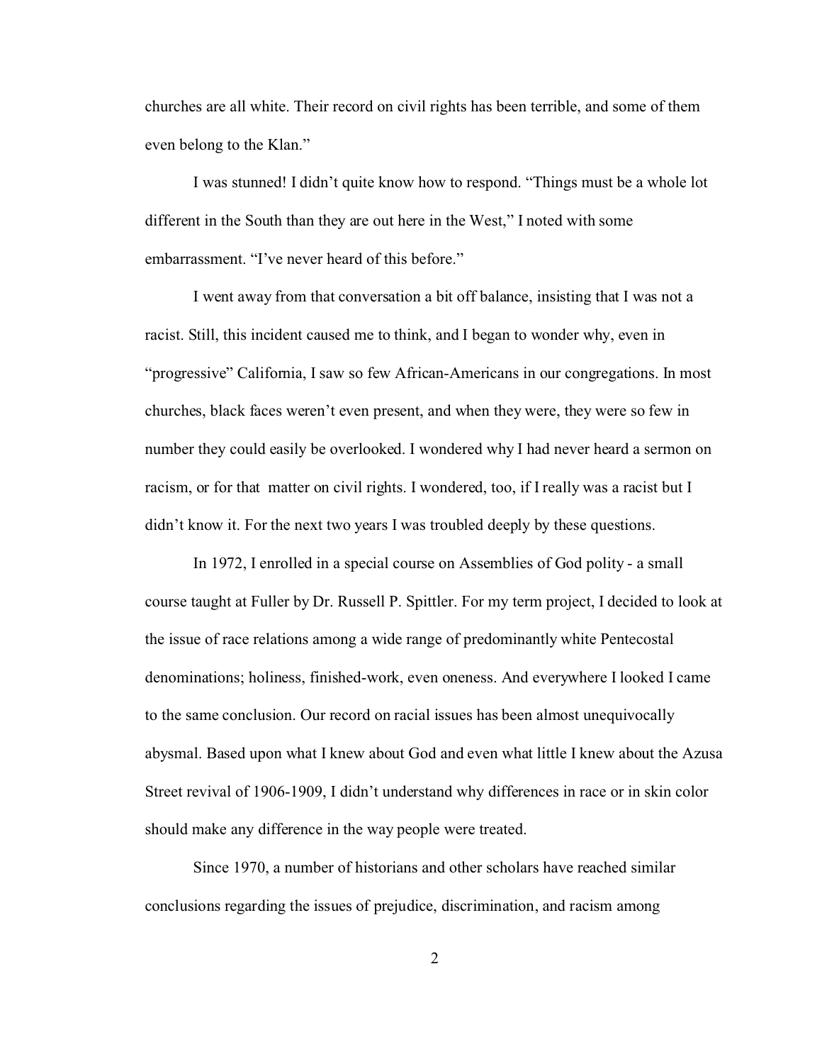churches are all white. Their record on civil rights has been terrible, and some of them even belong to the Klan."

I was stunned! I didn't quite know how to respond. "Things must be a whole lot different in the South than they are out here in the West," I noted with some embarrassment. "I've never heard of this before."

I went away from that conversation a bit off balance, insisting that I was not a racist. Still, this incident caused me to think, and I began to wonder why, even in "progressive" California, I saw so few African-Americans in our congregations. In most churches, black faces weren't even present, and when they were, they were so few in number they could easily be overlooked. I wondered why I had never heard a sermon on racism, or for that matter on civil rights. I wondered, too, if I really was a racist but I didn't know it. For the next two years I was troubled deeply by these questions.

In 1972, I enrolled in a special course on Assemblies of God polity - a small course taught at Fuller by Dr. Russell P. Spittler. For my term project, I decided to look at the issue of race relations among a wide range of predominantly white Pentecostal denominations; holiness, finished-work, even oneness. And everywhere I looked I came to the same conclusion. Our record on racial issues has been almost unequivocally abysmal. Based upon what I knew about God and even what little I knew about the Azusa Street revival of 1906-1909, I didn't understand why differences in race or in skin color should make any difference in the way people were treated.

Since 1970, a number of historians and other scholars have reached similar conclusions regarding the issues of prejudice, discrimination, and racism among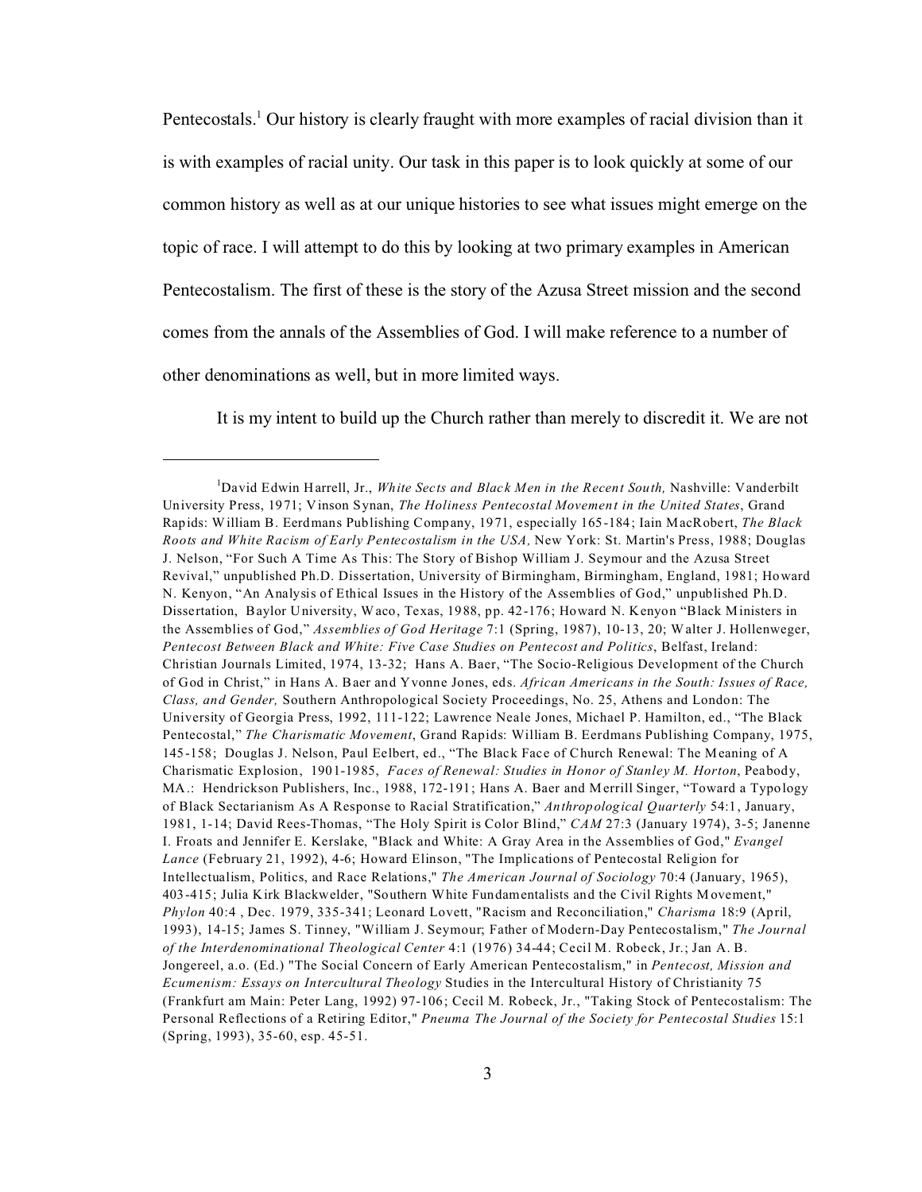Pentecostals.[1] Our history is clearly fraught with more examples of racial division than it is with examples of racial unity. Our task in this paper is to look quickly at some of our common history as well as at our unique histories to see what issues might emerge on the topic of race. I will attempt to do this by looking at two primary examples in American Pentecostalism. The first of these is the story of the Azusa Street mission and the second comes from the annals of the Assemblies of God. I will make reference to a number of other denominations as well, but in more limited ways.

It is my intent to build up the Church rather than merely to discredit it. We are not

---

[1] David Edwin Harrell, Jr., *White Sects and Black Men in the Recent South,* Nashville: Vanderbilt University Press, 1971; Vinson Synan, *The Holiness Pentecostal Movement in the United States*, Grand Rapids: William B. Eerdmans Publishing Company, 1971, especially 165-184; Iain MacRobert, *The Black Roots and White Racism of Early Pentecostalism in the USA,* New York: St. Martin's Press, 1988; Douglas J. Nelson, "For Such A Time As This: The Story of Bishop William J. Seymour and the Azusa Street Revival," unpublished Ph.D. Dissertation, University of Birmingham, Birmingham, England, 1981; Howard N. Kenyon, "An Analysis of Ethical Issues in the History of the Assemblies of God," unpublished Ph.D. Dissertation, Baylor University, Waco, Texas, 1988, pp. 42-176; Howard N. Kenyon "Black Ministers in the Assemblies of God," *Assemblies of God Heritage* 7:1 (Spring, 1987), 10-13, 20; Walter J. Hollenweger, *Pentecost Between Black and White: Five Case Studies on Pentecost and Politics*, Belfast, Ireland: Christian Journals Limited, 1974, 13-32; Hans A. Baer, "The Socio-Religious Development of the Church of God in Christ," in Hans A. Baer and Yvonne Jones, eds. *African Americans in the South: Issues of Race, Class, and Gender,* Southern Anthropological Society Proceedings, No. 25, Athens and London: The University of Georgia Press, 1992, 111-122; Lawrence Neale Jones, Michael P. Hamilton, ed., "The Black Pentecostal," *The Charismatic Movement*, Grand Rapids: William B. Eerdmans Publishing Company, 1975, 145-158; Douglas J. Nelson, Paul Eelbert, ed., "The Black Face of Church Renewal: The Meaning of A Charismatic Explosion, 1901-1985, *Faces of Renewal: Studies in Honor of Stanley M. Horton*, Peabody, MA.: Hendrickson Publishers, Inc., 1988, 172-191; Hans A. Baer and Merrill Singer, "Toward a Typology of Black Sectarianism As A Response to Racial Stratification," *Anthropological Quarterly* 54:1, January, 1981, 1-14; David Rees-Thomas, "The Holy Spirit is Color Blind," *CAM* 27:3 (January 1974), 3-5; Janenne I. Froats and Jennifer E. Kerslake, "Black and White: A Gray Area in the Assemblies of God," *Evangel Lance* (February 21, 1992), 4-6; Howard Elinson, "The Implications of Pentecostal Religion for Intellectualism, Politics, and Race Relations," *The American Journal of Sociology* 70:4 (January, 1965), 403-415; Julia Kirk Blackwelder, "Southern White Fundamentalists and the Civil Rights Movement," *Phylon* 40:4 , Dec. 1979, 335-341; Leonard Lovett, "Racism and Reconciliation," *Charisma* 18:9 (April, 1993), 14-15; James S. Tinney, "William J. Seymour; Father of Modern-Day Pentecostalism," *The Journal of the Interdenominational Theological Center* 4:1 (1976) 34-44; Cecil M. Robeck, Jr.; Jan A. B. Jongereel, a.o. (Ed.) "The Social Concern of Early American Pentecostalism," in *Pentecost, Mission and Ecumenism: Essays on Intercultural Theology* Studies in the Intercultural History of Christianity 75 (Frankfurt am Main: Peter Lang, 1992) 97-106; Cecil M. Robeck, Jr., "Taking Stock of Pentecostalism: The Personal Reflections of a Retiring Editor," *Pneuma The Journal of the Society for Pentecostal Studies* 15:1 (Spring, 1993), 35-60, esp. 45-51.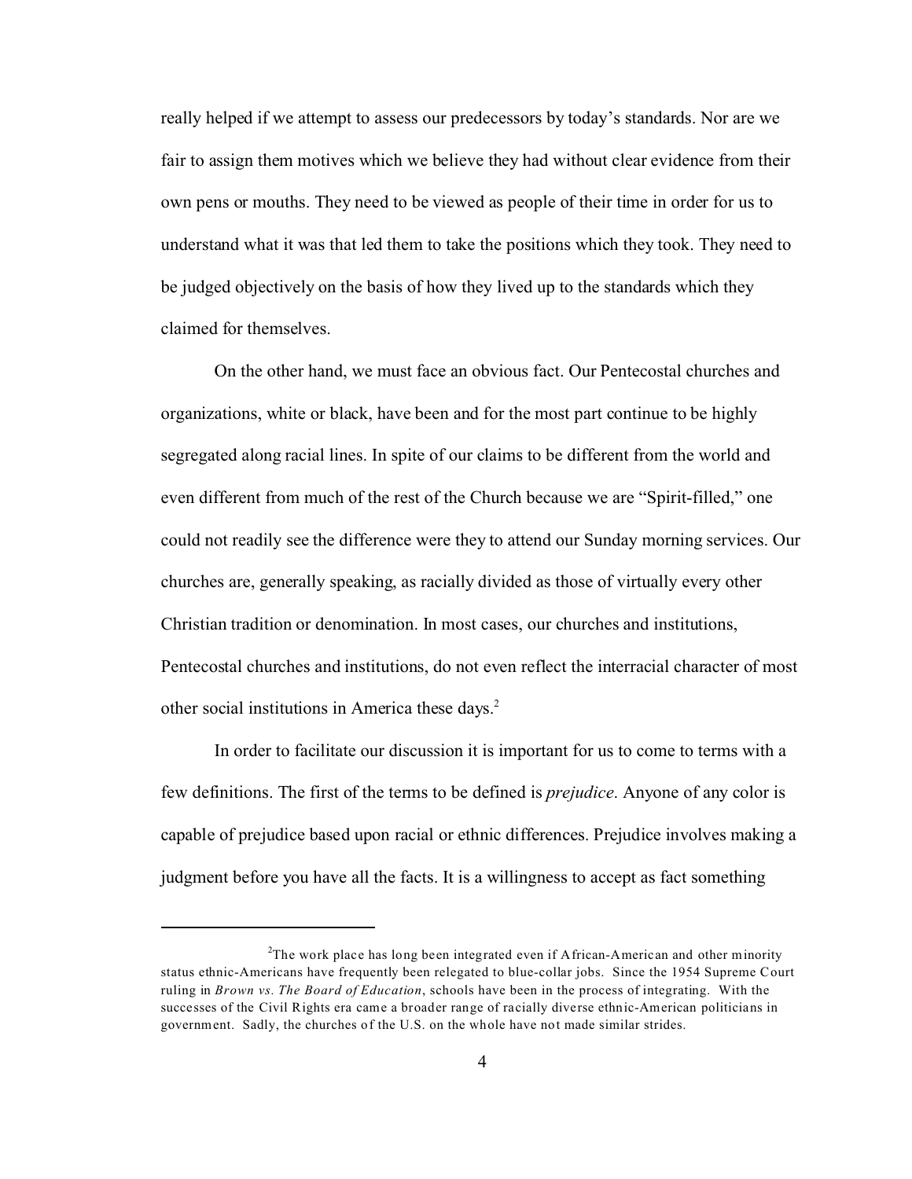really helped if we attempt to assess our predecessors by today's standards. Nor are we fair to assign them motives which we believe they had without clear evidence from their own pens or mouths. They need to be viewed as people of their time in order for us to understand what it was that led them to take the positions which they took. They need to be judged objectively on the basis of how they lived up to the standards which they claimed for themselves.

On the other hand, we must face an obvious fact. Our Pentecostal churches and organizations, white or black, have been and for the most part continue to be highly segregated along racial lines. In spite of our claims to be different from the world and even different from much of the rest of the Church because we are "Spirit-filled," one could not readily see the difference were they to attend our Sunday morning services. Our churches are, generally speaking, as racially divided as those of virtually every other Christian tradition or denomination. In most cases, our churches and institutions, Pentecostal churches and institutions, do not even reflect the interracial character of most other social institutions in America these days.[2]

In order to facilitate our discussion it is important for us to come to terms with a few definitions. The first of the terms to be defined is *prejudice*. Anyone of any color is capable of prejudice based upon racial or ethnic differences. Prejudice involves making a judgment before you have all the facts. It is a willingness to accept as fact something

---

[2]The work place has long been integrated even if African-American and other minority status ethnic-Americans have frequently been relegated to blue-collar jobs. Since the 1954 Supreme Court ruling in *Brown vs. The Board of Education*, schools have been in the process of integrating. With the successes of the Civil Rights era came a broader range of racially diverse ethnic-American politicians in government. Sadly, the churches of the U.S. on the whole have not made similar strides.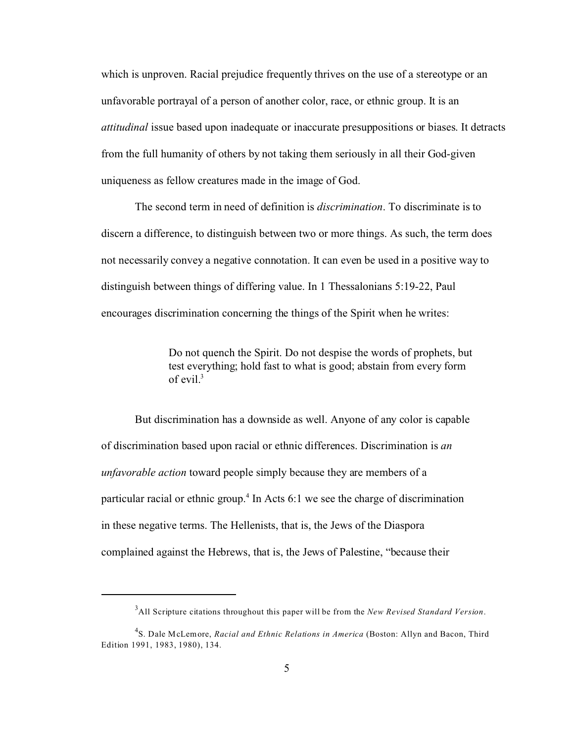which is unproven. Racial prejudice frequently thrives on the use of a stereotype or an unfavorable portrayal of a person of another color, race, or ethnic group. It is an *attitudinal* issue based upon inadequate or inaccurate presuppositions or biases. It detracts from the full humanity of others by not taking them seriously in all their God-given uniqueness as fellow creatures made in the image of God.

The second term in need of definition is *discrimination*. To discriminate is to discern a difference, to distinguish between two or more things. As such, the term does not necessarily convey a negative connotation. It can even be used in a positive way to distinguish between things of differing value. In 1 Thessalonians 5:19-22, Paul encourages discrimination concerning the things of the Spirit when he writes:

> Do not quench the Spirit. Do not despise the words of prophets, but test everything; hold fast to what is good; abstain from every form of evil.[3]

But discrimination has a downside as well. Anyone of any color is capable of discrimination based upon racial or ethnic differences. Discrimination is *an unfavorable action* toward people simply because they are members of a particular racial or ethnic group.[4] In Acts 6:1 we see the charge of discrimination in these negative terms. The Hellenists, that is, the Jews of the Diaspora complained against the Hebrews, that is, the Jews of Palestine, "because their

---

[3]All Scripture citations throughout this paper will be from the *New Revised Standard Version*.

[4]S. Dale McLemore, *Racial and Ethnic Relations in America* (Boston: Allyn and Bacon, Third Edition 1991, 1983, 1980), 134.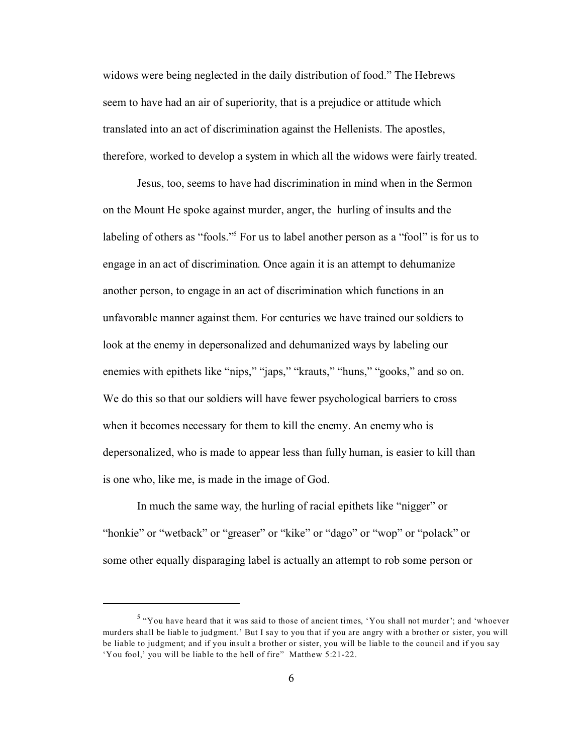widows were being neglected in the daily distribution of food." The Hebrews seem to have had an air of superiority, that is a prejudice or attitude which translated into an act of discrimination against the Hellenists. The apostles, therefore, worked to develop a system in which all the widows were fairly treated.

Jesus, too, seems to have had discrimination in mind when in the Sermon on the Mount He spoke against murder, anger, the hurling of insults and the labeling of others as "fools."[5] For us to label another person as a "fool" is for us to engage in an act of discrimination. Once again it is an attempt to dehumanize another person, to engage in an act of discrimination which functions in an unfavorable manner against them. For centuries we have trained our soldiers to look at the enemy in depersonalized and dehumanized ways by labeling our enemies with epithets like "nips," "japs," "krauts," "huns," "gooks," and so on. We do this so that our soldiers will have fewer psychological barriers to cross when it becomes necessary for them to kill the enemy. An enemy who is depersonalized, who is made to appear less than fully human, is easier to kill than is one who, like me, is made in the image of God.

In much the same way, the hurling of racial epithets like "nigger" or "honkie" or "wetback" or "greaser" or "kike" or "dago" or "wop" or "polack" or some other equally disparaging label is actually an attempt to rob some person or

---

[5] "You have heard that it was said to those of ancient times, 'You shall not murder'; and 'whoever murders shall be liable to judgment.' But I say to you that if you are angry with a brother or sister, you will be liable to judgment; and if you insult a brother or sister, you will be liable to the council and if you say 'You fool,' you will be liable to the hell of fire" Matthew 5:21-22.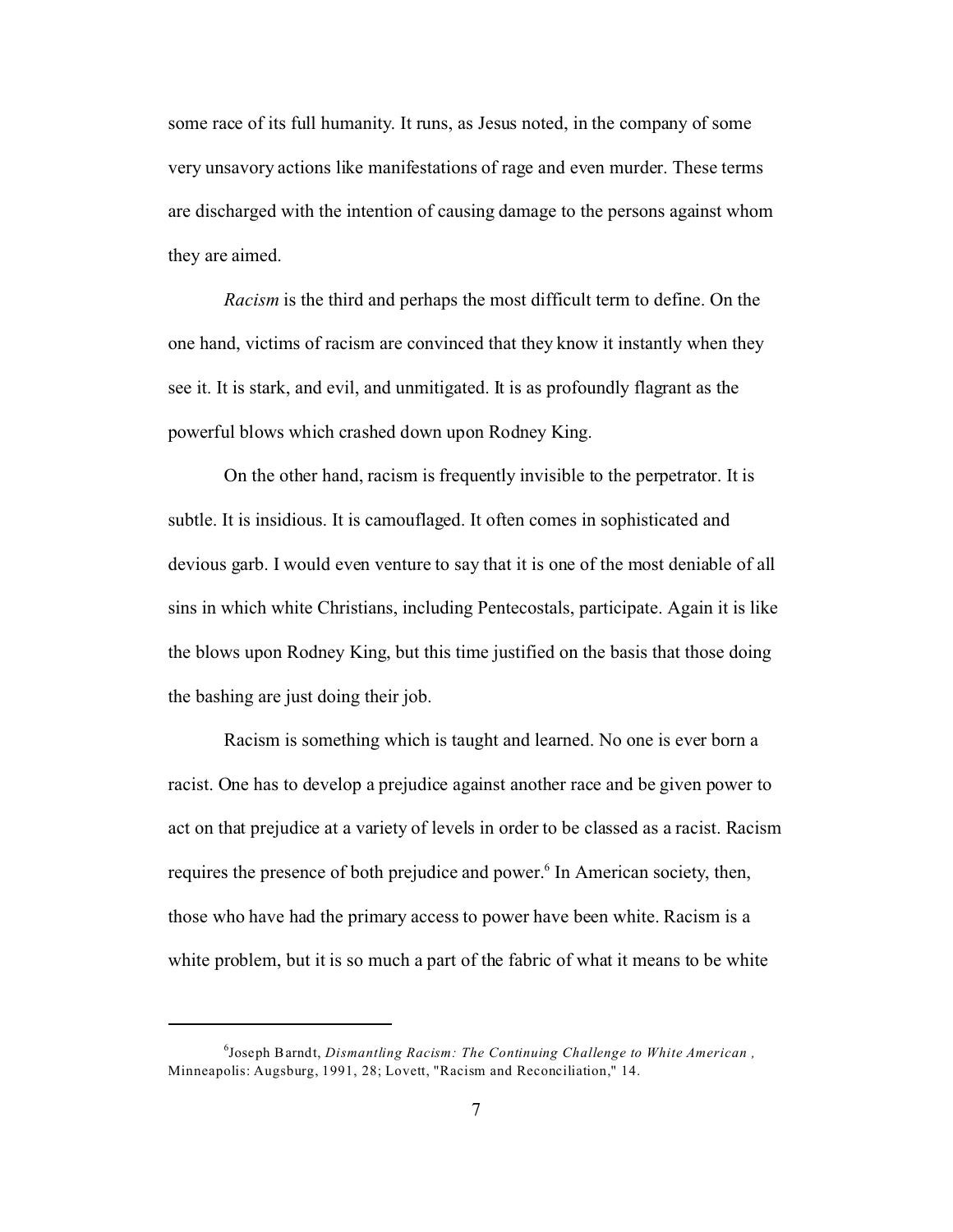some race of its full humanity. It runs, as Jesus noted, in the company of some very unsavory actions like manifestations of rage and even murder. These terms are discharged with the intention of causing damage to the persons against whom they are aimed.

*Racism* is the third and perhaps the most difficult term to define. On the one hand, victims of racism are convinced that they know it instantly when they see it. It is stark, and evil, and unmitigated. It is as profoundly flagrant as the powerful blows which crashed down upon Rodney King.

On the other hand, racism is frequently invisible to the perpetrator. It is subtle. It is insidious. It is camouflaged. It often comes in sophisticated and devious garb. I would even venture to say that it is one of the most deniable of all sins in which white Christians, including Pentecostals, participate. Again it is like the blows upon Rodney King, but this time justified on the basis that those doing the bashing are just doing their job.

Racism is something which is taught and learned. No one is ever born a racist. One has to develop a prejudice against another race and be given power to act on that prejudice at a variety of levels in order to be classed as a racist. Racism requires the presence of both prejudice and power.[6] In American society, then, those who have had the primary access to power have been white. Racism is a white problem, but it is so much a part of the fabric of what it means to be white

---

[6] Joseph Barndt, *Dismantling Racism: The Continuing Challenge to White American ,* Minneapolis: Augsburg, 1991, 28; Lovett, "Racism and Reconciliation," 14.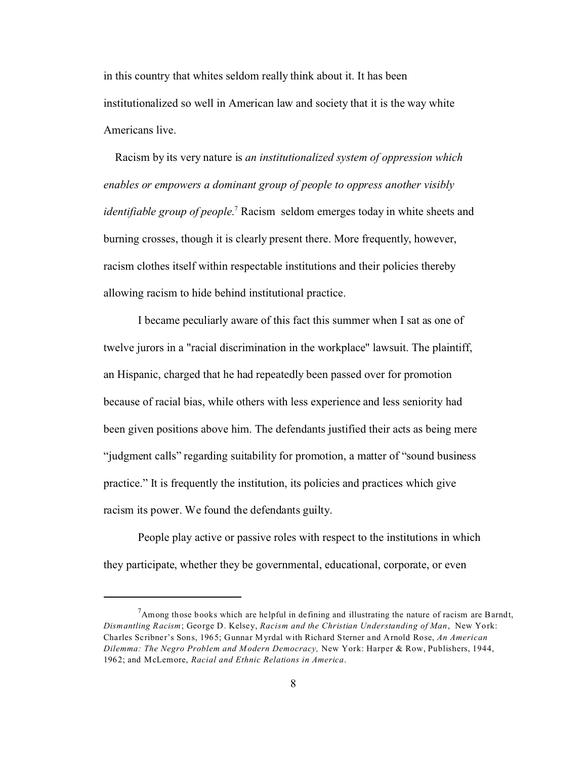in this country that whites seldom really think about it. It has been institutionalized so well in American law and society that it is the way white Americans live.

Racism by its very nature is *an institutionalized system of oppression which enables or empowers a dominant group of people to oppress another visibly identifiable group of people*.[7] Racism seldom emerges today in white sheets and burning crosses, though it is clearly present there. More frequently, however, racism clothes itself within respectable institutions and their policies thereby allowing racism to hide behind institutional practice.

I became peculiarly aware of this fact this summer when I sat as one of twelve jurors in a "racial discrimination in the workplace" lawsuit. The plaintiff, an Hispanic, charged that he had repeatedly been passed over for promotion because of racial bias, while others with less experience and less seniority had been given positions above him. The defendants justified their acts as being mere "judgment calls" regarding suitability for promotion, a matter of "sound business practice." It is frequently the institution, its policies and practices which give racism its power. We found the defendants guilty.

People play active or passive roles with respect to the institutions in which they participate, whether they be governmental, educational, corporate, or even

---

[7] Among those books which are helpful in defining and illustrating the nature of racism are Barndt, *Dismantling Racism*; George D. Kelsey, *Racism and the Christian Understanding of Man*, New York: Charles Scribner's Sons, 1965; Gunnar Myrdal with Richard Sterner and Arnold Rose, *An American Dilemma: The Negro Problem and Modern Democracy,* New York: Harper & Row, Publishers, 1944, 1962; and McLemore, *Racial and Ethnic Relations in America*.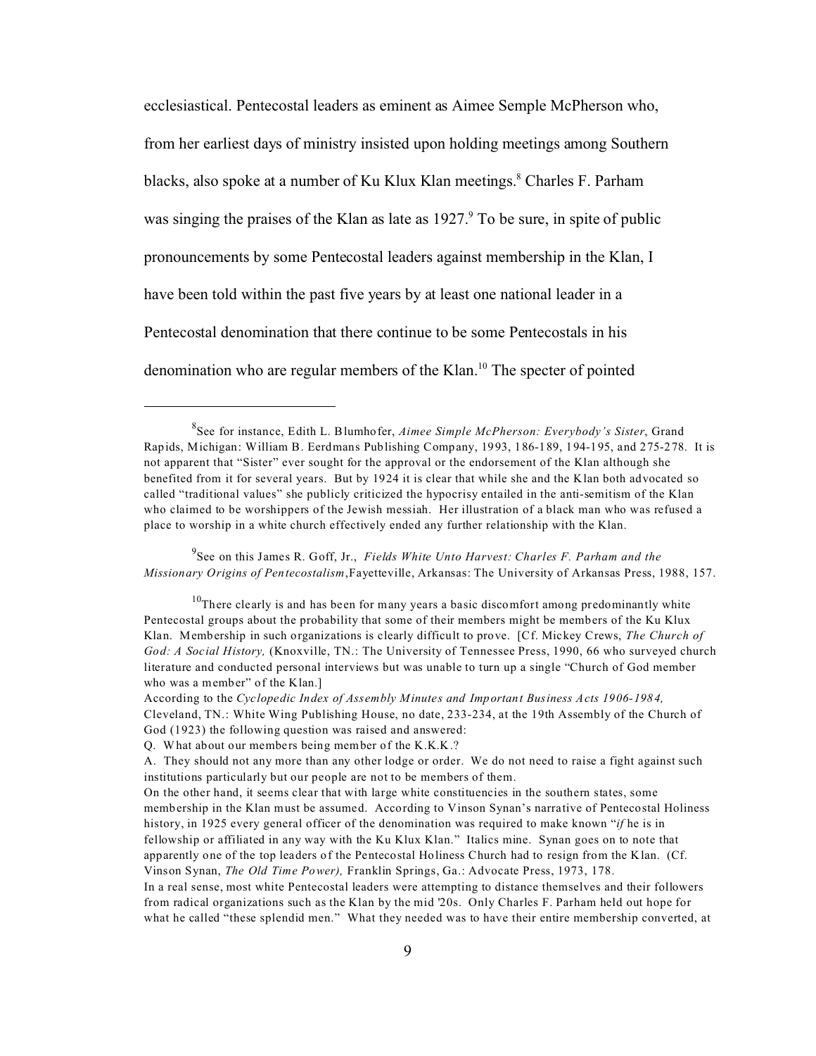ecclesiastical. Pentecostal leaders as eminent as Aimee Semple McPherson who, from her earliest days of ministry insisted upon holding meetings among Southern blacks, also spoke at a number of Ku Klux Klan meetings.[8] Charles F. Parham was singing the praises of the Klan as late as 1927.[9] To be sure, in spite of public pronouncements by some Pentecostal leaders against membership in the Klan, I have been told within the past five years by at least one national leader in a Pentecostal denomination that there continue to be some Pentecostals in his denomination who are regular members of the Klan.[10] The specter of pointed

---

[8]See for instance, Edith L. Blumhofer, *Aimee Simple McPherson: Everybody's Sister*, Grand Rapids, Michigan: William B. Eerdmans Publishing Company, 1993, 186-189, 194-195, and 275-278. It is not apparent that "Sister" ever sought for the approval or the endorsement of the Klan although she benefited from it for several years. But by 1924 it is clear that while she and the Klan both advocated so called "traditional values" she publicly criticized the hypocrisy entailed in the anti-semitism of the Klan who claimed to be worshippers of the Jewish messiah. Her illustration of a black man who was refused a place to worship in a white church effectively ended any further relationship with the Klan.

[9]See on this James R. Goff, Jr., *Fields White Unto Harvest: Charles F. Parham and the Missionary Origins of Pentecostalism*,Fayetteville, Arkansas: The University of Arkansas Press, 1988, 157.

[10]There clearly is and has been for many years a basic discomfort among predominantly white Pentecostal groups about the probability that some of their members might be members of the Ku Klux Klan. Membership in such organizations is clearly difficult to prove. [Cf. Mickey Crews, *The Church of God: A Social History,* (Knoxville, TN.: The University of Tennessee Press, 1990, 66 who surveyed church literature and conducted personal interviews but was unable to turn up a single "Church of God member who was a member" of the Klan.]
According to the *Cyclopedic Index of Assembly Minutes and Important Business Acts 1906-1984,* Cleveland, TN.: White Wing Publishing House, no date, 233-234, at the 19th Assembly of the Church of God (1923) the following question was raised and answered:
Q. What about our members being member of the K.K.K.?
A. They should not any more than any other lodge or order. We do not need to raise a fight against such institutions particularly but our people are not to be members of them.
On the other hand, it seems clear that with large white constituencies in the southern states, some membership in the Klan must be assumed. According to Vinson Synan's narrative of Pentecostal Holiness history, in 1925 every general officer of the denomination was required to make known "*if* he is in fellowship or affiliated in any way with the Ku Klux Klan." Italics mine. Synan goes on to note that apparently one of the top leaders of the Pentecostal Holiness Church had to resign from the Klan. (Cf. Vinson Synan, *The Old Time Power),* Franklin Springs, Ga.: Advocate Press, 1973, 178.
In a real sense, most white Pentecostal leaders were attempting to distance themselves and their followers from radical organizations such as the Klan by the mid '20s. Only Charles F. Parham held out hope for what he called "these splendid men." What they needed was to have their entire membership converted, at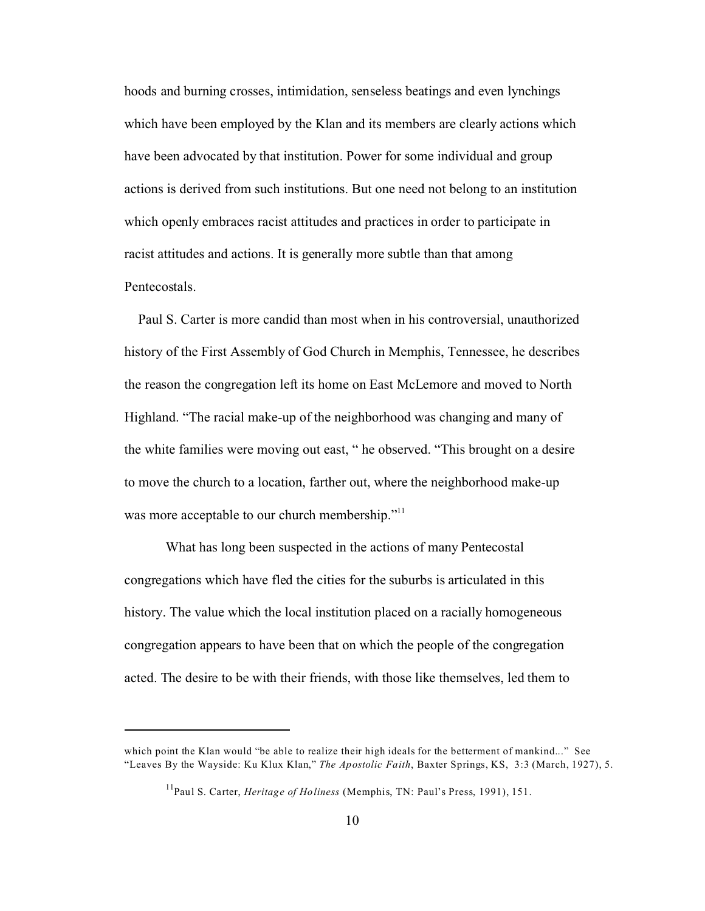hoods and burning crosses, intimidation, senseless beatings and even lynchings which have been employed by the Klan and its members are clearly actions which have been advocated by that institution. Power for some individual and group actions is derived from such institutions. But one need not belong to an institution which openly embraces racist attitudes and practices in order to participate in racist attitudes and actions. It is generally more subtle than that among Pentecostals.

Paul S. Carter is more candid than most when in his controversial, unauthorized history of the First Assembly of God Church in Memphis, Tennessee, he describes the reason the congregation left its home on East McLemore and moved to North Highland. "The racial make-up of the neighborhood was changing and many of the white families were moving out east, " he observed. "This brought on a desire to move the church to a location, farther out, where the neighborhood make-up was more acceptable to our church membership."[11]

What has long been suspected in the actions of many Pentecostal congregations which have fled the cities for the suburbs is articulated in this history. The value which the local institution placed on a racially homogeneous congregation appears to have been that on which the people of the congregation acted. The desire to be with their friends, with those like themselves, led them to

---

which point the Klan would "be able to realize their high ideals for the betterment of mankind..." See "Leaves By the Wayside: Ku Klux Klan," *The Apostolic Faith*, Baxter Springs, KS, 3:3 (March, 1927), 5.

[11]Paul S. Carter, *Heritage of Holiness* (Memphis, TN: Paul's Press, 1991), 151.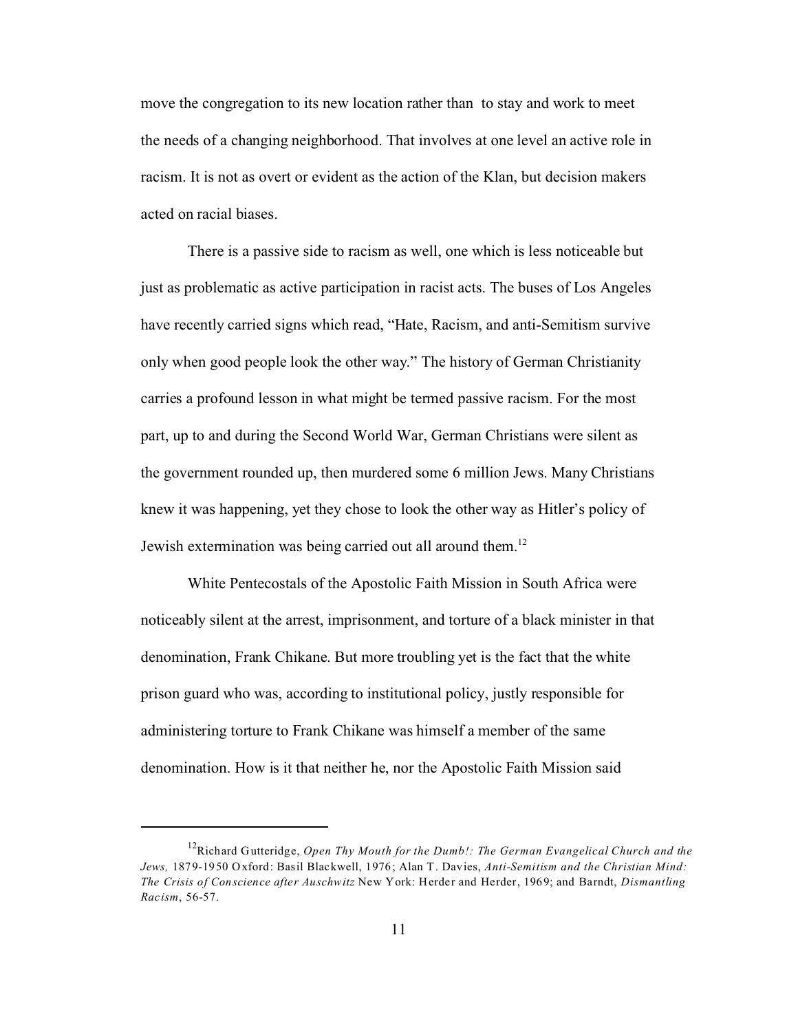move the congregation to its new location rather than to stay and work to meet the needs of a changing neighborhood. That involves at one level an active role in racism. It is not as overt or evident as the action of the Klan, but decision makers acted on racial biases.

There is a passive side to racism as well, one which is less noticeable but just as problematic as active participation in racist acts. The buses of Los Angeles have recently carried signs which read, "Hate, Racism, and anti-Semitism survive only when good people look the other way." The history of German Christianity carries a profound lesson in what might be termed passive racism. For the most part, up to and during the Second World War, German Christians were silent as the government rounded up, then murdered some 6 million Jews. Many Christians knew it was happening, yet they chose to look the other way as Hitler's policy of Jewish extermination was being carried out all around them.[12]

White Pentecostals of the Apostolic Faith Mission in South Africa were noticeably silent at the arrest, imprisonment, and torture of a black minister in that denomination, Frank Chikane. But more troubling yet is the fact that the white prison guard who was, according to institutional policy, justly responsible for administering torture to Frank Chikane was himself a member of the same denomination. How is it that neither he, nor the Apostolic Faith Mission said

---

[12] Richard Gutteridge, *Open Thy Mouth for the Dumb!: The German Evangelical Church and the Jews,* 1879-1950 Oxford: Basil Blackwell, 1976; Alan T. Davies, *Anti-Semitism and the Christian Mind: The Crisis of Conscience after Auschwitz* New York: Herder and Herder, 1969; and Barndt, *Dismantling Racism*, 56-57.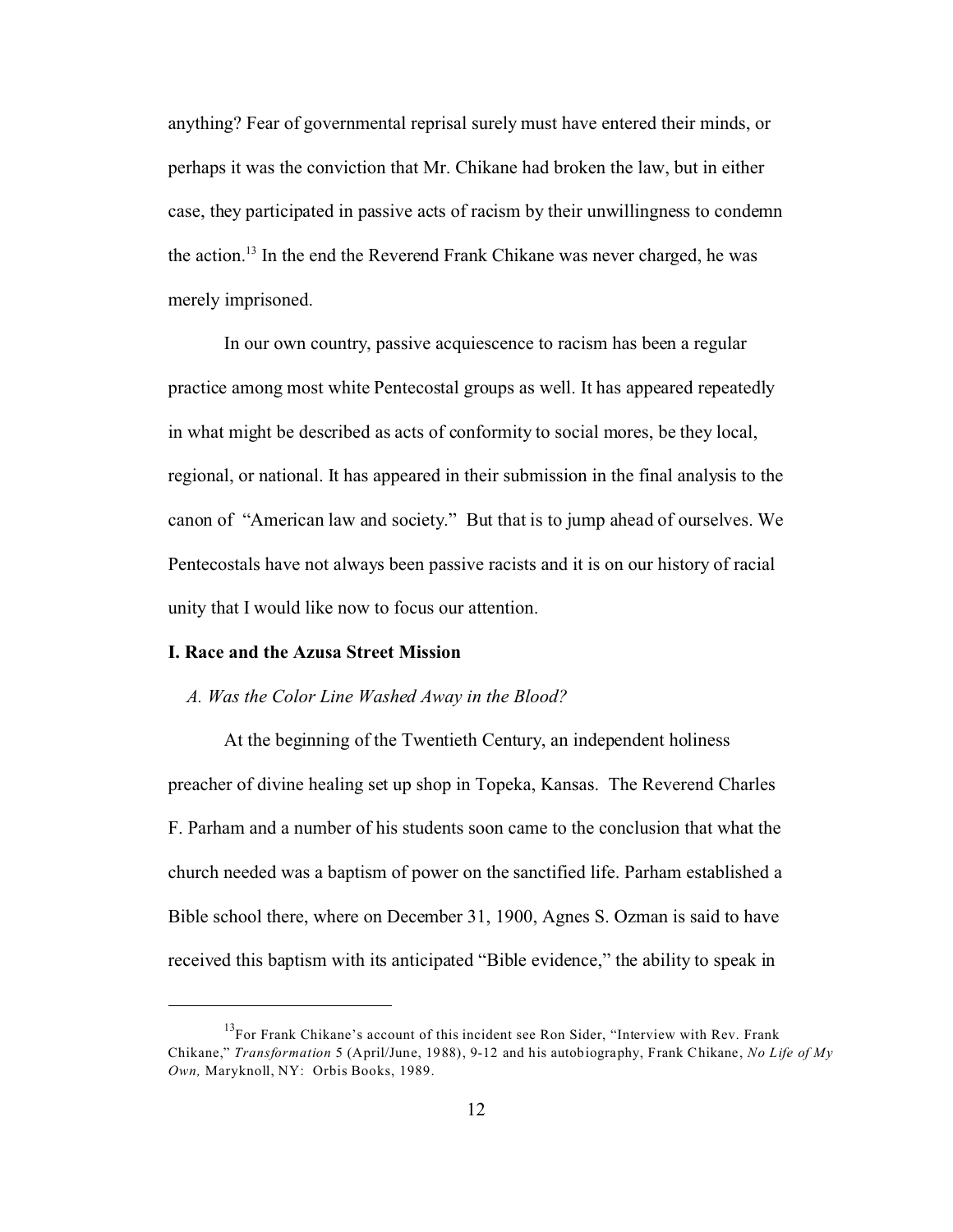anything? Fear of governmental reprisal surely must have entered their minds, or perhaps it was the conviction that Mr. Chikane had broken the law, but in either case, they participated in passive acts of racism by their unwillingness to condemn the action.[13] In the end the Reverend Frank Chikane was never charged, he was merely imprisoned.

In our own country, passive acquiescence to racism has been a regular practice among most white Pentecostal groups as well. It has appeared repeatedly in what might be described as acts of conformity to social mores, be they local, regional, or national. It has appeared in their submission in the final analysis to the canon of "American law and society." But that is to jump ahead of ourselves. We Pentecostals have not always been passive racists and it is on our history of racial unity that I would like now to focus our attention.

## I. Race and the Azusa Street Mission

### *A. Was the Color Line Washed Away in the Blood?*

At the beginning of the Twentieth Century, an independent holiness preacher of divine healing set up shop in Topeka, Kansas. The Reverend Charles F. Parham and a number of his students soon came to the conclusion that what the church needed was a baptism of power on the sanctified life. Parham established a Bible school there, where on December 31, 1900, Agnes S. Ozman is said to have received this baptism with its anticipated "Bible evidence," the ability to speak in

---

[13] For Frank Chikane's account of this incident see Ron Sider, "Interview with Rev. Frank Chikane," *Transformation* 5 (April/June, 1988), 9-12 and his autobiography, Frank Chikane, *No Life of My Own,* Maryknoll, NY: Orbis Books, 1989.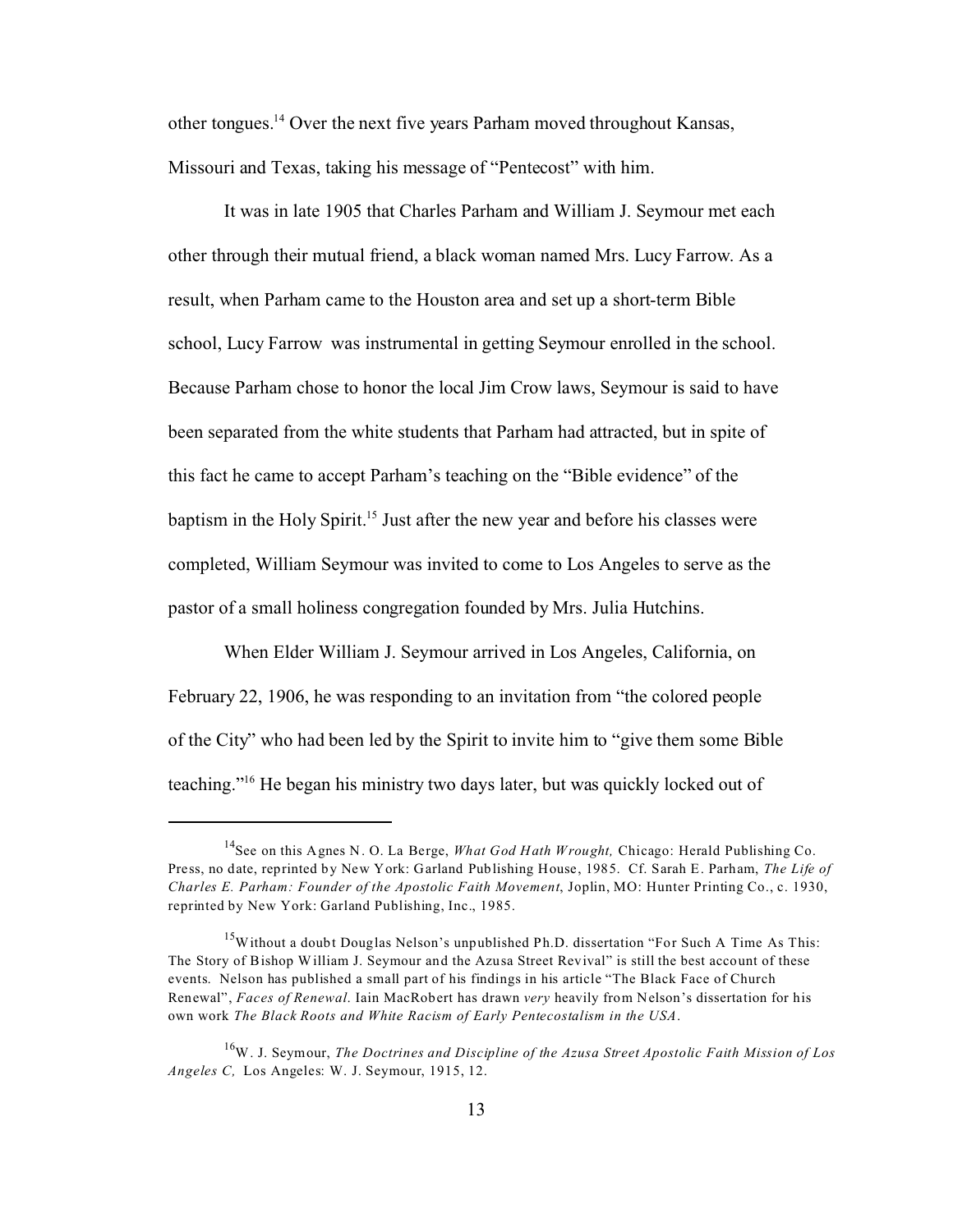other tongues.[14] Over the next five years Parham moved throughout Kansas, Missouri and Texas, taking his message of "Pentecost" with him.

It was in late 1905 that Charles Parham and William J. Seymour met each other through their mutual friend, a black woman named Mrs. Lucy Farrow. As a result, when Parham came to the Houston area and set up a short-term Bible school, Lucy Farrow was instrumental in getting Seymour enrolled in the school. Because Parham chose to honor the local Jim Crow laws, Seymour is said to have been separated from the white students that Parham had attracted, but in spite of this fact he came to accept Parham's teaching on the "Bible evidence" of the baptism in the Holy Spirit.[15] Just after the new year and before his classes were completed, William Seymour was invited to come to Los Angeles to serve as the pastor of a small holiness congregation founded by Mrs. Julia Hutchins.

When Elder William J. Seymour arrived in Los Angeles, California, on February 22, 1906, he was responding to an invitation from "the colored people of the City" who had been led by the Spirit to invite him to "give them some Bible teaching."[16] He began his ministry two days later, but was quickly locked out of

---

[14] See on this Agnes N. O. La Berge, *What God Hath Wrought,* Chicago: Herald Publishing Co. Press, no date, reprinted by New York: Garland Publishing House, 1985. Cf. Sarah E. Parham, *The Life of Charles E. Parham: Founder of the Apostolic Faith Movement*, Joplin, MO: Hunter Printing Co., c. 1930, reprinted by New York: Garland Publishing, Inc., 1985.

[15] Without a doubt Douglas Nelson's unpublished Ph.D. dissertation "For Such A Time As This: The Story of Bishop William J. Seymour and the Azusa Street Revival" is still the best account of these events. Nelson has published a small part of his findings in his article "The Black Face of Church Renewal", *Faces of Renewal*. Iain MacRobert has drawn *very* heavily from Nelson's dissertation for his own work *The Black Roots and White Racism of Early Pentecostalism in the USA*.

[16] W. J. Seymour, *The Doctrines and Discipline of the Azusa Street Apostolic Faith Mission of Los Angeles C,* Los Angeles: W. J. Seymour, 1915, 12.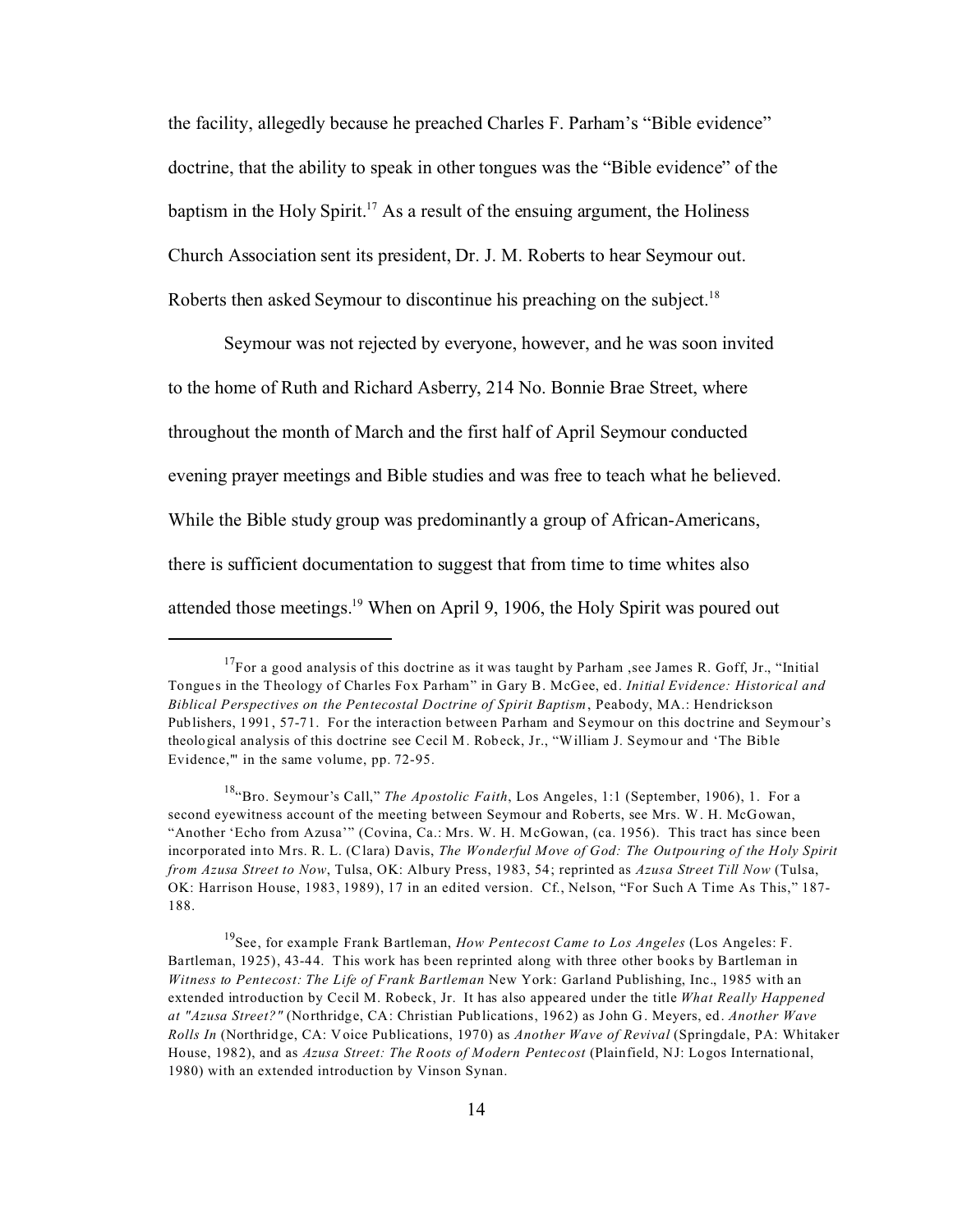the facility, allegedly because he preached Charles F. Parham's "Bible evidence" doctrine, that the ability to speak in other tongues was the "Bible evidence" of the baptism in the Holy Spirit.[17] As a result of the ensuing argument, the Holiness Church Association sent its president, Dr. J. M. Roberts to hear Seymour out. Roberts then asked Seymour to discontinue his preaching on the subject.[18]

Seymour was not rejected by everyone, however, and he was soon invited to the home of Ruth and Richard Asberry, 214 No. Bonnie Brae Street, where throughout the month of March and the first half of April Seymour conducted evening prayer meetings and Bible studies and was free to teach what he believed. While the Bible study group was predominantly a group of African-Americans, there is sufficient documentation to suggest that from time to time whites also attended those meetings.[19] When on April 9, 1906, the Holy Spirit was poured out

---

[17]For a good analysis of this doctrine as it was taught by Parham ,see James R. Goff, Jr., "Initial Tongues in the Theology of Charles Fox Parham" in Gary B. McGee, ed. *Initial Evidence: Historical and Biblical Perspectives on the Pentecostal Doctrine of Spirit Baptism*, Peabody, MA.: Hendrickson Publishers, 1991, 57-71. For the interaction between Parham and Seymour on this doctrine and Seymour's theological analysis of this doctrine see Cecil M. Robeck, Jr., "William J. Seymour and 'The Bible Evidence,'" in the same volume, pp. 72-95.

[18]"Bro. Seymour's Call," *The Apostolic Faith*, Los Angeles, 1:1 (September, 1906), 1. For a second eyewitness account of the meeting between Seymour and Roberts, see Mrs. W. H. McGowan, "Another 'Echo from Azusa'" (Covina, Ca.: Mrs. W. H. McGowan, (ca. 1956). This tract has since been incorporated into Mrs. R. L. (Clara) Davis, *The Wonderful Move of God: The Outpouring of the Holy Spirit from Azusa Street to Now*, Tulsa, OK: Albury Press, 1983, 54; reprinted as *Azusa Street Till Now* (Tulsa, OK: Harrison House, 1983, 1989), 17 in an edited version. Cf., Nelson, "For Such A Time As This," 187-188.

[19]See, for example Frank Bartleman, *How Pentecost Came to Los Angeles* (Los Angeles: F. Bartleman, 1925), 43-44. This work has been reprinted along with three other books by Bartleman in *Witness to Pentecost: The Life of Frank Bartleman* New York: Garland Publishing, Inc., 1985 with an extended introduction by Cecil M. Robeck, Jr. It has also appeared under the title *What Really Happened at "Azusa Street?"* (Northridge, CA: Christian Publications, 1962) as John G. Meyers, ed. *Another Wave Rolls In* (Northridge, CA: Voice Publications, 1970) as *Another Wave of Revival* (Springdale, PA: Whitaker House, 1982), and as *Azusa Street: The Roots of Modern Pentecost* (Plainfield, NJ: Logos International, 1980) with an extended introduction by Vinson Synan.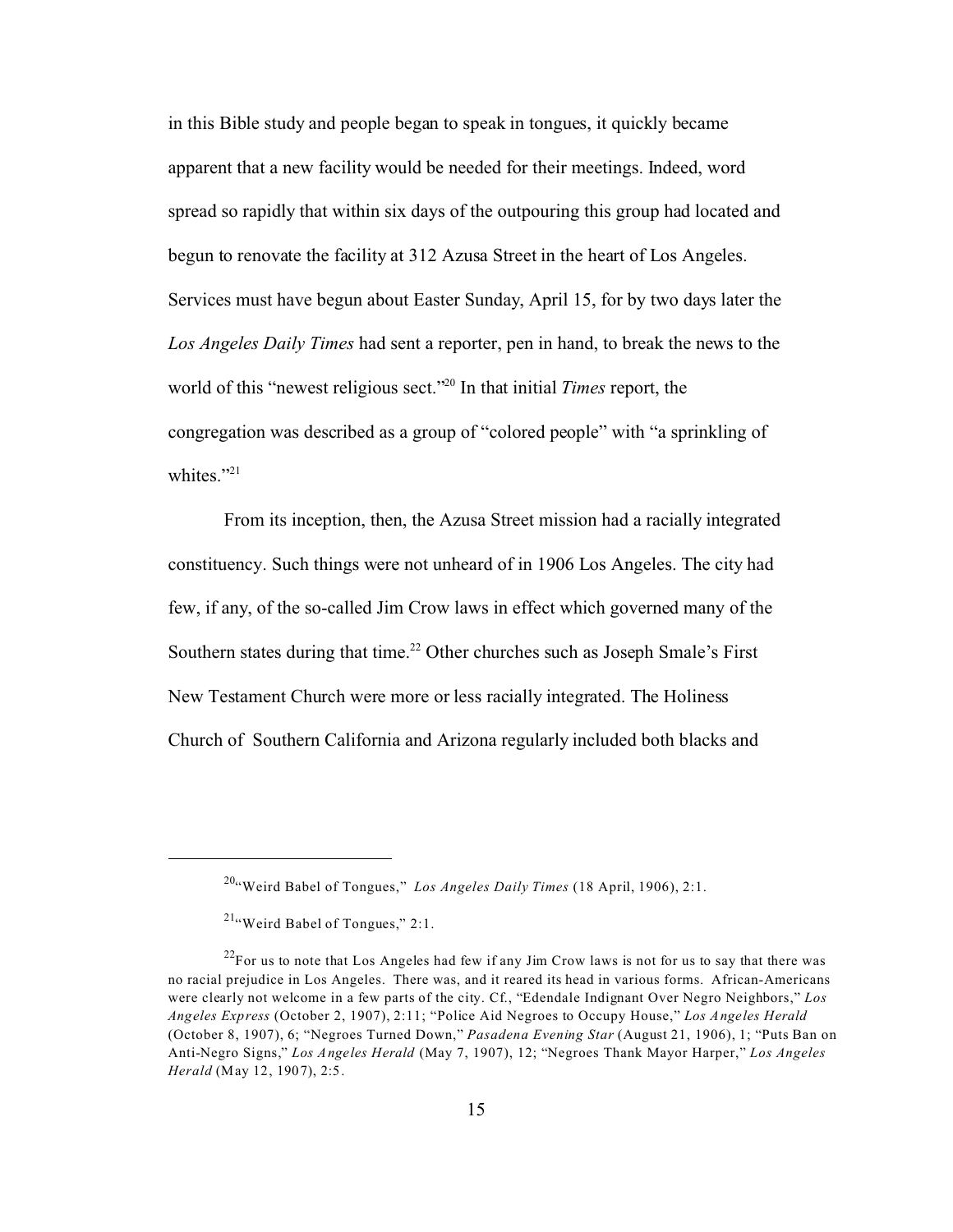in this Bible study and people began to speak in tongues, it quickly became apparent that a new facility would be needed for their meetings. Indeed, word spread so rapidly that within six days of the outpouring this group had located and begun to renovate the facility at 312 Azusa Street in the heart of Los Angeles. Services must have begun about Easter Sunday, April 15, for by two days later the *Los Angeles Daily Times* had sent a reporter, pen in hand, to break the news to the world of this "newest religious sect."[20] In that initial *Times* report, the congregation was described as a group of "colored people" with "a sprinkling of whites."[21]

From its inception, then, the Azusa Street mission had a racially integrated constituency. Such things were not unheard of in 1906 Los Angeles. The city had few, if any, of the so-called Jim Crow laws in effect which governed many of the Southern states during that time.[22] Other churches such as Joseph Smale's First New Testament Church were more or less racially integrated. The Holiness Church of Southern California and Arizona regularly included both blacks and

---

[20] "Weird Babel of Tongues," *Los Angeles Daily Times* (18 April, 1906), 2:1.

[21] "Weird Babel of Tongues," 2:1.

[22] For us to note that Los Angeles had few if any Jim Crow laws is not for us to say that there was no racial prejudice in Los Angeles. There was, and it reared its head in various forms. African-Americans were clearly not welcome in a few parts of the city. Cf., "Edendale Indignant Over Negro Neighbors," *Los Angeles Express* (October 2, 1907), 2:11; "Police Aid Negroes to Occupy House," *Los Angeles Herald* (October 8, 1907), 6; "Negroes Turned Down," *Pasadena Evening Star* (August 21, 1906), 1; "Puts Ban on Anti-Negro Signs," *Los Angeles Herald* (May 7, 1907), 12; "Negroes Thank Mayor Harper," *Los Angeles Herald* (May 12, 1907), 2:5.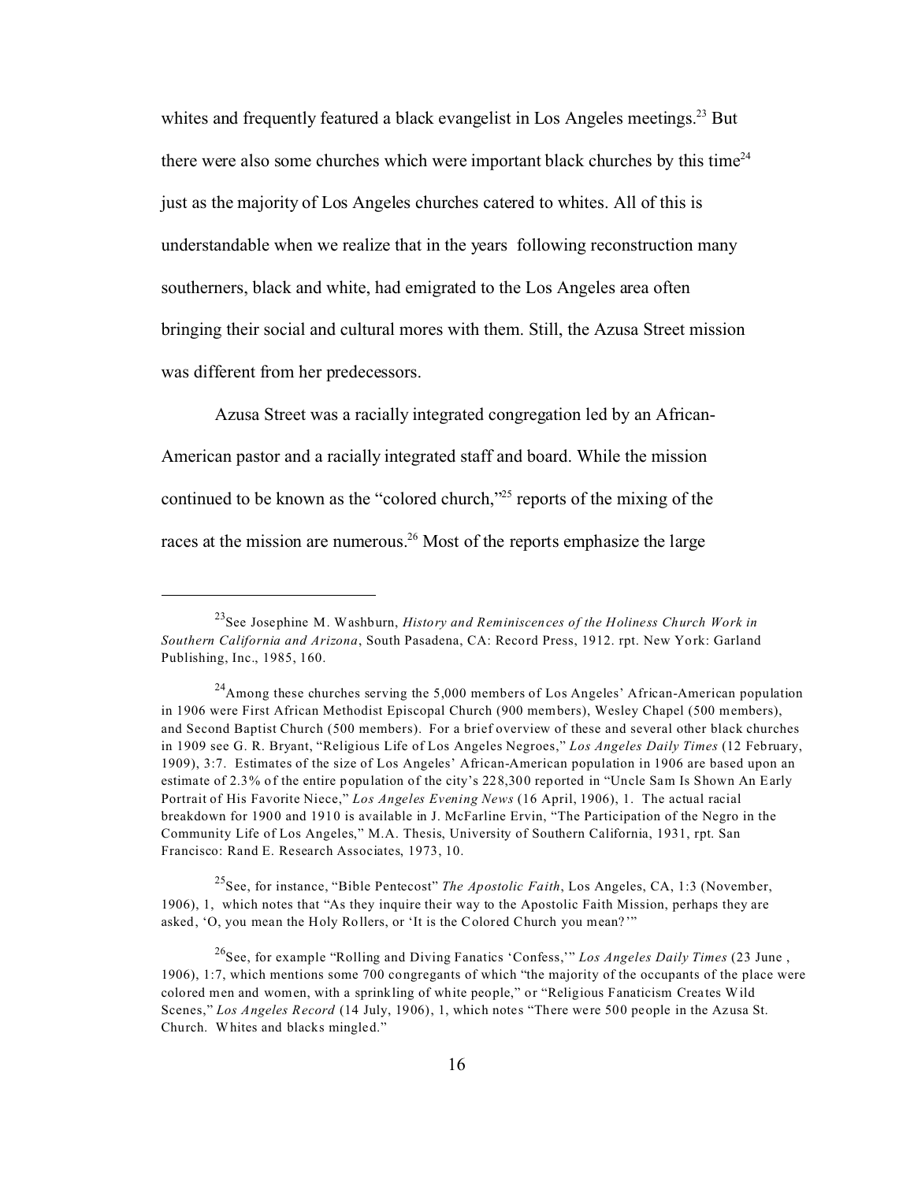whites and frequently featured a black evangelist in Los Angeles meetings.[23] But there were also some churches which were important black churches by this time[24] just as the majority of Los Angeles churches catered to whites. All of this is understandable when we realize that in the years following reconstruction many southerners, black and white, had emigrated to the Los Angeles area often bringing their social and cultural mores with them. Still, the Azusa Street mission was different from her predecessors.

Azusa Street was a racially integrated congregation led by an African-American pastor and a racially integrated staff and board. While the mission continued to be known as the "colored church,"[25] reports of the mixing of the races at the mission are numerous.[26] Most of the reports emphasize the large

---

[23] See Josephine M. Washburn, *History and Reminiscences of the Holiness Church Work in Southern California and Arizona*, South Pasadena, CA: Record Press, 1912. rpt. New York: Garland Publishing, Inc., 1985, 160.

[24] Among these churches serving the 5,000 members of Los Angeles' African-American population in 1906 were First African Methodist Episcopal Church (900 members), Wesley Chapel (500 members), and Second Baptist Church (500 members). For a brief overview of these and several other black churches in 1909 see G. R. Bryant, "Religious Life of Los Angeles Negroes," *Los Angeles Daily Times* (12 February, 1909), 3:7. Estimates of the size of Los Angeles' African-American population in 1906 are based upon an estimate of 2.3% of the entire population of the city's 228,300 reported in "Uncle Sam Is Shown An Early Portrait of His Favorite Niece," *Los Angeles Evening News* (16 April, 1906), 1. The actual racial breakdown for 1900 and 1910 is available in J. McFarline Ervin, "The Participation of the Negro in the Community Life of Los Angeles," M.A. Thesis, University of Southern California, 1931, rpt. San Francisco: Rand E. Research Associates, 1973, 10.

[25] See, for instance, "Bible Pentecost" *The Apostolic Faith*, Los Angeles, CA, 1:3 (November, 1906), 1, which notes that "As they inquire their way to the Apostolic Faith Mission, perhaps they are asked, 'O, you mean the Holy Rollers, or 'It is the Colored Church you mean?'"

[26] See, for example "Rolling and Diving Fanatics 'Confess,'" *Los Angeles Daily Times* (23 June , 1906), 1:7, which mentions some 700 congregants of which "the majority of the occupants of the place were colored men and women, with a sprinkling of white people," or "Religious Fanaticism Creates Wild Scenes," *Los Angeles Record* (14 July, 1906), 1, which notes "There were 500 people in the Azusa St. Church. Whites and blacks mingled."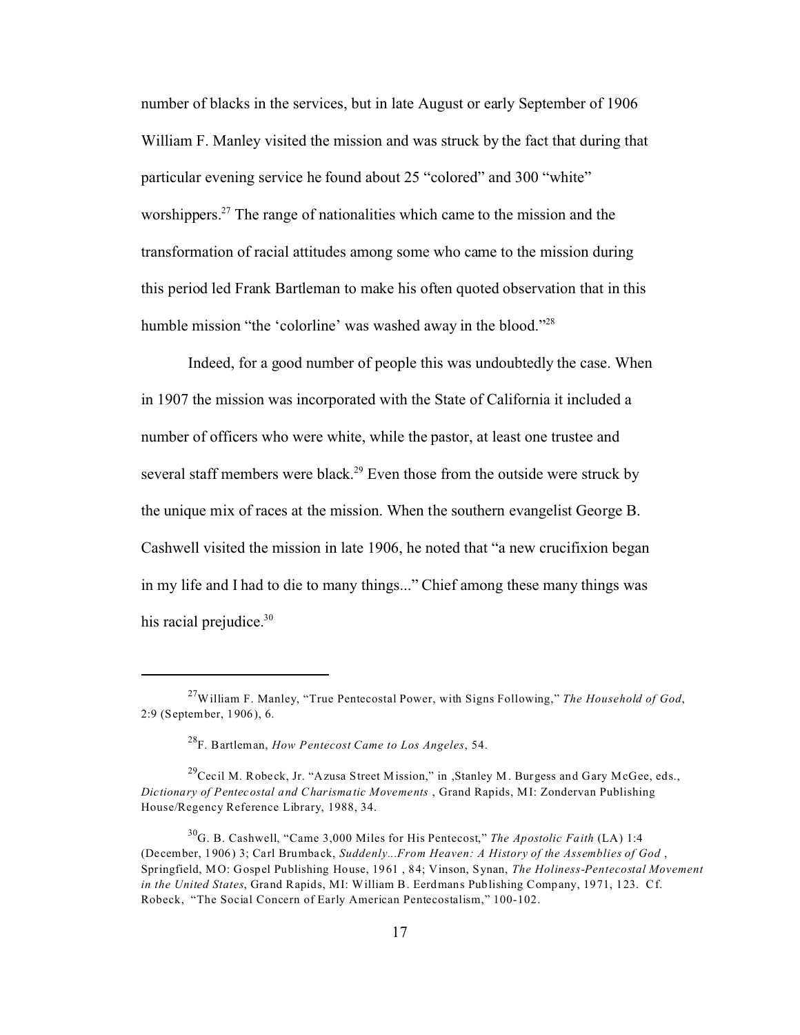number of blacks in the services, but in late August or early September of 1906 William F. Manley visited the mission and was struck by the fact that during that particular evening service he found about 25 "colored" and 300 "white" worshippers.[27] The range of nationalities which came to the mission and the transformation of racial attitudes among some who came to the mission during this period led Frank Bartleman to make his often quoted observation that in this humble mission "the 'colorline' was washed away in the blood."[28]

Indeed, for a good number of people this was undoubtedly the case. When in 1907 the mission was incorporated with the State of California it included a number of officers who were white, while the pastor, at least one trustee and several staff members were black.[29] Even those from the outside were struck by the unique mix of races at the mission. When the southern evangelist George B. Cashwell visited the mission in late 1906, he noted that "a new crucifixion began in my life and I had to die to many things..." Chief among these many things was his racial prejudice.[30]

---

[27]William F. Manley, "True Pentecostal Power, with Signs Following," *The Household of God*, 2:9 (September, 1906), 6.

[28]F. Bartleman, *How Pentecost Came to Los Angeles*, 54.

[29]Cecil M. Robeck, Jr. "Azusa Street Mission," in ,Stanley M. Burgess and Gary McGee, eds., *Dictionary of Pentecostal and Charismatic Movements* , Grand Rapids, MI: Zondervan Publishing House/Regency Reference Library, 1988, 34.

[30]G. B. Cashwell, "Came 3,000 Miles for His Pentecost," *The Apostolic Faith* (LA) 1:4 (December, 1906) 3; Carl Brumback, *Suddenly...From Heaven: A History of the Assemblies of God* , Springfield, MO: Gospel Publishing House, 1961 , 84; Vinson, Synan, *The Holiness-Pentecostal Movement in the United States*, Grand Rapids, MI: William B. Eerdmans Publishing Company, 1971, 123. Cf. Robeck, "The Social Concern of Early American Pentecostalism," 100-102.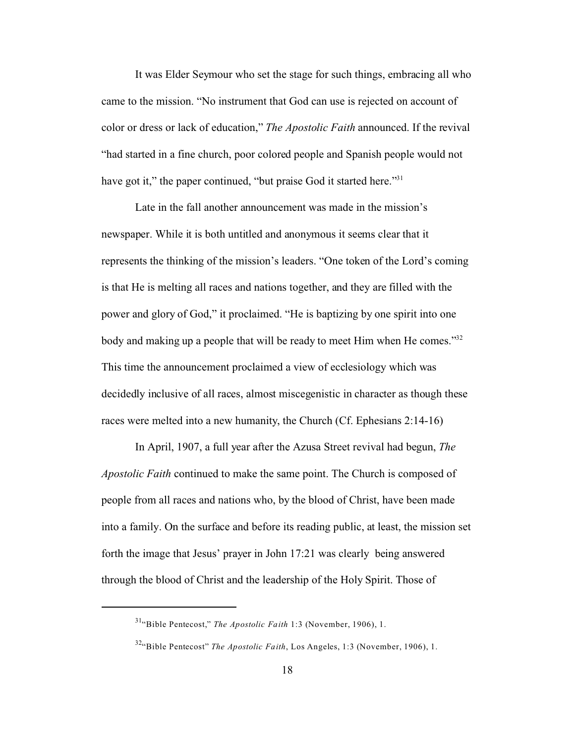It was Elder Seymour who set the stage for such things, embracing all who came to the mission. “No instrument that God can use is rejected on account of color or dress or lack of education,” *The Apostolic Faith* announced. If the revival “had started in a fine church, poor colored people and Spanish people would not have got it,” the paper continued, “but praise God it started here.”[31]

Late in the fall another announcement was made in the mission’s newspaper. While it is both untitled and anonymous it seems clear that it represents the thinking of the mission’s leaders. “One token of the Lord’s coming is that He is melting all races and nations together, and they are filled with the power and glory of God,” it proclaimed. “He is baptizing by one spirit into one body and making up a people that will be ready to meet Him when He comes.”[32] This time the announcement proclaimed a view of ecclesiology which was decidedly inclusive of all races, almost miscegenistic in character as though these races were melted into a new humanity, the Church (Cf. Ephesians 2:14-16)

In April, 1907, a full year after the Azusa Street revival had begun, *The Apostolic Faith* continued to make the same point. The Church is composed of people from all races and nations who, by the blood of Christ, have been made into a family. On the surface and before its reading public, at least, the mission set forth the image that Jesus’ prayer in John 17:21 was clearly being answered through the blood of Christ and the leadership of the Holy Spirit. Those of

---

[31] “Bible Pentecost,” *The Apostolic Faith* 1:3 (November, 1906), 1.

[32] “Bible Pentecost” *The Apostolic Faith*, Los Angeles, 1:3 (November, 1906), 1.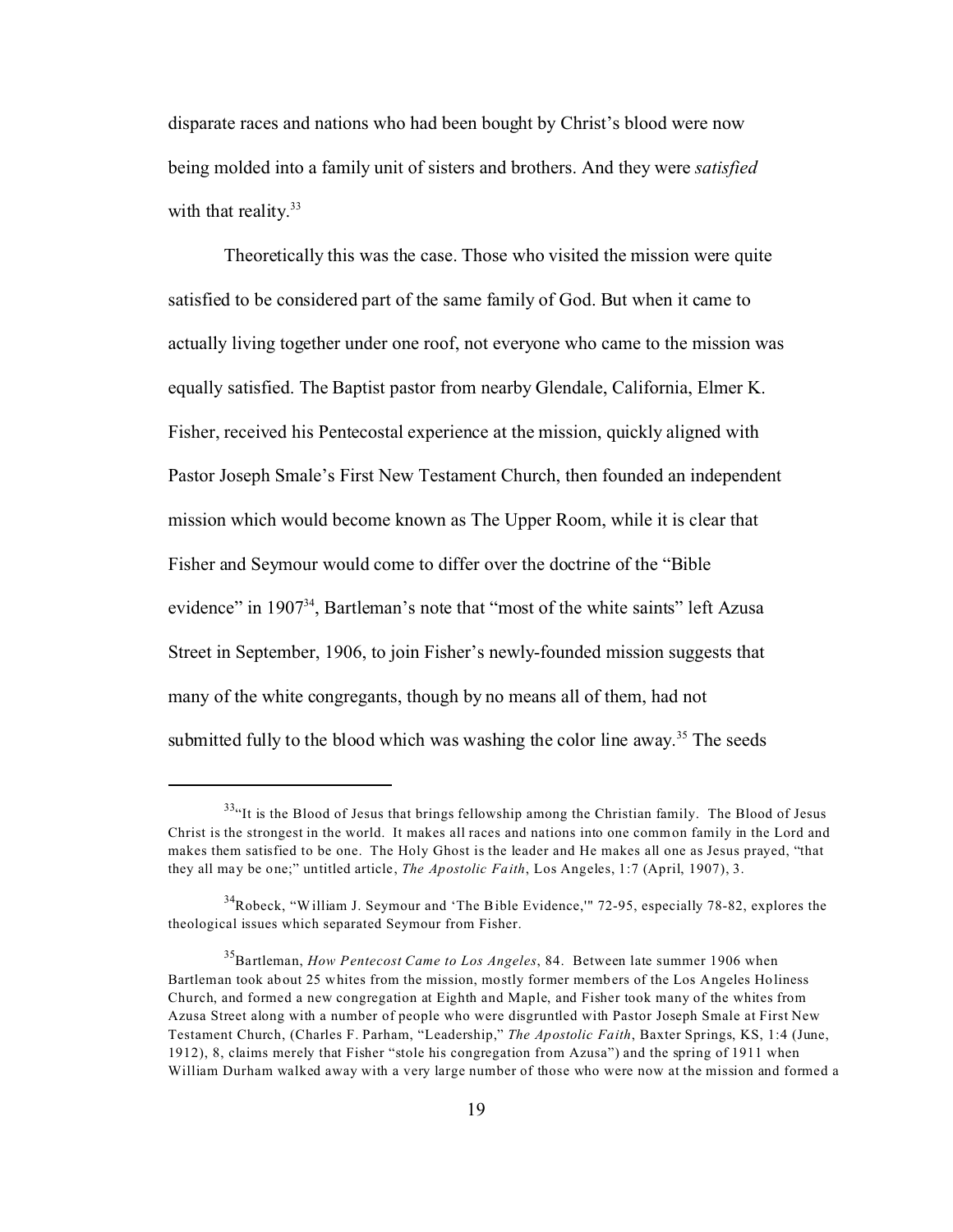disparate races and nations who had been bought by Christ's blood were now being molded into a family unit of sisters and brothers. And they were *satisfied* with that reality.[33]

Theoretically this was the case. Those who visited the mission were quite satisfied to be considered part of the same family of God. But when it came to actually living together under one roof, not everyone who came to the mission was equally satisfied. The Baptist pastor from nearby Glendale, California, Elmer K. Fisher, received his Pentecostal experience at the mission, quickly aligned with Pastor Joseph Smale's First New Testament Church, then founded an independent mission which would become known as The Upper Room, while it is clear that Fisher and Seymour would come to differ over the doctrine of the "Bible evidence" in 1907[34], Bartleman's note that "most of the white saints" left Azusa Street in September, 1906, to join Fisher's newly-founded mission suggests that many of the white congregants, though by no means all of them, had not submitted fully to the blood which was washing the color line away.[35] The seeds

---

[33]"It is the Blood of Jesus that brings fellowship among the Christian family. The Blood of Jesus Christ is the strongest in the world. It makes all races and nations into one common family in the Lord and makes them satisfied to be one. The Holy Ghost is the leader and He makes all one as Jesus prayed, "that they all may be one;" untitled article, *The Apostolic Faith*, Los Angeles, 1:7 (April, 1907), 3.

[34]Robeck, "William J. Seymour and 'The Bible Evidence,'" 72-95, especially 78-82, explores the theological issues which separated Seymour from Fisher.

[35]Bartleman, *How Pentecost Came to Los Angeles*, 84. Between late summer 1906 when Bartleman took about 25 whites from the mission, mostly former members of the Los Angeles Holiness Church, and formed a new congregation at Eighth and Maple, and Fisher took many of the whites from Azusa Street along with a number of people who were disgruntled with Pastor Joseph Smale at First New Testament Church, (Charles F. Parham, "Leadership," *The Apostolic Faith*, Baxter Springs, KS, 1:4 (June, 1912), 8, claims merely that Fisher "stole his congregation from Azusa") and the spring of 1911 when William Durham walked away with a very large number of those who were now at the mission and formed a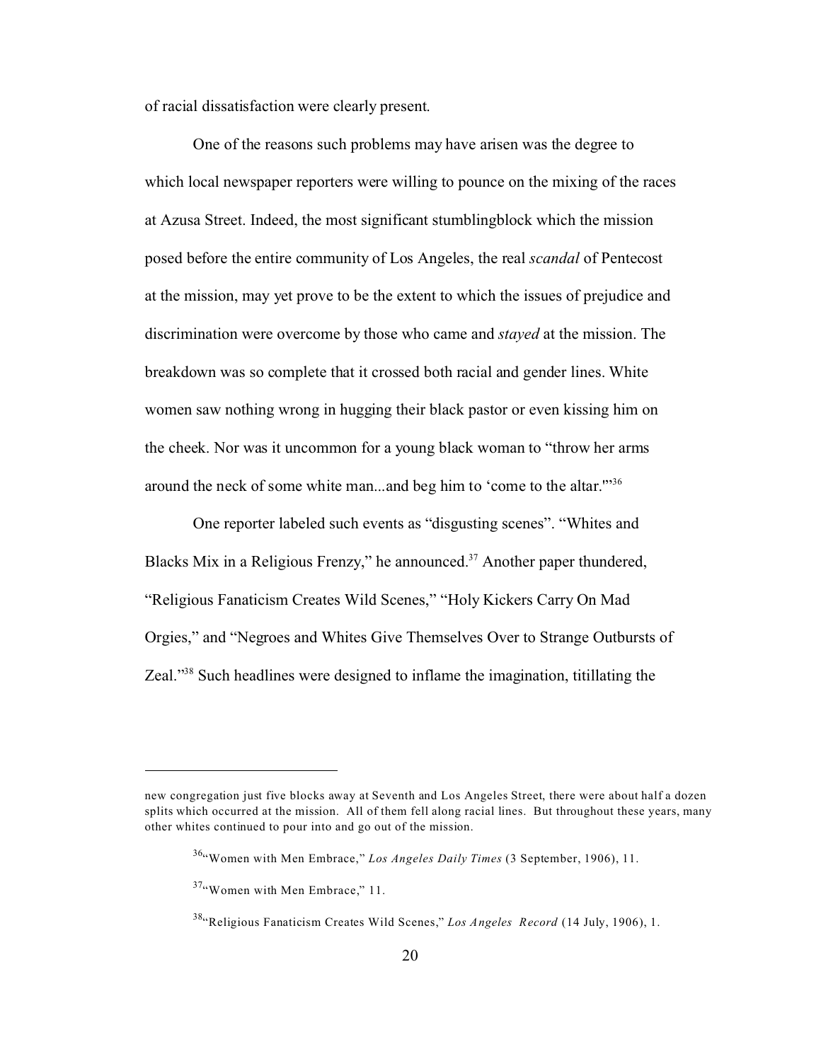of racial dissatisfaction were clearly present.

One of the reasons such problems may have arisen was the degree to which local newspaper reporters were willing to pounce on the mixing of the races at Azusa Street. Indeed, the most significant stumblingblock which the mission posed before the entire community of Los Angeles, the real *scandal* of Pentecost at the mission, may yet prove to be the extent to which the issues of prejudice and discrimination were overcome by those who came and *stayed* at the mission. The breakdown was so complete that it crossed both racial and gender lines. White women saw nothing wrong in hugging their black pastor or even kissing him on the cheek. Nor was it uncommon for a young black woman to "throw her arms around the neck of some white man...and beg him to 'come to the altar.'"[36]

One reporter labeled such events as "disgusting scenes". "Whites and Blacks Mix in a Religious Frenzy," he announced.[37] Another paper thundered, "Religious Fanaticism Creates Wild Scenes," "Holy Kickers Carry On Mad Orgies," and "Negroes and Whites Give Themselves Over to Strange Outbursts of Zeal."[38] Such headlines were designed to inflame the imagination, titillating the

---

new congregation just five blocks away at Seventh and Los Angeles Street, there were about half a dozen splits which occurred at the mission. All of them fell along racial lines. But throughout these years, many other whites continued to pour into and go out of the mission.

[36]"Women with Men Embrace," *Los Angeles Daily Times* (3 September, 1906), 11.

[37]"Women with Men Embrace," 11.

[38]"Religious Fanaticism Creates Wild Scenes," *Los Angeles Record* (14 July, 1906), 1.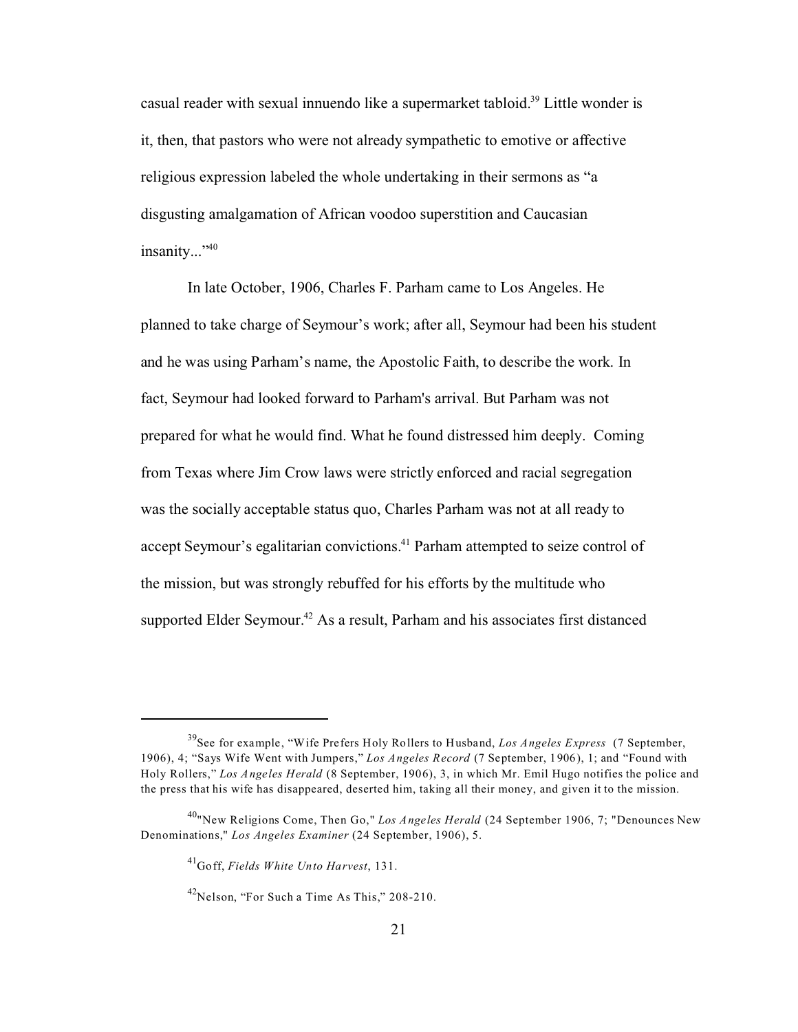casual reader with sexual innuendo like a supermarket tabloid.[39] Little wonder is it, then, that pastors who were not already sympathetic to emotive or affective religious expression labeled the whole undertaking in their sermons as "a disgusting amalgamation of African voodoo superstition and Caucasian insanity..."[40]

In late October, 1906, Charles F. Parham came to Los Angeles. He planned to take charge of Seymour's work; after all, Seymour had been his student and he was using Parham's name, the Apostolic Faith, to describe the work. In fact, Seymour had looked forward to Parham's arrival. But Parham was not prepared for what he would find. What he found distressed him deeply. Coming from Texas where Jim Crow laws were strictly enforced and racial segregation was the socially acceptable status quo, Charles Parham was not at all ready to accept Seymour's egalitarian convictions.[41] Parham attempted to seize control of the mission, but was strongly rebuffed for his efforts by the multitude who supported Elder Seymour.[42] As a result, Parham and his associates first distanced

---

[39]See for example, "Wife Prefers Holy Rollers to Husband, *Los Angeles Express* (7 September, 1906), 4; "Says Wife Went with Jumpers," *Los Angeles Record* (7 September, 1906), 1; and "Found with Holy Rollers," *Los Angeles Herald* (8 September, 1906), 3, in which Mr. Emil Hugo notifies the police and the press that his wife has disappeared, deserted him, taking all their money, and given it to the mission.

[40]"New Religions Come, Then Go," *Los Angeles Herald* (24 September 1906, 7; "Denounces New Denominations," *Los Angeles Examiner* (24 September, 1906), 5.

[41]Goff, *Fields White Unto Harvest*, 131.

[42]Nelson, "For Such a Time As This," 208-210.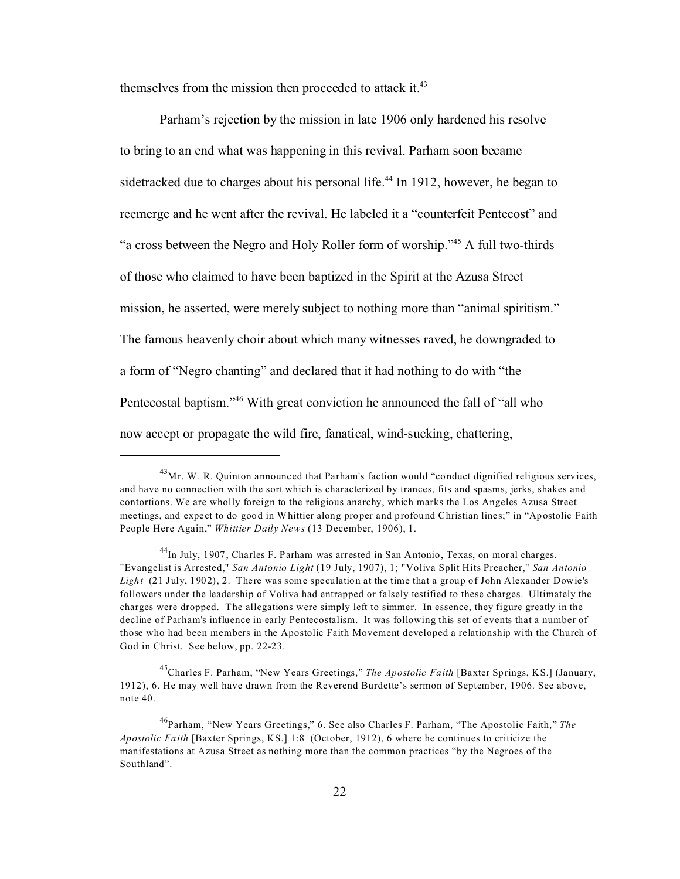themselves from the mission then proceeded to attack it.[43]

Parham's rejection by the mission in late 1906 only hardened his resolve to bring to an end what was happening in this revival. Parham soon became sidetracked due to charges about his personal life.[44] In 1912, however, he began to reemerge and he went after the revival. He labeled it a "counterfeit Pentecost" and "a cross between the Negro and Holy Roller form of worship."[45] A full two-thirds of those who claimed to have been baptized in the Spirit at the Azusa Street mission, he asserted, were merely subject to nothing more than "animal spiritism." The famous heavenly choir about which many witnesses raved, he downgraded to a form of "Negro chanting" and declared that it had nothing to do with "the Pentecostal baptism."[46] With great conviction he announced the fall of "all who now accept or propagate the wild fire, fanatical, wind-sucking, chattering,

---

[43]Mr. W. R. Quinton announced that Parham's faction would "conduct dignified religious services, and have no connection with the sort which is characterized by trances, fits and spasms, jerks, shakes and contortions. We are wholly foreign to the religious anarchy, which marks the Los Angeles Azusa Street meetings, and expect to do good in Whittier along proper and profound Christian lines;" in "Apostolic Faith People Here Again," *Whittier Daily News* (13 December, 1906), 1.

[44]In July, 1907, Charles F. Parham was arrested in San Antonio, Texas, on moral charges. "Evangelist is Arrested," *San Antonio Light* (19 July, 1907), 1; "Voliva Split Hits Preacher," *San Antonio Light* (21 July, 1902), 2. There was some speculation at the time that a group of John Alexander Dowie's followers under the leadership of Voliva had entrapped or falsely testified to these charges. Ultimately the charges were dropped. The allegations were simply left to simmer. In essence, they figure greatly in the decline of Parham's influence in early Pentecostalism. It was following this set of events that a number of those who had been members in the Apostolic Faith Movement developed a relationship with the Church of God in Christ. See below, pp. 22-23.

[45]Charles F. Parham, "New Years Greetings," *The Apostolic Faith* [Baxter Springs, KS.] (January, 1912), 6. He may well have drawn from the Reverend Burdette's sermon of September, 1906. See above, note 40.

[46]Parham, "New Years Greetings," 6. See also Charles F. Parham, "The Apostolic Faith," *The Apostolic Faith* [Baxter Springs, KS.] 1:8 (October, 1912), 6 where he continues to criticize the manifestations at Azusa Street as nothing more than the common practices "by the Negroes of the Southland".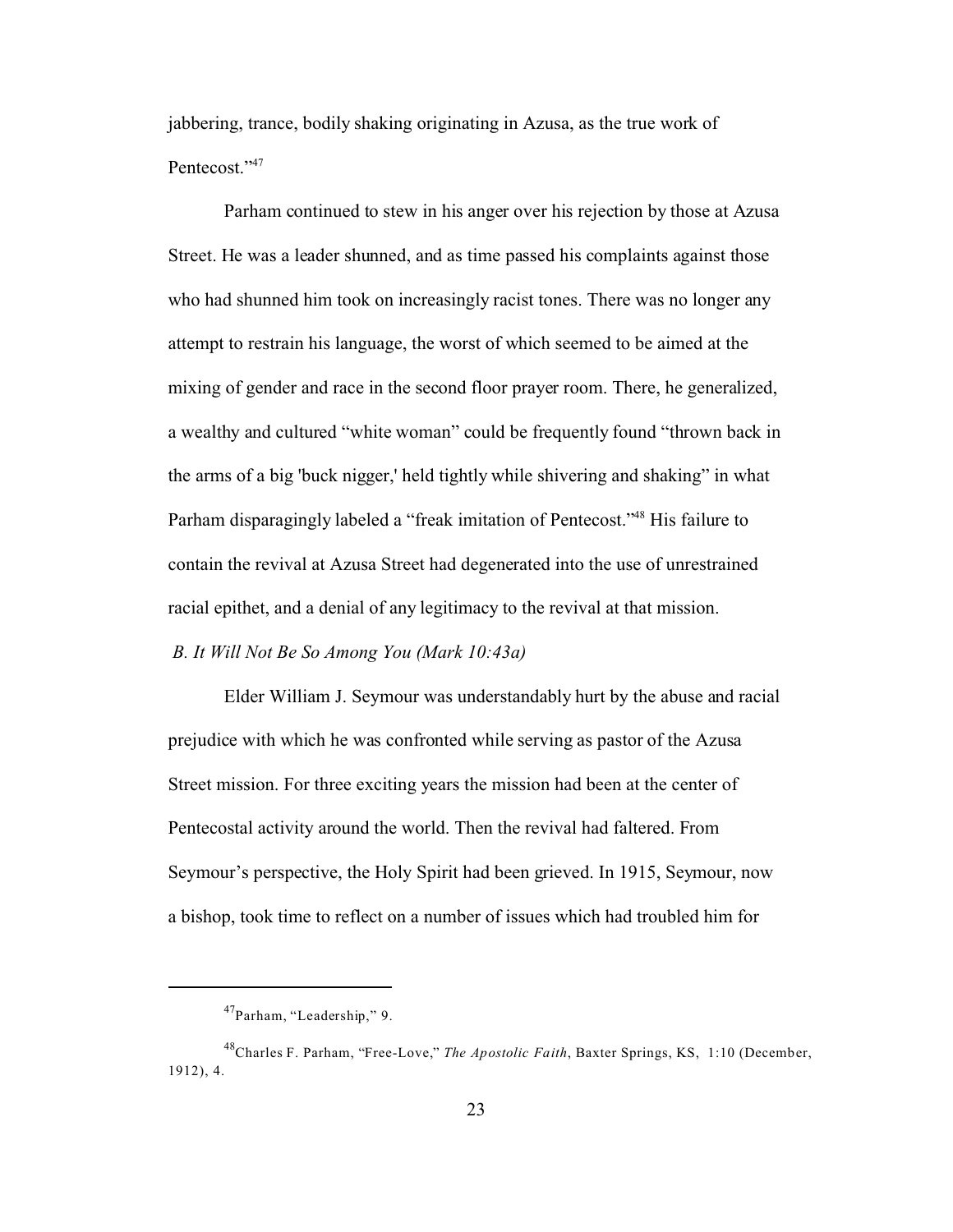jabbering, trance, bodily shaking originating in Azusa, as the true work of Pentecost."[47]

Parham continued to stew in his anger over his rejection by those at Azusa Street. He was a leader shunned, and as time passed his complaints against those who had shunned him took on increasingly racist tones. There was no longer any attempt to restrain his language, the worst of which seemed to be aimed at the mixing of gender and race in the second floor prayer room. There, he generalized, a wealthy and cultured "white woman" could be frequently found "thrown back in the arms of a big 'buck nigger,' held tightly while shivering and shaking" in what Parham disparagingly labeled a "freak imitation of Pentecost."[48] His failure to contain the revival at Azusa Street had degenerated into the use of unrestrained racial epithet, and a denial of any legitimacy to the revival at that mission.

*B. It Will Not Be So Among You (Mark 10:43a)*

Elder William J. Seymour was understandably hurt by the abuse and racial prejudice with which he was confronted while serving as pastor of the Azusa Street mission. For three exciting years the mission had been at the center of Pentecostal activity around the world. Then the revival had faltered. From Seymour's perspective, the Holy Spirit had been grieved. In 1915, Seymour, now a bishop, took time to reflect on a number of issues which had troubled him for

---

[47] Parham, "Leadership," 9.

[48] Charles F. Parham, "Free-Love," *The Apostolic Faith*, Baxter Springs, KS, 1:10 (December, 1912), 4.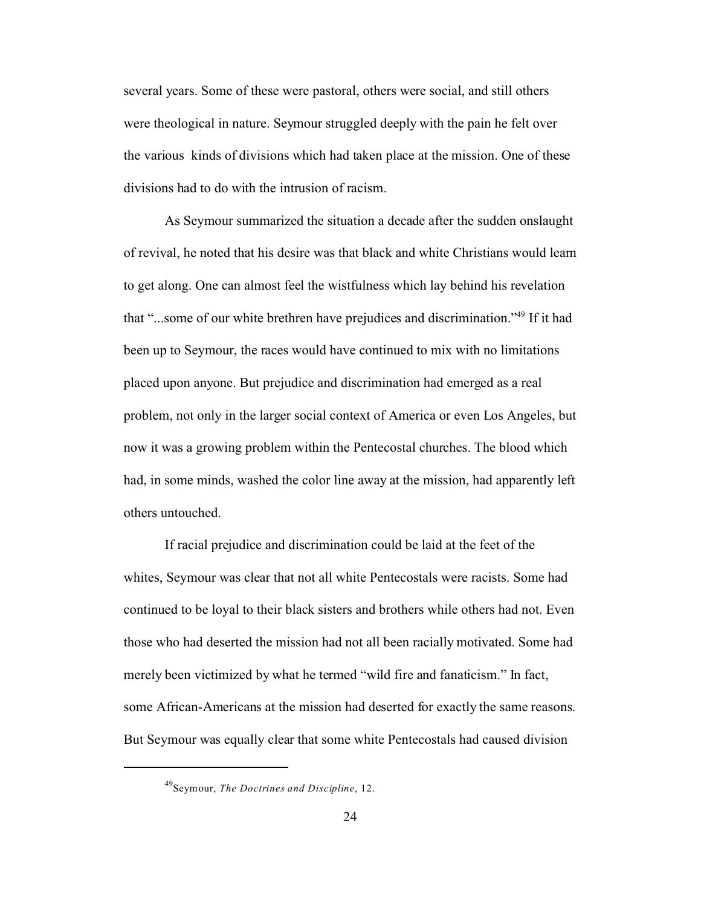several years. Some of these were pastoral, others were social, and still others were theological in nature. Seymour struggled deeply with the pain he felt over the various kinds of divisions which had taken place at the mission. One of these divisions had to do with the intrusion of racism.

As Seymour summarized the situation a decade after the sudden onslaught of revival, he noted that his desire was that black and white Christians would learn to get along. One can almost feel the wistfulness which lay behind his revelation that "...some of our white brethren have prejudices and discrimination."[49] If it had been up to Seymour, the races would have continued to mix with no limitations placed upon anyone. But prejudice and discrimination had emerged as a real problem, not only in the larger social context of America or even Los Angeles, but now it was a growing problem within the Pentecostal churches. The blood which had, in some minds, washed the color line away at the mission, had apparently left others untouched.

If racial prejudice and discrimination could be laid at the feet of the whites, Seymour was clear that not all white Pentecostals were racists. Some had continued to be loyal to their black sisters and brothers while others had not. Even those who had deserted the mission had not all been racially motivated. Some had merely been victimized by what he termed "wild fire and fanaticism." In fact, some African-Americans at the mission had deserted for exactly the same reasons. But Seymour was equally clear that some white Pentecostals had caused division

---

[49]Seymour, *The Doctrines and Discipline*, 12.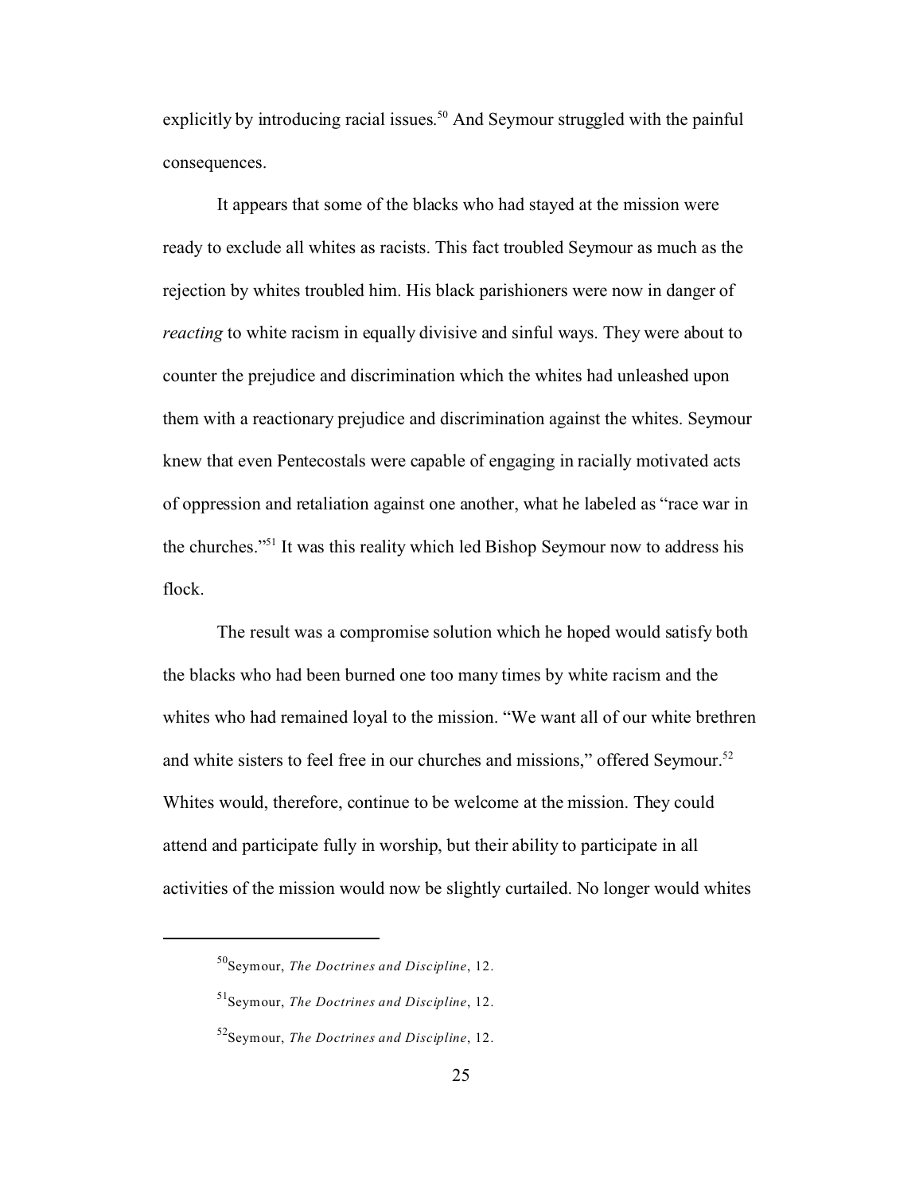explicitly by introducing racial issues.[50] And Seymour struggled with the painful consequences.

It appears that some of the blacks who had stayed at the mission were ready to exclude all whites as racists. This fact troubled Seymour as much as the rejection by whites troubled him. His black parishioners were now in danger of *reacting* to white racism in equally divisive and sinful ways. They were about to counter the prejudice and discrimination which the whites had unleashed upon them with a reactionary prejudice and discrimination against the whites. Seymour knew that even Pentecostals were capable of engaging in racially motivated acts of oppression and retaliation against one another, what he labeled as "race war in the churches."[51] It was this reality which led Bishop Seymour now to address his flock.

The result was a compromise solution which he hoped would satisfy both the blacks who had been burned one too many times by white racism and the whites who had remained loyal to the mission. "We want all of our white brethren and white sisters to feel free in our churches and missions," offered Seymour.[52] Whites would, therefore, continue to be welcome at the mission. They could attend and participate fully in worship, but their ability to participate in all activities of the mission would now be slightly curtailed. No longer would whites

---

[50]Seymour, *The Doctrines and Discipline*, 12.

[51]Seymour, *The Doctrines and Discipline*, 12.

[52]Seymour, *The Doctrines and Discipline*, 12.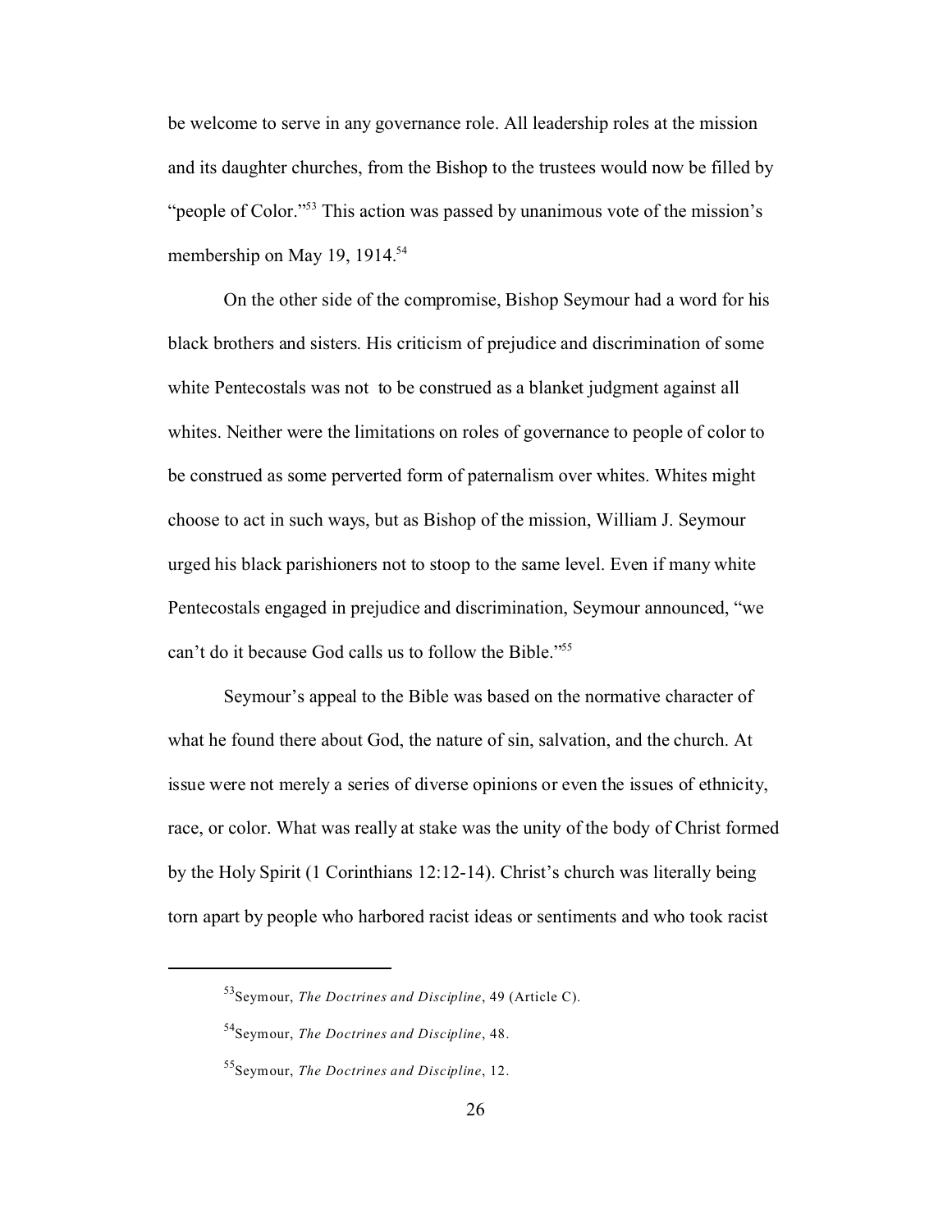be welcome to serve in any governance role. All leadership roles at the mission and its daughter churches, from the Bishop to the trustees would now be filled by "people of Color."[53] This action was passed by unanimous vote of the mission's membership on May 19, 1914.[54]

On the other side of the compromise, Bishop Seymour had a word for his black brothers and sisters. His criticism of prejudice and discrimination of some white Pentecostals was not to be construed as a blanket judgment against all whites. Neither were the limitations on roles of governance to people of color to be construed as some perverted form of paternalism over whites. Whites might choose to act in such ways, but as Bishop of the mission, William J. Seymour urged his black parishioners not to stoop to the same level. Even if many white Pentecostals engaged in prejudice and discrimination, Seymour announced, "we can't do it because God calls us to follow the Bible."[55]

Seymour's appeal to the Bible was based on the normative character of what he found there about God, the nature of sin, salvation, and the church. At issue were not merely a series of diverse opinions or even the issues of ethnicity, race, or color. What was really at stake was the unity of the body of Christ formed by the Holy Spirit (1 Corinthians 12:12-14). Christ's church was literally being torn apart by people who harbored racist ideas or sentiments and who took racist

---

[53] Seymour, *The Doctrines and Discipline*, 49 (Article C).

[54] Seymour, *The Doctrines and Discipline*, 48.

[55] Seymour, *The Doctrines and Discipline*, 12.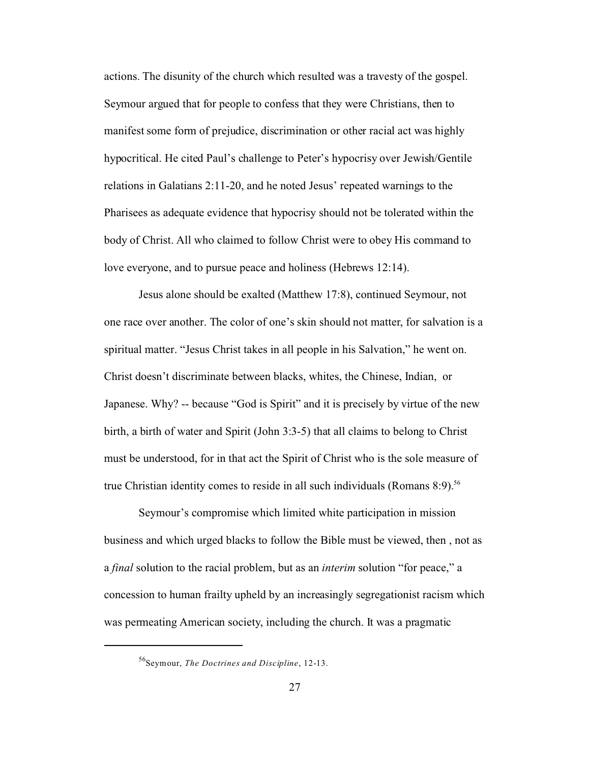actions. The disunity of the church which resulted was a travesty of the gospel. Seymour argued that for people to confess that they were Christians, then to manifest some form of prejudice, discrimination or other racial act was highly hypocritical. He cited Paul's challenge to Peter's hypocrisy over Jewish/Gentile relations in Galatians 2:11-20, and he noted Jesus' repeated warnings to the Pharisees as adequate evidence that hypocrisy should not be tolerated within the body of Christ. All who claimed to follow Christ were to obey His command to love everyone, and to pursue peace and holiness (Hebrews 12:14).

Jesus alone should be exalted (Matthew 17:8), continued Seymour, not one race over another. The color of one's skin should not matter, for salvation is a spiritual matter. "Jesus Christ takes in all people in his Salvation," he went on. Christ doesn't discriminate between blacks, whites, the Chinese, Indian, or Japanese. Why? -- because "God is Spirit" and it is precisely by virtue of the new birth, a birth of water and Spirit (John 3:3-5) that all claims to belong to Christ must be understood, for in that act the Spirit of Christ who is the sole measure of true Christian identity comes to reside in all such individuals (Romans 8:9).[56]

Seymour's compromise which limited white participation in mission business and which urged blacks to follow the Bible must be viewed, then , not as a *final* solution to the racial problem, but as an *interim* solution "for peace," a concession to human frailty upheld by an increasingly segregationist racism which was permeating American society, including the church. It was a pragmatic

---

[56]Seymour, *The Doctrines and Discipline*, 12-13.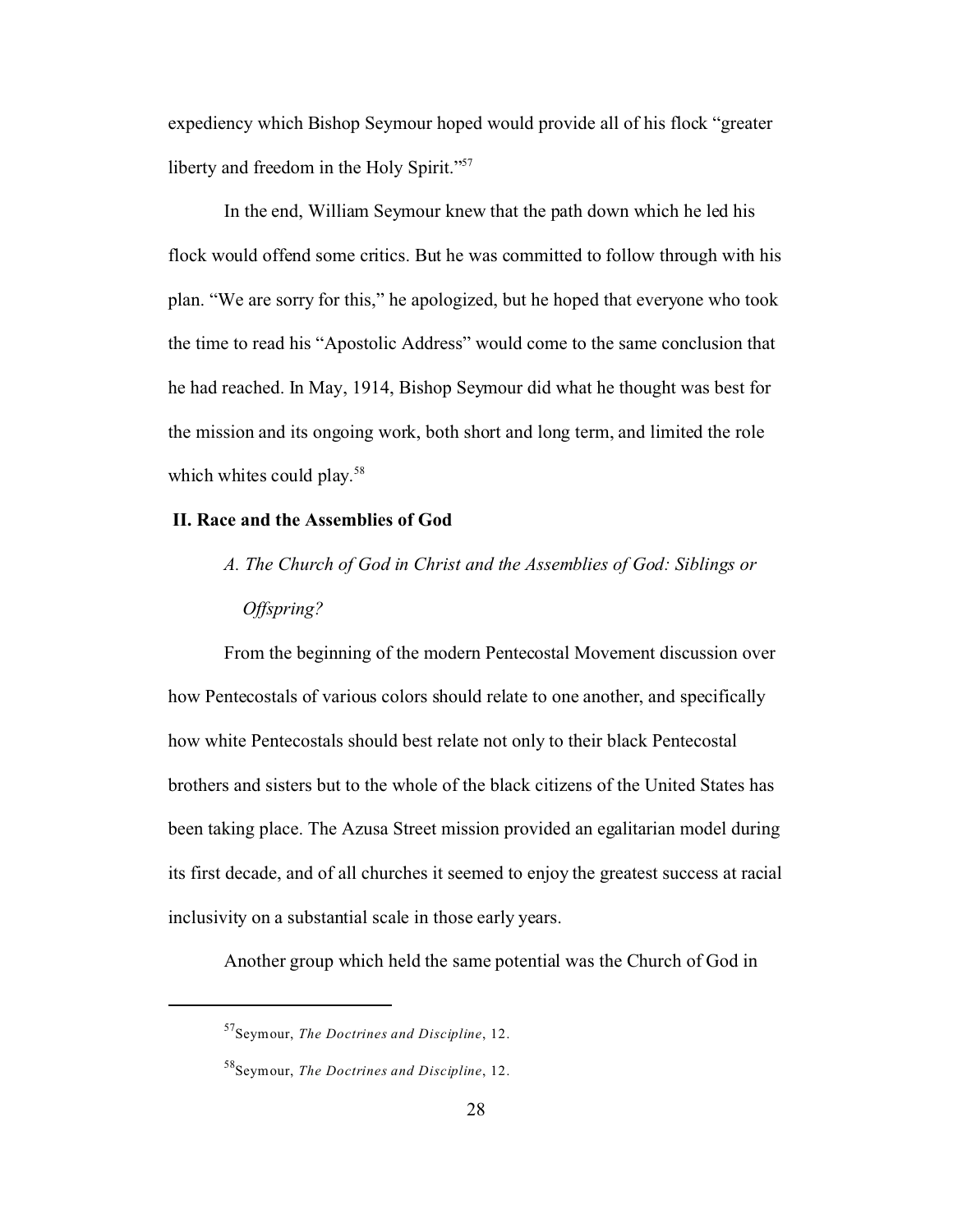expediency which Bishop Seymour hoped would provide all of his flock "greater liberty and freedom in the Holy Spirit."[57]

In the end, William Seymour knew that the path down which he led his flock would offend some critics. But he was committed to follow through with his plan. "We are sorry for this," he apologized, but he hoped that everyone who took the time to read his "Apostolic Address" would come to the same conclusion that he had reached. In May, 1914, Bishop Seymour did what he thought was best for the mission and its ongoing work, both short and long term, and limited the role which whites could play.[58]

## II. Race and the Assemblies of God

### *A. The Church of God in Christ and the Assemblies of God: Siblings or Offspring?*

From the beginning of the modern Pentecostal Movement discussion over how Pentecostals of various colors should relate to one another, and specifically how white Pentecostals should best relate not only to their black Pentecostal brothers and sisters but to the whole of the black citizens of the United States has been taking place. The Azusa Street mission provided an egalitarian model during its first decade, and of all churches it seemed to enjoy the greatest success at racial inclusivity on a substantial scale in those early years.

Another group which held the same potential was the Church of God in

---

[57]Seymour, *The Doctrines and Discipline*, 12.

[58]Seymour, *The Doctrines and Discipline*, 12.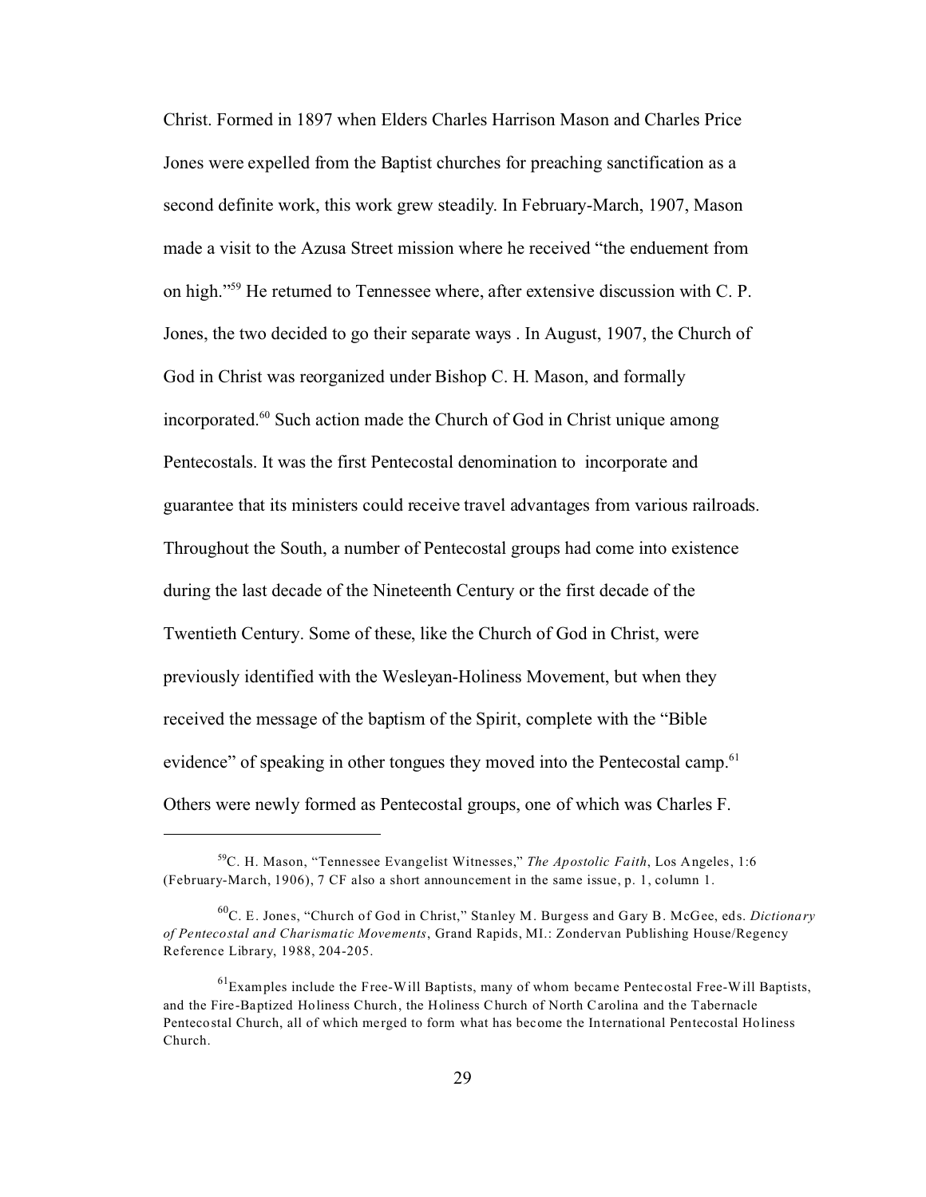Christ. Formed in 1897 when Elders Charles Harrison Mason and Charles Price Jones were expelled from the Baptist churches for preaching sanctification as a second definite work, this work grew steadily. In February-March, 1907, Mason made a visit to the Azusa Street mission where he received "the enduement from on high."[59] He returned to Tennessee where, after extensive discussion with C. P. Jones, the two decided to go their separate ways . In August, 1907, the Church of God in Christ was reorganized under Bishop C. H. Mason, and formally incorporated.[60] Such action made the Church of God in Christ unique among Pentecostals. It was the first Pentecostal denomination to incorporate and guarantee that its ministers could receive travel advantages from various railroads. Throughout the South, a number of Pentecostal groups had come into existence during the last decade of the Nineteenth Century or the first decade of the Twentieth Century. Some of these, like the Church of God in Christ, were previously identified with the Wesleyan-Holiness Movement, but when they received the message of the baptism of the Spirit, complete with the "Bible evidence" of speaking in other tongues they moved into the Pentecostal camp.[61] Others were newly formed as Pentecostal groups, one of which was Charles F.

---

[59]C. H. Mason, "Tennessee Evangelist Witnesses," *The Apostolic Faith*, Los Angeles, 1:6 (February-March, 1906), 7 CF also a short announcement in the same issue, p. 1, column 1.

[60]C. E. Jones, "Church of God in Christ," Stanley M. Burgess and Gary B. McGee, eds. *Dictionary of Pentecostal and Charismatic Movements*, Grand Rapids, MI.: Zondervan Publishing House/Regency Reference Library, 1988, 204-205.

[61]Examples include the Free-Will Baptists, many of whom became Pentecostal Free-Will Baptists, and the Fire-Baptized Holiness Church, the Holiness Church of North Carolina and the Tabernacle Pentecostal Church, all of which merged to form what has become the International Pentecostal Holiness Church.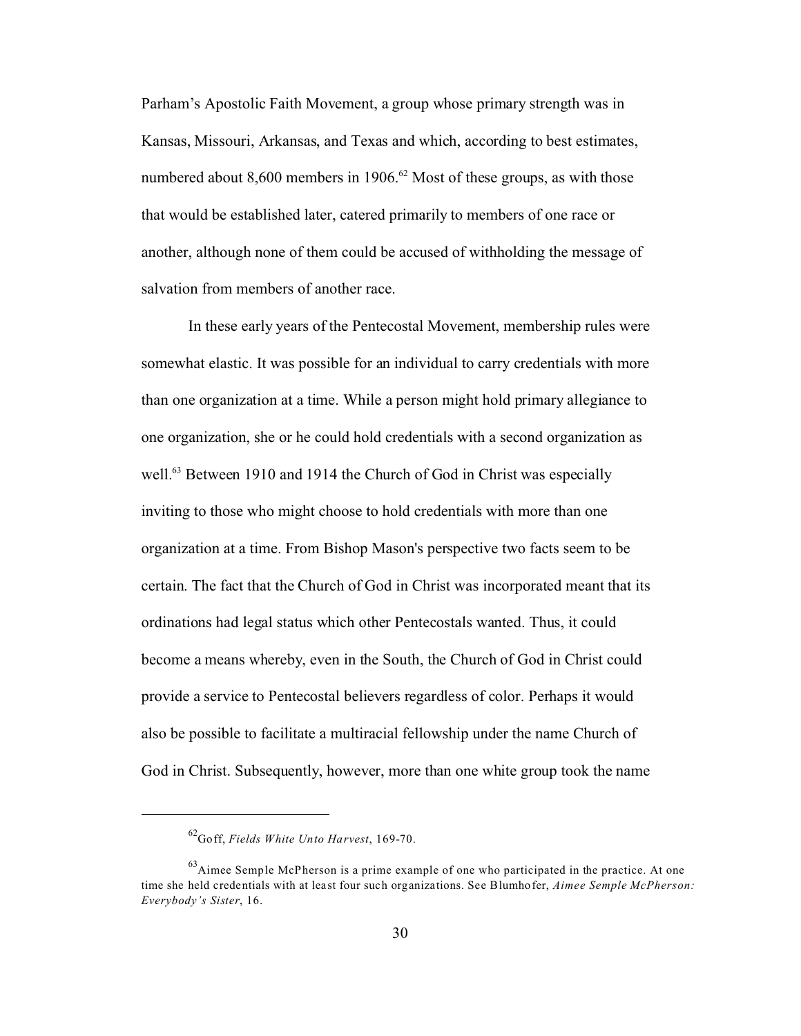Parham's Apostolic Faith Movement, a group whose primary strength was in Kansas, Missouri, Arkansas, and Texas and which, according to best estimates, numbered about 8,600 members in 1906.[62] Most of these groups, as with those that would be established later, catered primarily to members of one race or another, although none of them could be accused of withholding the message of salvation from members of another race.

In these early years of the Pentecostal Movement, membership rules were somewhat elastic. It was possible for an individual to carry credentials with more than one organization at a time. While a person might hold primary allegiance to one organization, she or he could hold credentials with a second organization as well.[63] Between 1910 and 1914 the Church of God in Christ was especially inviting to those who might choose to hold credentials with more than one organization at a time. From Bishop Mason's perspective two facts seem to be certain. The fact that the Church of God in Christ was incorporated meant that its ordinations had legal status which other Pentecostals wanted. Thus, it could become a means whereby, even in the South, the Church of God in Christ could provide a service to Pentecostal believers regardless of color. Perhaps it would also be possible to facilitate a multiracial fellowship under the name Church of God in Christ. Subsequently, however, more than one white group took the name

---

[62] Goff, *Fields White Unto Harvest*, 169-70.

[63] Aimee Semple McPherson is a prime example of one who participated in the practice. At one time she held credentials with at least four such organizations. See Blumhofer, *Aimee Semple McPherson: Everybody's Sister*, 16.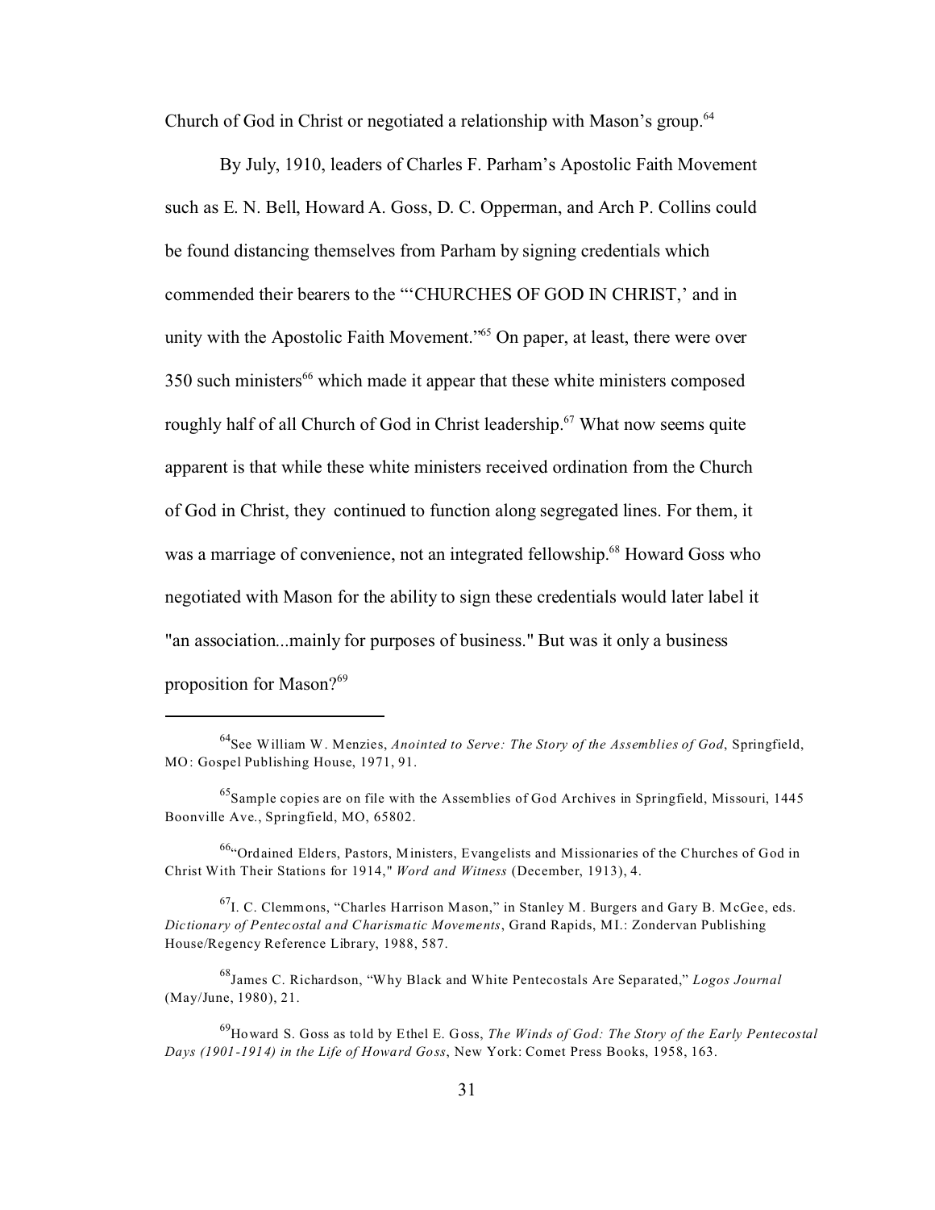Church of God in Christ or negotiated a relationship with Mason's group.[64]

By July, 1910, leaders of Charles F. Parham's Apostolic Faith Movement such as E. N. Bell, Howard A. Goss, D. C. Opperman, and Arch P. Collins could be found distancing themselves from Parham by signing credentials which commended their bearers to the "'CHURCHES OF GOD IN CHRIST,' and in unity with the Apostolic Faith Movement."[65] On paper, at least, there were over 350 such ministers[66] which made it appear that these white ministers composed roughly half of all Church of God in Christ leadership.[67] What now seems quite apparent is that while these white ministers received ordination from the Church of God in Christ, they continued to function along segregated lines. For them, it was a marriage of convenience, not an integrated fellowship.[68] Howard Goss who negotiated with Mason for the ability to sign these credentials would later label it "an association...mainly for purposes of business." But was it only a business proposition for Mason?[69]

---

[64]See William W. Menzies, *Anointed to Serve: The Story of the Assemblies of God*, Springfield, MO: Gospel Publishing House, 1971, 91.

[65]Sample copies are on file with the Assemblies of God Archives in Springfield, Missouri, 1445 Boonville Ave., Springfield, MO, 65802.

[66]"Ordained Elders, Pastors, Ministers, Evangelists and Missionaries of the Churches of God in Christ With Their Stations for 1914," *Word and Witness* (December, 1913), 4.

[67]I. C. Clemmons, "Charles Harrison Mason," in Stanley M. Burgers and Gary B. McGee, eds. *Dictionary of Pentecostal and Charismatic Movements*, Grand Rapids, MI.: Zondervan Publishing House/Regency Reference Library, 1988, 587.

[68]James C. Richardson, "Why Black and White Pentecostals Are Separated," *Logos Journal* (May/June, 1980), 21.

[69]Howard S. Goss as told by Ethel E. Goss, *The Winds of God: The Story of the Early Pentecostal Days (1901-1914) in the Life of Howard Goss*, New York: Comet Press Books, 1958, 163.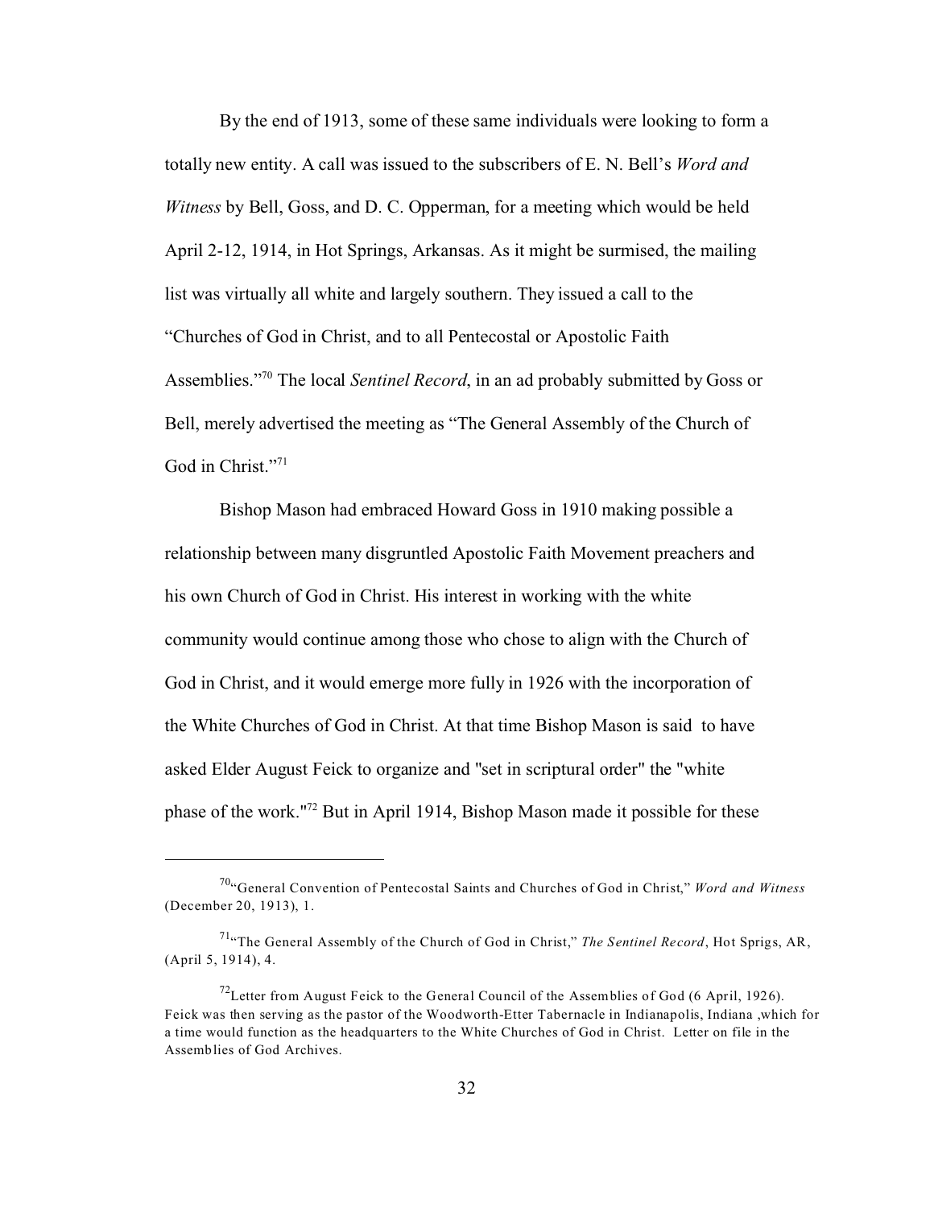By the end of 1913, some of these same individuals were looking to form a totally new entity. A call was issued to the subscribers of E. N. Bell's *Word and Witness* by Bell, Goss, and D. C. Opperman, for a meeting which would be held April 2-12, 1914, in Hot Springs, Arkansas. As it might be surmised, the mailing list was virtually all white and largely southern. They issued a call to the "Churches of God in Christ, and to all Pentecostal or Apostolic Faith Assemblies."[70] The local *Sentinel Record*, in an ad probably submitted by Goss or Bell, merely advertised the meeting as "The General Assembly of the Church of God in Christ."[71]

Bishop Mason had embraced Howard Goss in 1910 making possible a relationship between many disgruntled Apostolic Faith Movement preachers and his own Church of God in Christ. His interest in working with the white community would continue among those who chose to align with the Church of God in Christ, and it would emerge more fully in 1926 with the incorporation of the White Churches of God in Christ. At that time Bishop Mason is said to have asked Elder August Feick to organize and "set in scriptural order" the "white phase of the work."[72] But in April 1914, Bishop Mason made it possible for these

---

[70] "General Convention of Pentecostal Saints and Churches of God in Christ," *Word and Witness* (December 20, 1913), 1.

[71] "The General Assembly of the Church of God in Christ," *The Sentinel Record*, Hot Sprigs, AR, (April 5, 1914), 4.

[72] Letter from August Feick to the General Council of the Assemblies of God (6 April, 1926). Feick was then serving as the pastor of the Woodworth-Etter Tabernacle in Indianapolis, Indiana ,which for a time would function as the headquarters to the White Churches of God in Christ. Letter on file in the Assemblies of God Archives.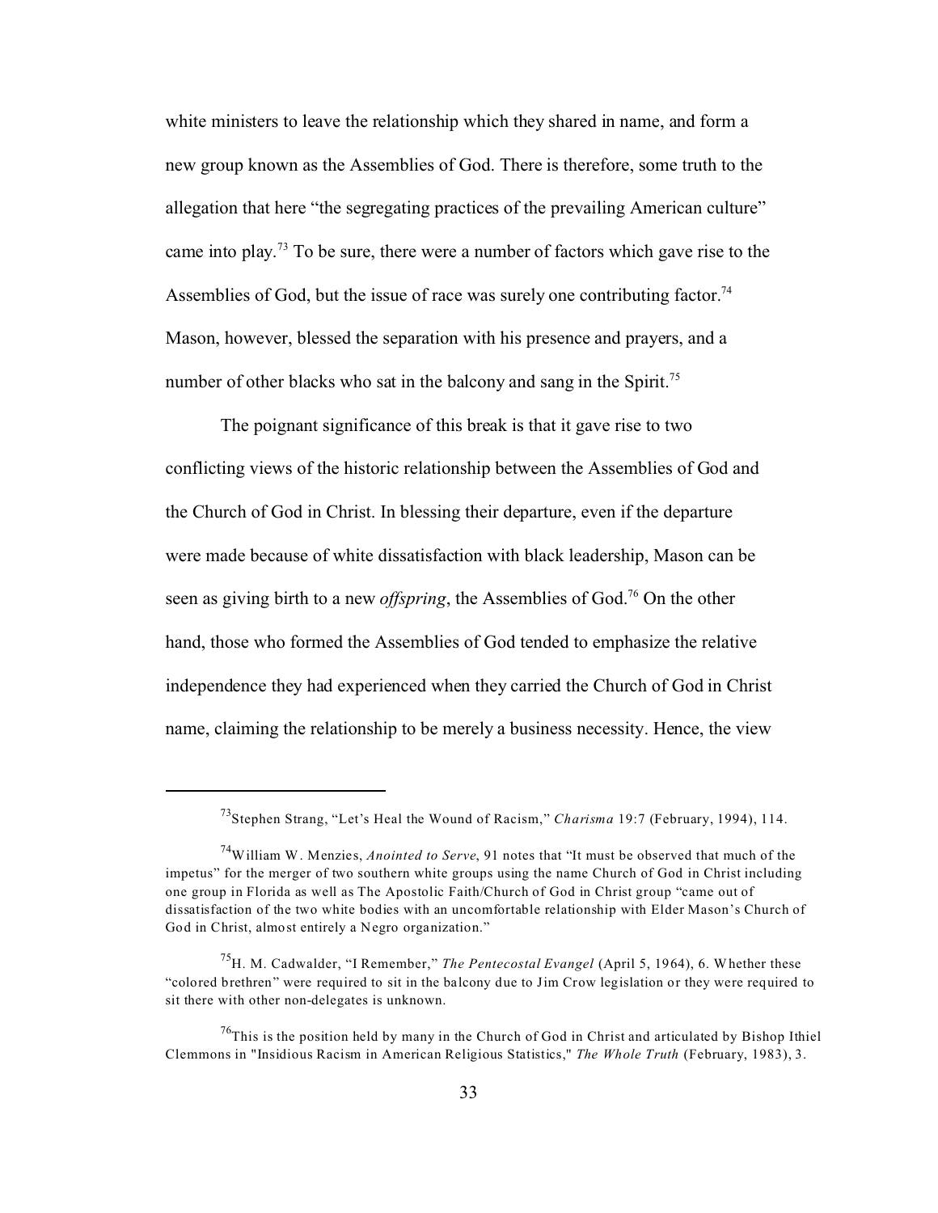white ministers to leave the relationship which they shared in name, and form a new group known as the Assemblies of God. There is therefore, some truth to the allegation that here "the segregating practices of the prevailing American culture" came into play.[73] To be sure, there were a number of factors which gave rise to the Assemblies of God, but the issue of race was surely one contributing factor.[74] Mason, however, blessed the separation with his presence and prayers, and a number of other blacks who sat in the balcony and sang in the Spirit.[75]

The poignant significance of this break is that it gave rise to two conflicting views of the historic relationship between the Assemblies of God and the Church of God in Christ. In blessing their departure, even if the departure were made because of white dissatisfaction with black leadership, Mason can be seen as giving birth to a new *offspring*, the Assemblies of God.[76] On the other hand, those who formed the Assemblies of God tended to emphasize the relative independence they had experienced when they carried the Church of God in Christ name, claiming the relationship to be merely a business necessity. Hence, the view

---

[73] Stephen Strang, "Let's Heal the Wound of Racism," *Charisma* 19:7 (February, 1994), 114.

[74] William W. Menzies, *Anointed to Serve*, 91 notes that "It must be observed that much of the impetus" for the merger of two southern white groups using the name Church of God in Christ including one group in Florida as well as The Apostolic Faith/Church of God in Christ group "came out of dissatisfaction of the two white bodies with an uncomfortable relationship with Elder Mason's Church of God in Christ, almost entirely a Negro organization."

[75] H. M. Cadwalder, "I Remember," *The Pentecostal Evangel* (April 5, 1964), 6. Whether these "colored brethren" were required to sit in the balcony due to Jim Crow legislation or they were required to sit there with other non-delegates is unknown.

[76] This is the position held by many in the Church of God in Christ and articulated by Bishop Ithiel Clemmons in "Insidious Racism in American Religious Statistics," *The Whole Truth* (February, 1983), 3.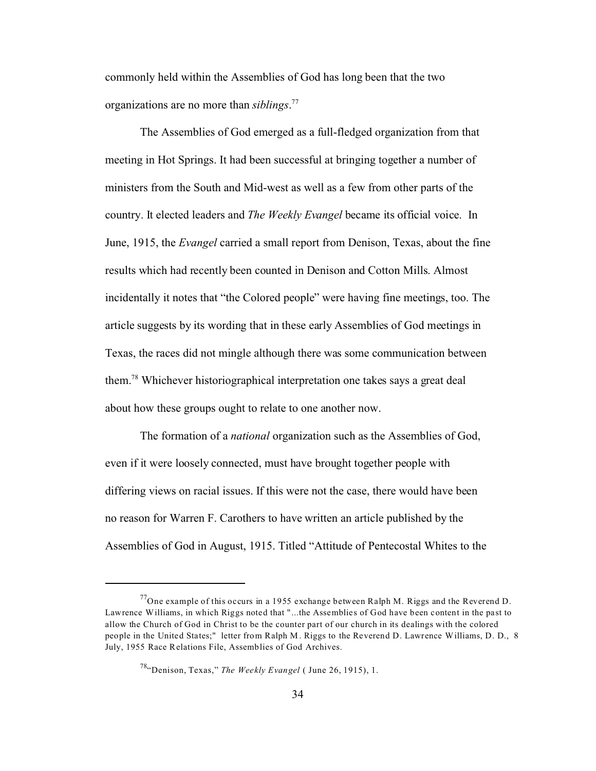commonly held within the Assemblies of God has long been that the two organizations are no more than *siblings*.[77]

The Assemblies of God emerged as a full-fledged organization from that meeting in Hot Springs. It had been successful at bringing together a number of ministers from the South and Mid-west as well as a few from other parts of the country. It elected leaders and *The Weekly Evangel* became its official voice. In June, 1915, the *Evangel* carried a small report from Denison, Texas, about the fine results which had recently been counted in Denison and Cotton Mills. Almost incidentally it notes that “the Colored people” were having fine meetings, too. The article suggests by its wording that in these early Assemblies of God meetings in Texas, the races did not mingle although there was some communication between them.[78] Whichever historiographical interpretation one takes says a great deal about how these groups ought to relate to one another now.

The formation of a *national* organization such as the Assemblies of God, even if it were loosely connected, must have brought together people with differing views on racial issues. If this were not the case, there would have been no reason for Warren F. Carothers to have written an article published by the Assemblies of God in August, 1915. Titled “Attitude of Pentecostal Whites to the

---

[77] One example of this occurs in a 1955 exchange between Ralph M. Riggs and the Reverend D. Lawrence Williams, in which Riggs noted that "...the Assemblies of God have been content in the past to allow the Church of God in Christ to be the counter part of our church in its dealings with the colored people in the United States;" letter from Ralph M. Riggs to the Reverend D. Lawrence Williams, D. D., 8 July, 1955 Race Relations File, Assemblies of God Archives.

[78] “Denison, Texas,” *The Weekly Evangel* ( June 26, 1915), 1.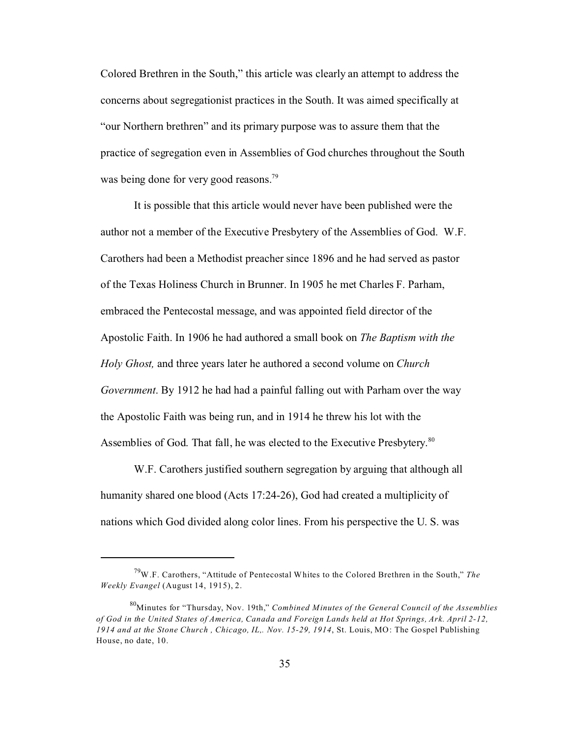Colored Brethren in the South," this article was clearly an attempt to address the concerns about segregationist practices in the South. It was aimed specifically at "our Northern brethren" and its primary purpose was to assure them that the practice of segregation even in Assemblies of God churches throughout the South was being done for very good reasons.[79]

It is possible that this article would never have been published were the author not a member of the Executive Presbytery of the Assemblies of God. W.F. Carothers had been a Methodist preacher since 1896 and he had served as pastor of the Texas Holiness Church in Brunner. In 1905 he met Charles F. Parham, embraced the Pentecostal message, and was appointed field director of the Apostolic Faith. In 1906 he had authored a small book on *The Baptism with the Holy Ghost,* and three years later he authored a second volume on *Church Government*. By 1912 he had had a painful falling out with Parham over the way the Apostolic Faith was being run, and in 1914 he threw his lot with the Assemblies of God. That fall, he was elected to the Executive Presbytery.[80]

W.F. Carothers justified southern segregation by arguing that although all humanity shared one blood (Acts 17:24-26), God had created a multiplicity of nations which God divided along color lines. From his perspective the U. S. was

---

[79] W.F. Carothers, "Attitude of Pentecostal Whites to the Colored Brethren in the South," *The Weekly Evangel* (August 14, 1915), 2.

[80] Minutes for "Thursday, Nov. 19th," *Combined Minutes of the General Council of the Assemblies of God in the United States of America, Canada and Foreign Lands held at Hot Springs, Ark. April 2-12, 1914 and at the Stone Church , Chicago, IL,. Nov. 15-29, 1914*, St. Louis, MO: The Gospel Publishing House, no date, 10.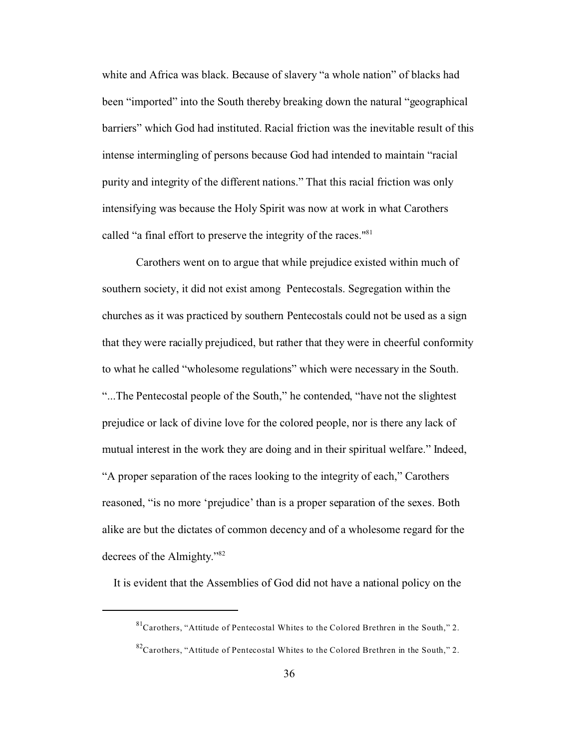white and Africa was black. Because of slavery "a whole nation" of blacks had been "imported" into the South thereby breaking down the natural "geographical barriers" which God had instituted. Racial friction was the inevitable result of this intense intermingling of persons because God had intended to maintain "racial purity and integrity of the different nations." That this racial friction was only intensifying was because the Holy Spirit was now at work in what Carothers called "a final effort to preserve the integrity of the races."[81]

Carothers went on to argue that while prejudice existed within much of southern society, it did not exist among Pentecostals. Segregation within the churches as it was practiced by southern Pentecostals could not be used as a sign that they were racially prejudiced, but rather that they were in cheerful conformity to what he called "wholesome regulations" which were necessary in the South. "...The Pentecostal people of the South," he contended, "have not the slightest prejudice or lack of divine love for the colored people, nor is there any lack of mutual interest in the work they are doing and in their spiritual welfare." Indeed, "A proper separation of the races looking to the integrity of each," Carothers reasoned, "is no more 'prejudice' than is a proper separation of the sexes. Both alike are but the dictates of common decency and of a wholesome regard for the decrees of the Almighty."[82]

It is evident that the Assemblies of God did not have a national policy on the

---

[81] Carothers, "Attitude of Pentecostal Whites to the Colored Brethren in the South," 2.

[82] Carothers, "Attitude of Pentecostal Whites to the Colored Brethren in the South," 2.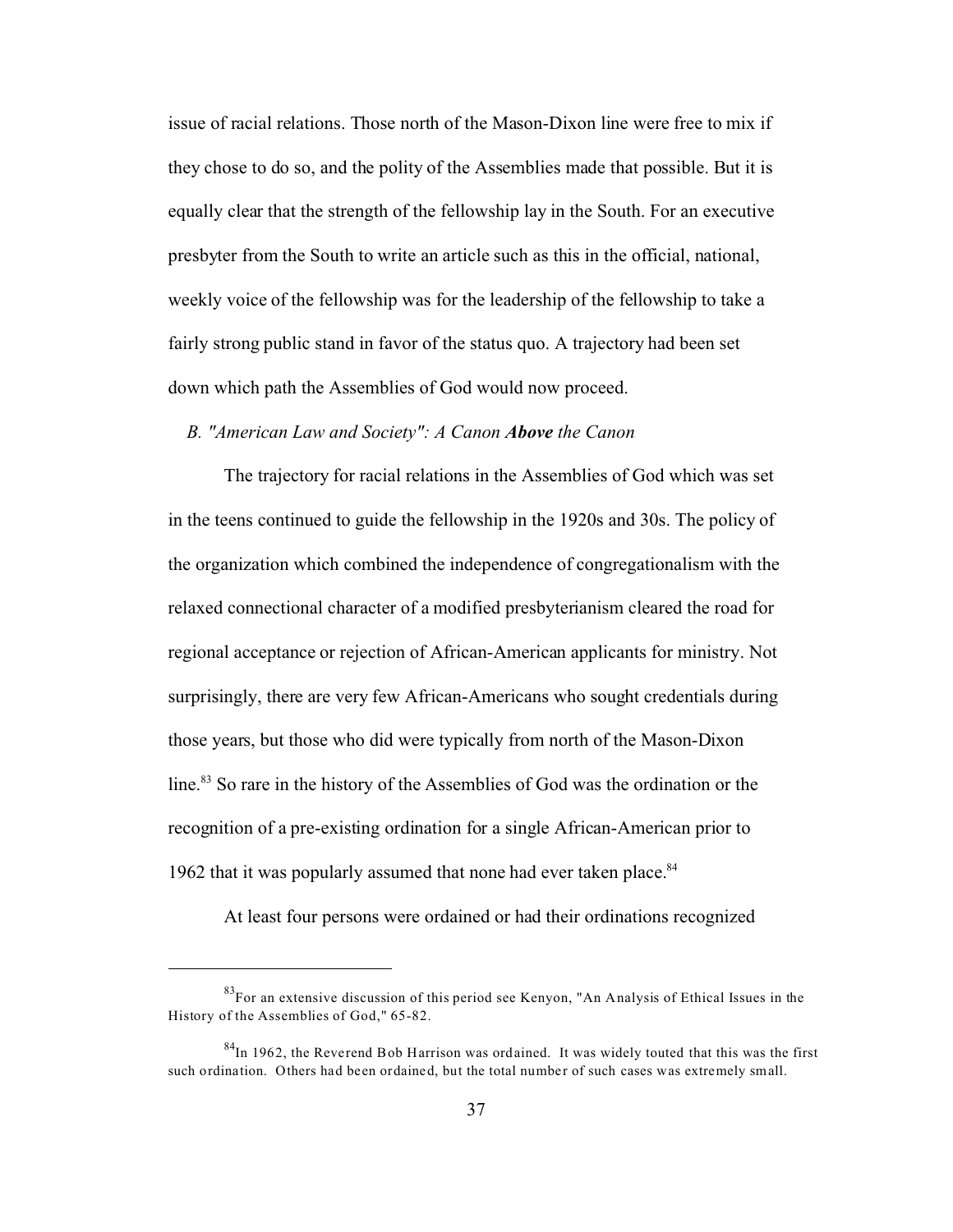issue of racial relations. Those north of the Mason-Dixon line were free to mix if they chose to do so, and the polity of the Assemblies made that possible. But it is equally clear that the strength of the fellowship lay in the South. For an executive presbyter from the South to write an article such as this in the official, national, weekly voice of the fellowship was for the leadership of the fellowship to take a fairly strong public stand in favor of the status quo. A trajectory had been set down which path the Assemblies of God would now proceed.

### *B. "American Law and Society": A Canon* ***Above*** *the Canon*

The trajectory for racial relations in the Assemblies of God which was set in the teens continued to guide the fellowship in the 1920s and 30s. The policy of the organization which combined the independence of congregationalism with the relaxed connectional character of a modified presbyterianism cleared the road for regional acceptance or rejection of African-American applicants for ministry. Not surprisingly, there are very few African-Americans who sought credentials during those years, but those who did were typically from north of the Mason-Dixon line.[83] So rare in the history of the Assemblies of God was the ordination or the recognition of a pre-existing ordination for a single African-American prior to 1962 that it was popularly assumed that none had ever taken place.[84]

At least four persons were ordained or had their ordinations recognized

---

[83]For an extensive discussion of this period see Kenyon, "An Analysis of Ethical Issues in the History of the Assemblies of God," 65-82.

[84]In 1962, the Reverend Bob Harrison was ordained. It was widely touted that this was the first such ordination. Others had been ordained, but the total number of such cases was extremely small.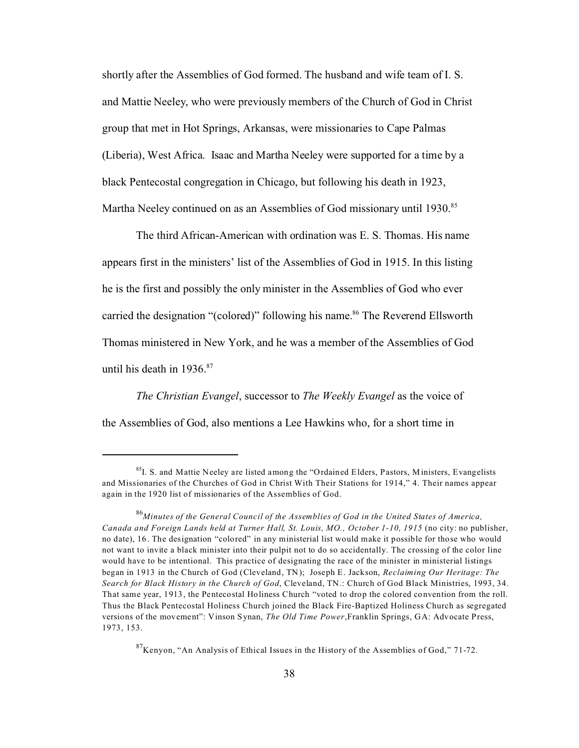shortly after the Assemblies of God formed. The husband and wife team of I. S. and Mattie Neeley, who were previously members of the Church of God in Christ group that met in Hot Springs, Arkansas, were missionaries to Cape Palmas (Liberia), West Africa. Isaac and Martha Neeley were supported for a time by a black Pentecostal congregation in Chicago, but following his death in 1923, Martha Neeley continued on as an Assemblies of God missionary until 1930.[85]

The third African-American with ordination was E. S. Thomas. His name appears first in the ministers' list of the Assemblies of God in 1915. In this listing he is the first and possibly the only minister in the Assemblies of God who ever carried the designation "(colored)" following his name.[86] The Reverend Ellsworth Thomas ministered in New York, and he was a member of the Assemblies of God until his death in 1936.[87]

*The Christian Evangel*, successor to *The Weekly Evangel* as the voice of the Assemblies of God, also mentions a Lee Hawkins who, for a short time in

---

[85] I. S. and Mattie Neeley are listed among the "Ordained Elders, Pastors, Ministers, Evangelists and Missionaries of the Churches of God in Christ With Their Stations for 1914," 4. Their names appear again in the 1920 list of missionaries of the Assemblies of God.

[86] *Minutes of the General Council of the Assemblies of God in the United States of America, Canada and Foreign Lands held at Turner Hall, St. Louis, MO., October 1-10, 1915* (no city: no publisher, no date), 16. The designation "colored" in any ministerial list would make it possible for those who would not want to invite a black minister into their pulpit not to do so accidentally. The crossing of the color line would have to be intentional. This practice of designating the race of the minister in ministerial listings began in 1913 in the Church of God (Cleveland, TN); Joseph E. Jackson, *Reclaiming Our Heritage: The Search for Black History in the Church of God*, Cleveland, TN.: Church of God Black Ministries, 1993, 34. That same year, 1913, the Pentecostal Holiness Church "voted to drop the colored convention from the roll. Thus the Black Pentecostal Holiness Church joined the Black Fire-Baptized Holiness Church as segregated versions of the movement": Vinson Synan, *The Old Time Power*,Franklin Springs, GA: Advocate Press, 1973, 153.

[87] Kenyon, "An Analysis of Ethical Issues in the History of the Assemblies of God," 71-72.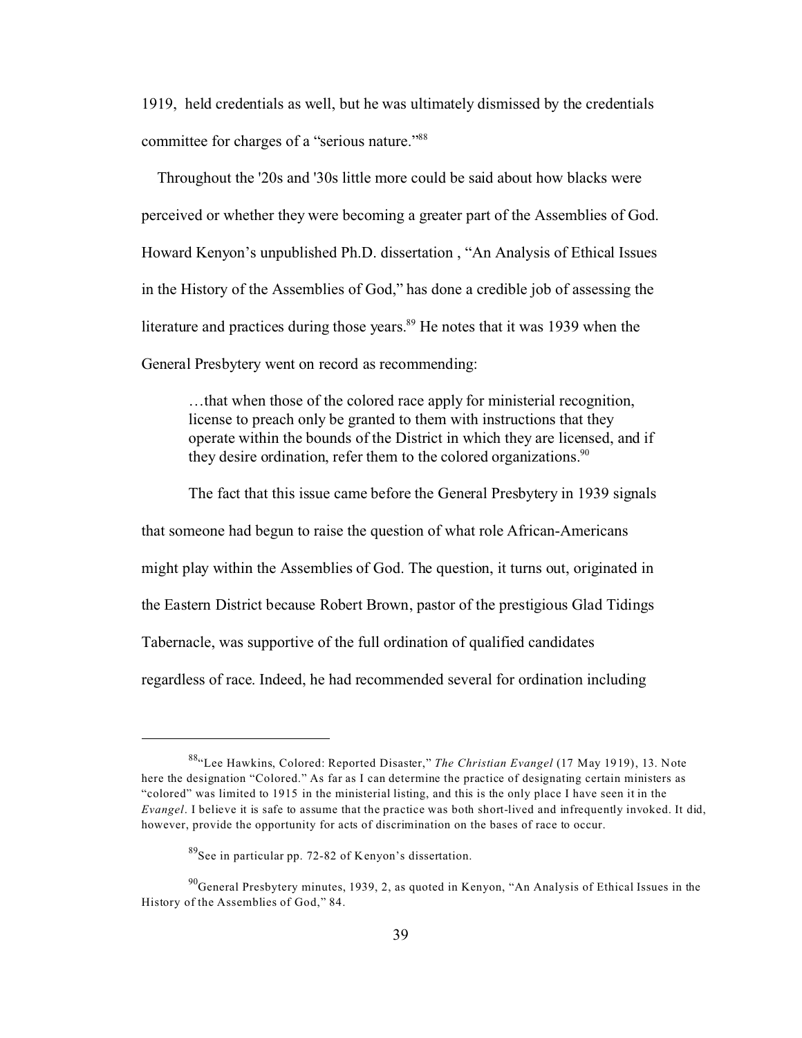1919, held credentials as well, but he was ultimately dismissed by the credentials committee for charges of a "serious nature."[88]

Throughout the '20s and '30s little more could be said about how blacks were perceived or whether they were becoming a greater part of the Assemblies of God. Howard Kenyon's unpublished Ph.D. dissertation , "An Analysis of Ethical Issues in the History of the Assemblies of God," has done a credible job of assessing the literature and practices during those years.[89] He notes that it was 1939 when the General Presbytery went on record as recommending:

> …that when those of the colored race apply for ministerial recognition, license to preach only be granted to them with instructions that they operate within the bounds of the District in which they are licensed, and if they desire ordination, refer them to the colored organizations.[90]

The fact that this issue came before the General Presbytery in 1939 signals that someone had begun to raise the question of what role African-Americans might play within the Assemblies of God. The question, it turns out, originated in the Eastern District because Robert Brown, pastor of the prestigious Glad Tidings Tabernacle, was supportive of the full ordination of qualified candidates regardless of race. Indeed, he had recommended several for ordination including

---

[88] "Lee Hawkins, Colored: Reported Disaster," *The Christian Evangel* (17 May 1919), 13. Note here the designation "Colored." As far as I can determine the practice of designating certain ministers as "colored" was limited to 1915 in the ministerial listing, and this is the only place I have seen it in the *Evangel*. I believe it is safe to assume that the practice was both short-lived and infrequently invoked. It did, however, provide the opportunity for acts of discrimination on the bases of race to occur.

[89] See in particular pp. 72-82 of Kenyon's dissertation.

[90] General Presbytery minutes, 1939, 2, as quoted in Kenyon, "An Analysis of Ethical Issues in the History of the Assemblies of God," 84.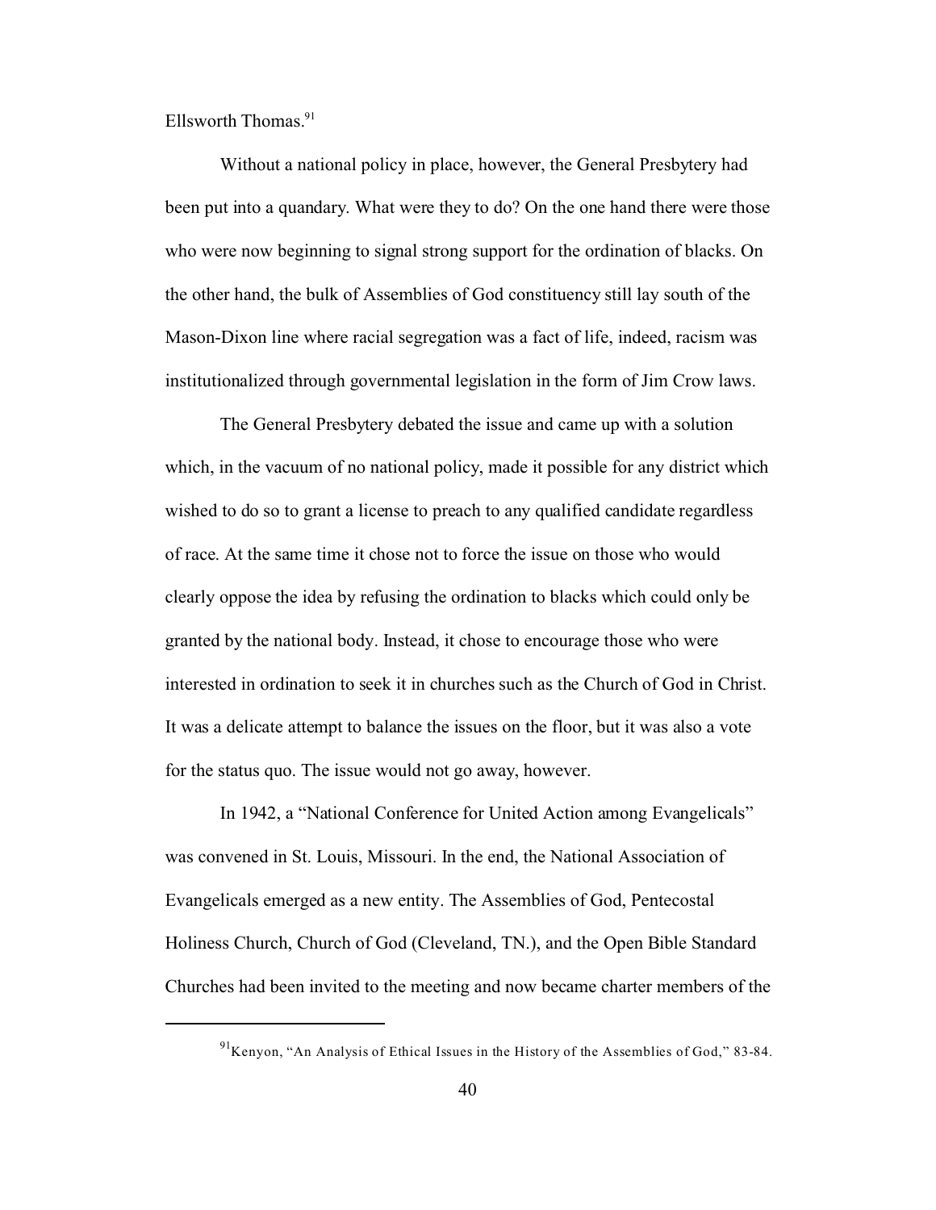Ellsworth Thomas.[91]

Without a national policy in place, however, the General Presbytery had been put into a quandary. What were they to do? On the one hand there were those who were now beginning to signal strong support for the ordination of blacks. On the other hand, the bulk of Assemblies of God constituency still lay south of the Mason-Dixon line where racial segregation was a fact of life, indeed, racism was institutionalized through governmental legislation in the form of Jim Crow laws.

The General Presbytery debated the issue and came up with a solution which, in the vacuum of no national policy, made it possible for any district which wished to do so to grant a license to preach to any qualified candidate regardless of race. At the same time it chose not to force the issue on those who would clearly oppose the idea by refusing the ordination to blacks which could only be granted by the national body. Instead, it chose to encourage those who were interested in ordination to seek it in churches such as the Church of God in Christ. It was a delicate attempt to balance the issues on the floor, but it was also a vote for the status quo. The issue would not go away, however.

In 1942, a "National Conference for United Action among Evangelicals" was convened in St. Louis, Missouri. In the end, the National Association of Evangelicals emerged as a new entity. The Assemblies of God, Pentecostal Holiness Church, Church of God (Cleveland, TN.), and the Open Bible Standard Churches had been invited to the meeting and now became charter members of the

---

[91] Kenyon, "An Analysis of Ethical Issues in the History of the Assemblies of God," 83-84.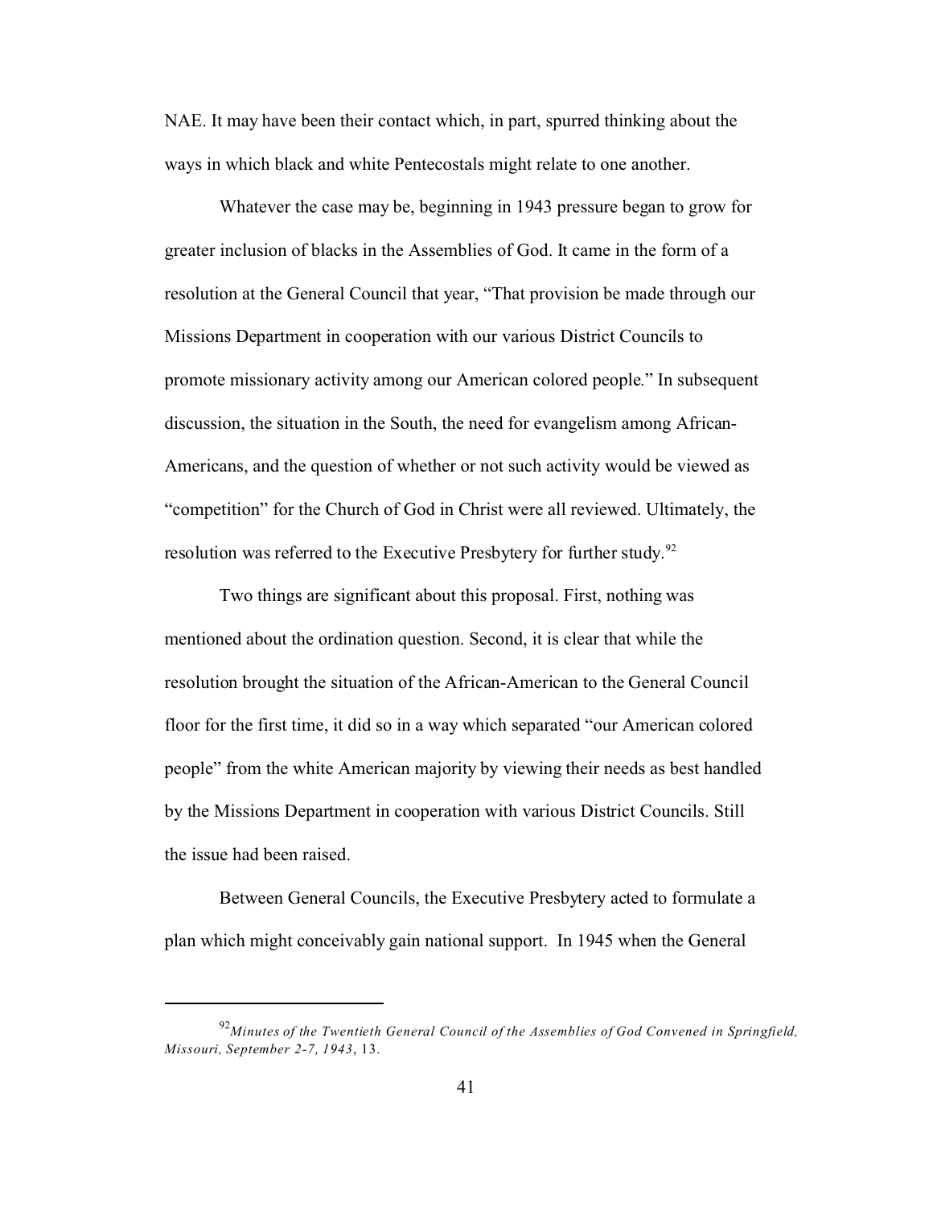NAE. It may have been their contact which, in part, spurred thinking about the ways in which black and white Pentecostals might relate to one another.

Whatever the case may be, beginning in 1943 pressure began to grow for greater inclusion of blacks in the Assemblies of God. It came in the form of a resolution at the General Council that year, "That provision be made through our Missions Department in cooperation with our various District Councils to promote missionary activity among our American colored people." In subsequent discussion, the situation in the South, the need for evangelism among African-Americans, and the question of whether or not such activity would be viewed as "competition" for the Church of God in Christ were all reviewed. Ultimately, the resolution was referred to the Executive Presbytery for further study.[92]

Two things are significant about this proposal. First, nothing was mentioned about the ordination question. Second, it is clear that while the resolution brought the situation of the African-American to the General Council floor for the first time, it did so in a way which separated "our American colored people" from the white American majority by viewing their needs as best handled by the Missions Department in cooperation with various District Councils. Still the issue had been raised.

Between General Councils, the Executive Presbytery acted to formulate a plan which might conceivably gain national support. In 1945 when the General

---

[92] *Minutes of the Twentieth General Council of the Assemblies of God Convened in Springfield, Missouri, September 2-7, 1943*, 13.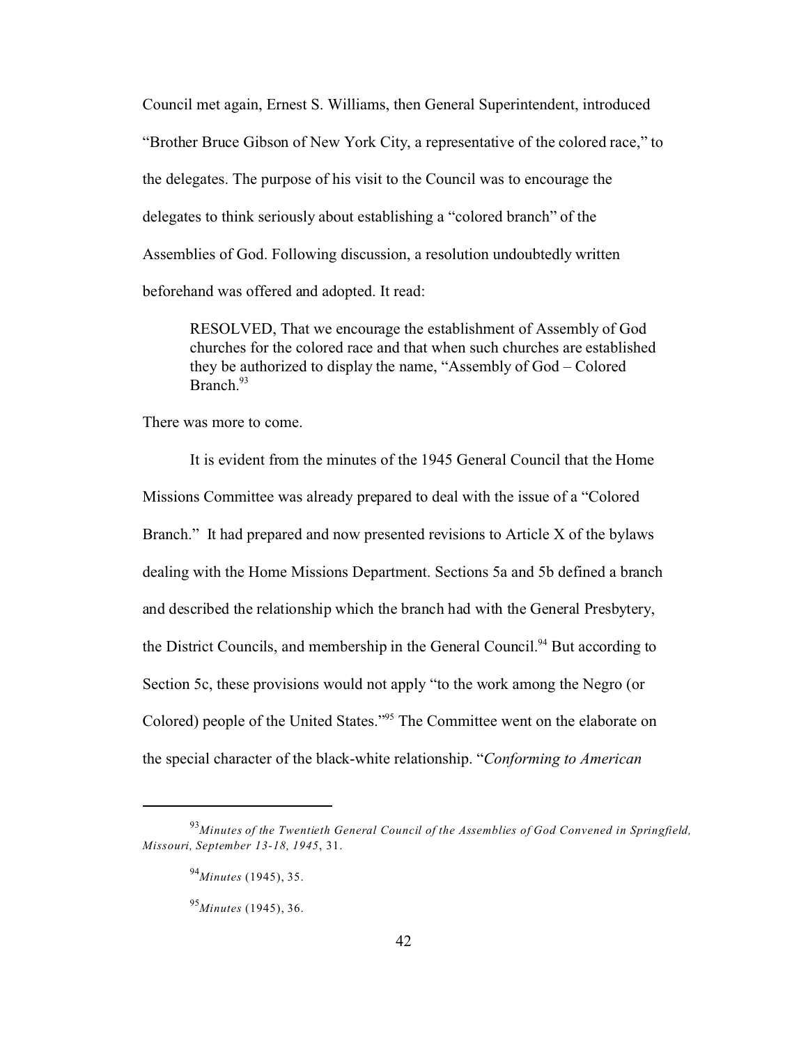Council met again, Ernest S. Williams, then General Superintendent, introduced "Brother Bruce Gibson of New York City, a representative of the colored race," to the delegates. The purpose of his visit to the Council was to encourage the delegates to think seriously about establishing a "colored branch" of the Assemblies of God. Following discussion, a resolution undoubtedly written beforehand was offered and adopted. It read:

> RESOLVED, That we encourage the establishment of Assembly of God churches for the colored race and that when such churches are established they be authorized to display the name, "Assembly of God – Colored Branch.[93]

There was more to come.

It is evident from the minutes of the 1945 General Council that the Home Missions Committee was already prepared to deal with the issue of a "Colored Branch." It had prepared and now presented revisions to Article X of the bylaws dealing with the Home Missions Department. Sections 5a and 5b defined a branch and described the relationship which the branch had with the General Presbytery, the District Councils, and membership in the General Council.[94] But according to Section 5c, these provisions would not apply "to the work among the Negro (or Colored) people of the United States."[95] The Committee went on the elaborate on the special character of the black-white relationship. "*Conforming to American*

---

[93] *Minutes of the Twentieth General Council of the Assemblies of God Convened in Springfield, Missouri, September 13-18, 1945*, 31.

[94] *Minutes* (1945), 35.

[95] *Minutes* (1945), 36.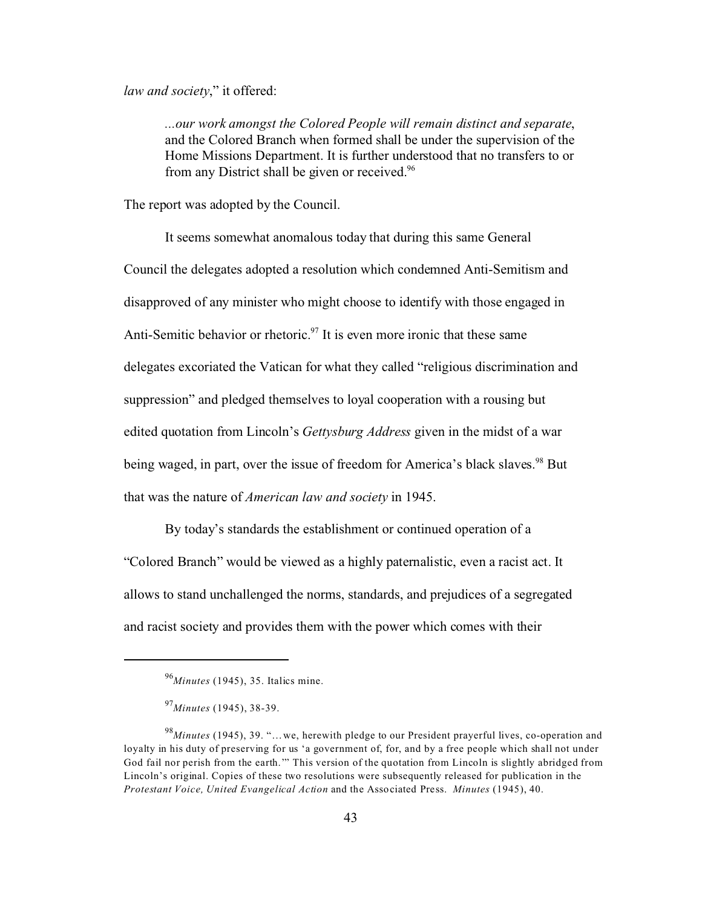*law and society*," it offered:

> ...*our work amongst the Colored People will remain distinct and separate*, and the Colored Branch when formed shall be under the supervision of the Home Missions Department. It is further understood that no transfers to or from any District shall be given or received.[96]

The report was adopted by the Council.

It seems somewhat anomalous today that during this same General Council the delegates adopted a resolution which condemned Anti-Semitism and disapproved of any minister who might choose to identify with those engaged in Anti-Semitic behavior or rhetoric.[97] It is even more ironic that these same delegates excoriated the Vatican for what they called "religious discrimination and suppression" and pledged themselves to loyal cooperation with a rousing but edited quotation from Lincoln's *Gettysburg Address* given in the midst of a war being waged, in part, over the issue of freedom for America's black slaves.[98] But that was the nature of *American law and society* in 1945.

By today's standards the establishment or continued operation of a "Colored Branch" would be viewed as a highly paternalistic, even a racist act. It allows to stand unchallenged the norms, standards, and prejudices of a segregated and racist society and provides them with the power which comes with their

---

[96] *Minutes* (1945), 35. Italics mine.

[97] *Minutes* (1945), 38-39.

[98] *Minutes* (1945), 39. "…we, herewith pledge to our President prayerful lives, co-operation and loyalty in his duty of preserving for us 'a government of, for, and by a free people which shall not under God fail nor perish from the earth.'" This version of the quotation from Lincoln is slightly abridged from Lincoln's original. Copies of these two resolutions were subsequently released for publication in the *Protestant Voice, United Evangelical Action* and the Associated Press. *Minutes* (1945), 40.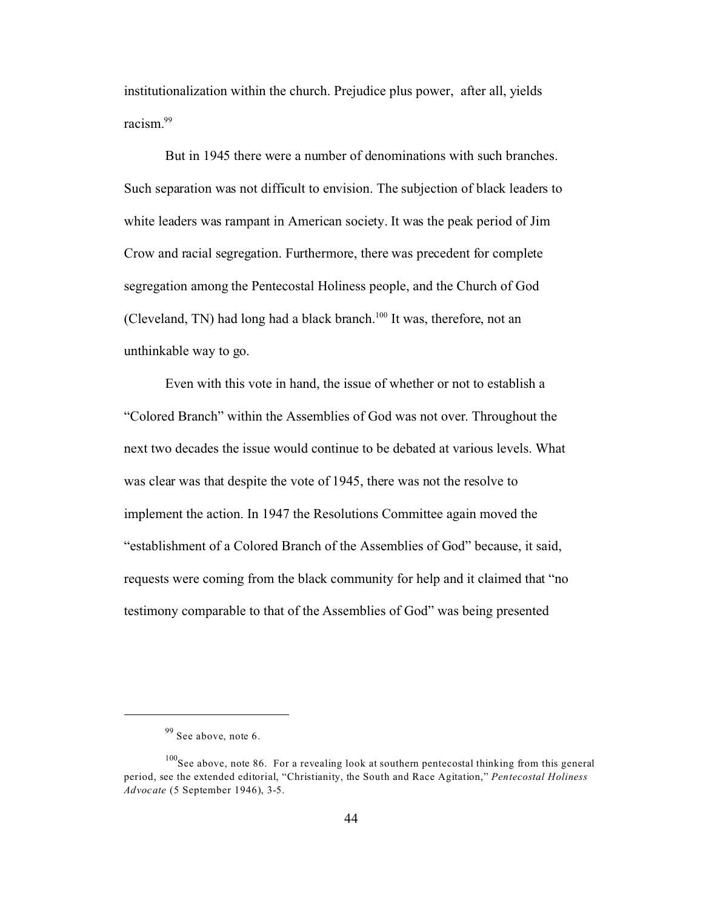institutionalization within the church. Prejudice plus power, after all, yields racism.[99]

But in 1945 there were a number of denominations with such branches. Such separation was not difficult to envision. The subjection of black leaders to white leaders was rampant in American society. It was the peak period of Jim Crow and racial segregation. Furthermore, there was precedent for complete segregation among the Pentecostal Holiness people, and the Church of God (Cleveland, TN) had long had a black branch.[100] It was, therefore, not an unthinkable way to go.

Even with this vote in hand, the issue of whether or not to establish a "Colored Branch" within the Assemblies of God was not over. Throughout the next two decades the issue would continue to be debated at various levels. What was clear was that despite the vote of 1945, there was not the resolve to implement the action. In 1947 the Resolutions Committee again moved the "establishment of a Colored Branch of the Assemblies of God" because, it said, requests were coming from the black community for help and it claimed that "no testimony comparable to that of the Assemblies of God" was being presented

---

[99] See above, note 6.

[100] See above, note 86. For a revealing look at southern pentecostal thinking from this general period, see the extended editorial, "Christianity, the South and Race Agitation," *Pentecostal Holiness Advocate* (5 September 1946), 3-5.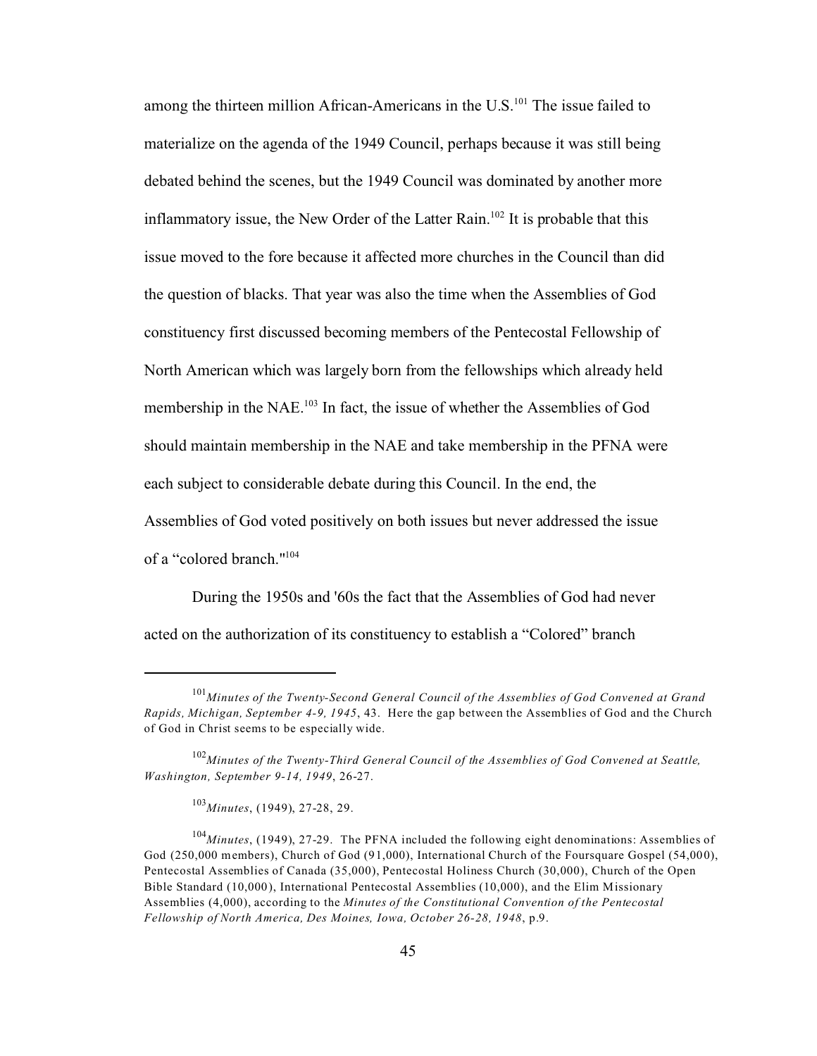among the thirteen million African-Americans in the U.S.[101] The issue failed to materialize on the agenda of the 1949 Council, perhaps because it was still being debated behind the scenes, but the 1949 Council was dominated by another more inflammatory issue, the New Order of the Latter Rain.[102] It is probable that this issue moved to the fore because it affected more churches in the Council than did the question of blacks. That year was also the time when the Assemblies of God constituency first discussed becoming members of the Pentecostal Fellowship of North American which was largely born from the fellowships which already held membership in the NAE.[103] In fact, the issue of whether the Assemblies of God should maintain membership in the NAE and take membership in the PFNA were each subject to considerable debate during this Council. In the end, the Assemblies of God voted positively on both issues but never addressed the issue of a "colored branch."[104]

During the 1950s and '60s the fact that the Assemblies of God had never acted on the authorization of its constituency to establish a "Colored" branch

---

[101] *Minutes of the Twenty-Second General Council of the Assemblies of God Convened at Grand Rapids, Michigan, September 4-9, 1945*, 43. Here the gap between the Assemblies of God and the Church of God in Christ seems to be especially wide.

[102] *Minutes of the Twenty-Third General Council of the Assemblies of God Convened at Seattle, Washington, September 9-14, 1949*, 26-27.

[103] *Minutes*, (1949), 27-28, 29.

[104] *Minutes*, (1949), 27-29. The PFNA included the following eight denominations: Assemblies of God (250,000 members), Church of God (91,000), International Church of the Foursquare Gospel (54,000), Pentecostal Assemblies of Canada (35,000), Pentecostal Holiness Church (30,000), Church of the Open Bible Standard (10,000), International Pentecostal Assemblies (10,000), and the Elim Missionary Assemblies (4,000), according to the *Minutes of the Constitutional Convention of the Pentecostal Fellowship of North America, Des Moines, Iowa, October 26-28, 1948*, p.9.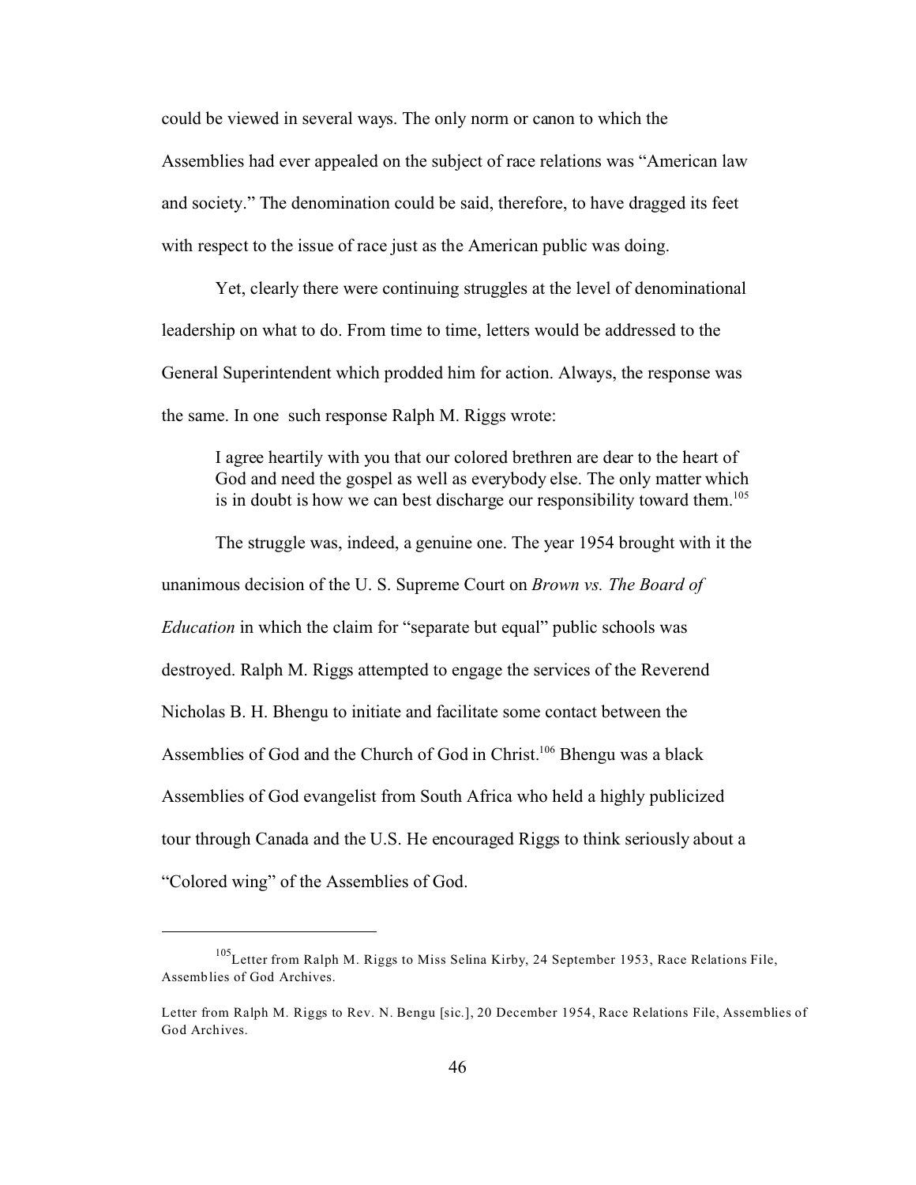could be viewed in several ways. The only norm or canon to which the Assemblies had ever appealed on the subject of race relations was "American law and society." The denomination could be said, therefore, to have dragged its feet with respect to the issue of race just as the American public was doing.

Yet, clearly there were continuing struggles at the level of denominational leadership on what to do. From time to time, letters would be addressed to the General Superintendent which prodded him for action. Always, the response was the same. In one such response Ralph M. Riggs wrote:

> I agree heartily with you that our colored brethren are dear to the heart of God and need the gospel as well as everybody else. The only matter which is in doubt is how we can best discharge our responsibility toward them.[105]

The struggle was, indeed, a genuine one. The year 1954 brought with it the unanimous decision of the U. S. Supreme Court on *Brown vs. The Board of Education* in which the claim for "separate but equal" public schools was destroyed. Ralph M. Riggs attempted to engage the services of the Reverend Nicholas B. H. Bhengu to initiate and facilitate some contact between the Assemblies of God and the Church of God in Christ.[106] Bhengu was a black Assemblies of God evangelist from South Africa who held a highly publicized tour through Canada and the U.S. He encouraged Riggs to think seriously about a "Colored wing" of the Assemblies of God.

---

[105]Letter from Ralph M. Riggs to Miss Selina Kirby, 24 September 1953, Race Relations File, Assemblies of God Archives.

Letter from Ralph M. Riggs to Rev. N. Bengu [sic.], 20 December 1954, Race Relations File, Assemblies of God Archives.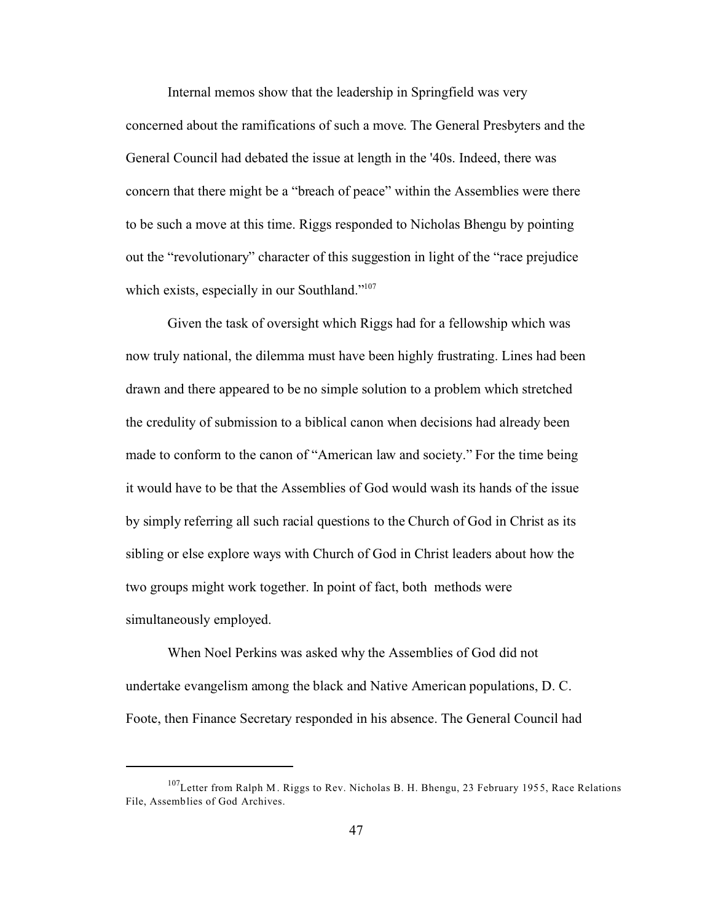Internal memos show that the leadership in Springfield was very concerned about the ramifications of such a move. The General Presbyters and the General Council had debated the issue at length in the '40s. Indeed, there was concern that there might be a "breach of peace" within the Assemblies were there to be such a move at this time. Riggs responded to Nicholas Bhengu by pointing out the "revolutionary" character of this suggestion in light of the "race prejudice which exists, especially in our Southland."[107]

Given the task of oversight which Riggs had for a fellowship which was now truly national, the dilemma must have been highly frustrating. Lines had been drawn and there appeared to be no simple solution to a problem which stretched the credulity of submission to a biblical canon when decisions had already been made to conform to the canon of "American law and society." For the time being it would have to be that the Assemblies of God would wash its hands of the issue by simply referring all such racial questions to the Church of God in Christ as its sibling or else explore ways with Church of God in Christ leaders about how the two groups might work together. In point of fact, both methods were simultaneously employed.

When Noel Perkins was asked why the Assemblies of God did not undertake evangelism among the black and Native American populations, D. C. Foote, then Finance Secretary responded in his absence. The General Council had

---

[107] Letter from Ralph M. Riggs to Rev. Nicholas B. H. Bhengu, 23 February 1955, Race Relations File, Assemblies of God Archives.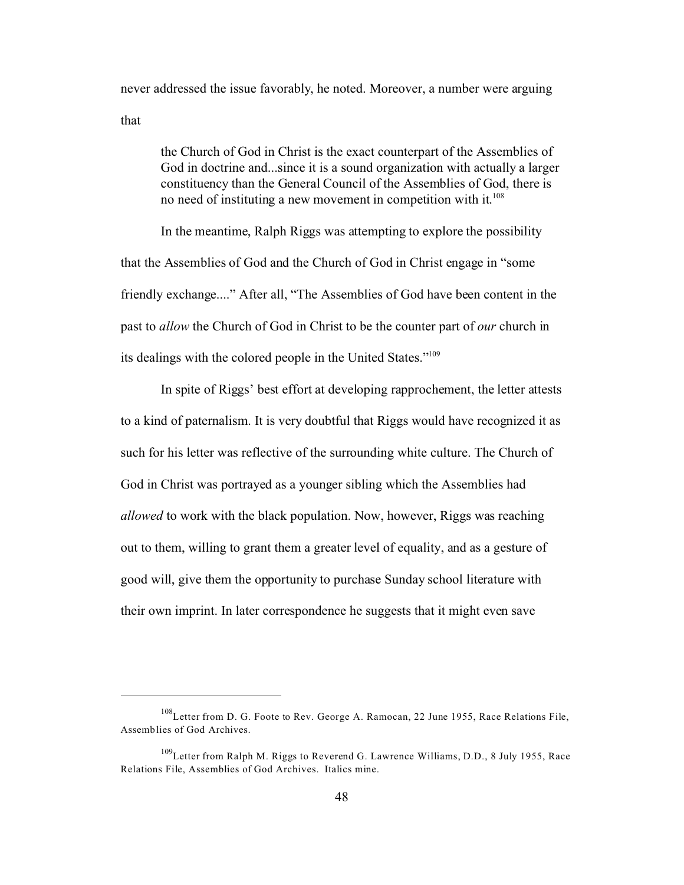never addressed the issue favorably, he noted. Moreover, a number were arguing that

> the Church of God in Christ is the exact counterpart of the Assemblies of God in doctrine and...since it is a sound organization with actually a larger constituency than the General Council of the Assemblies of God, there is no need of instituting a new movement in competition with it.[108]

In the meantime, Ralph Riggs was attempting to explore the possibility that the Assemblies of God and the Church of God in Christ engage in "some friendly exchange...." After all, "The Assemblies of God have been content in the past to *allow* the Church of God in Christ to be the counter part of *our* church in its dealings with the colored people in the United States."[109]

In spite of Riggs' best effort at developing rapprochement, the letter attests to a kind of paternalism. It is very doubtful that Riggs would have recognized it as such for his letter was reflective of the surrounding white culture. The Church of God in Christ was portrayed as a younger sibling which the Assemblies had *allowed* to work with the black population. Now, however, Riggs was reaching out to them, willing to grant them a greater level of equality, and as a gesture of good will, give them the opportunity to purchase Sunday school literature with their own imprint. In later correspondence he suggests that it might even save

---

[108] Letter from D. G. Foote to Rev. George A. Ramocan, 22 June 1955, Race Relations File, Assemblies of God Archives.

[109] Letter from Ralph M. Riggs to Reverend G. Lawrence Williams, D.D., 8 July 1955, Race Relations File, Assemblies of God Archives. Italics mine.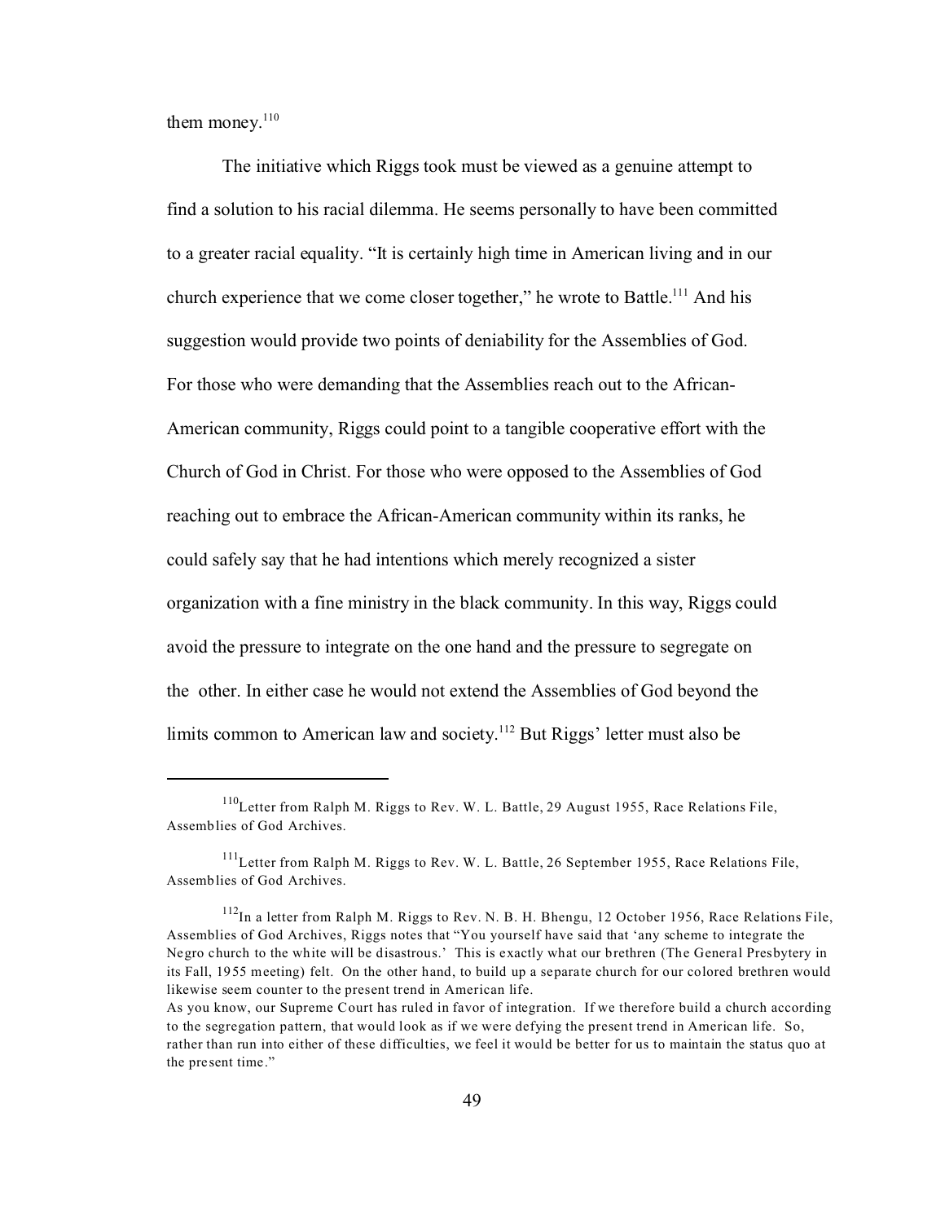them money.[110]

The initiative which Riggs took must be viewed as a genuine attempt to find a solution to his racial dilemma. He seems personally to have been committed to a greater racial equality. "It is certainly high time in American living and in our church experience that we come closer together," he wrote to Battle.[111] And his suggestion would provide two points of deniability for the Assemblies of God. For those who were demanding that the Assemblies reach out to the African-American community, Riggs could point to a tangible cooperative effort with the Church of God in Christ. For those who were opposed to the Assemblies of God reaching out to embrace the African-American community within its ranks, he could safely say that he had intentions which merely recognized a sister organization with a fine ministry in the black community. In this way, Riggs could avoid the pressure to integrate on the one hand and the pressure to segregate on the other. In either case he would not extend the Assemblies of God beyond the limits common to American law and society.[112] But Riggs' letter must also be

---

[110] Letter from Ralph M. Riggs to Rev. W. L. Battle, 29 August 1955, Race Relations File, Assemblies of God Archives.

[111] Letter from Ralph M. Riggs to Rev. W. L. Battle, 26 September 1955, Race Relations File, Assemblies of God Archives.

[112] In a letter from Ralph M. Riggs to Rev. N. B. H. Bhengu, 12 October 1956, Race Relations File, Assemblies of God Archives, Riggs notes that "You yourself have said that 'any scheme to integrate the Negro church to the white will be disastrous.' This is exactly what our brethren (The General Presbytery in its Fall, 1955 meeting) felt. On the other hand, to build up a separate church for our colored brethren would likewise seem counter to the present trend in American life.
As you know, our Supreme Court has ruled in favor of integration. If we therefore build a church according to the segregation pattern, that would look as if we were defying the present trend in American life. So, rather than run into either of these difficulties, we feel it would be better for us to maintain the status quo at the present time."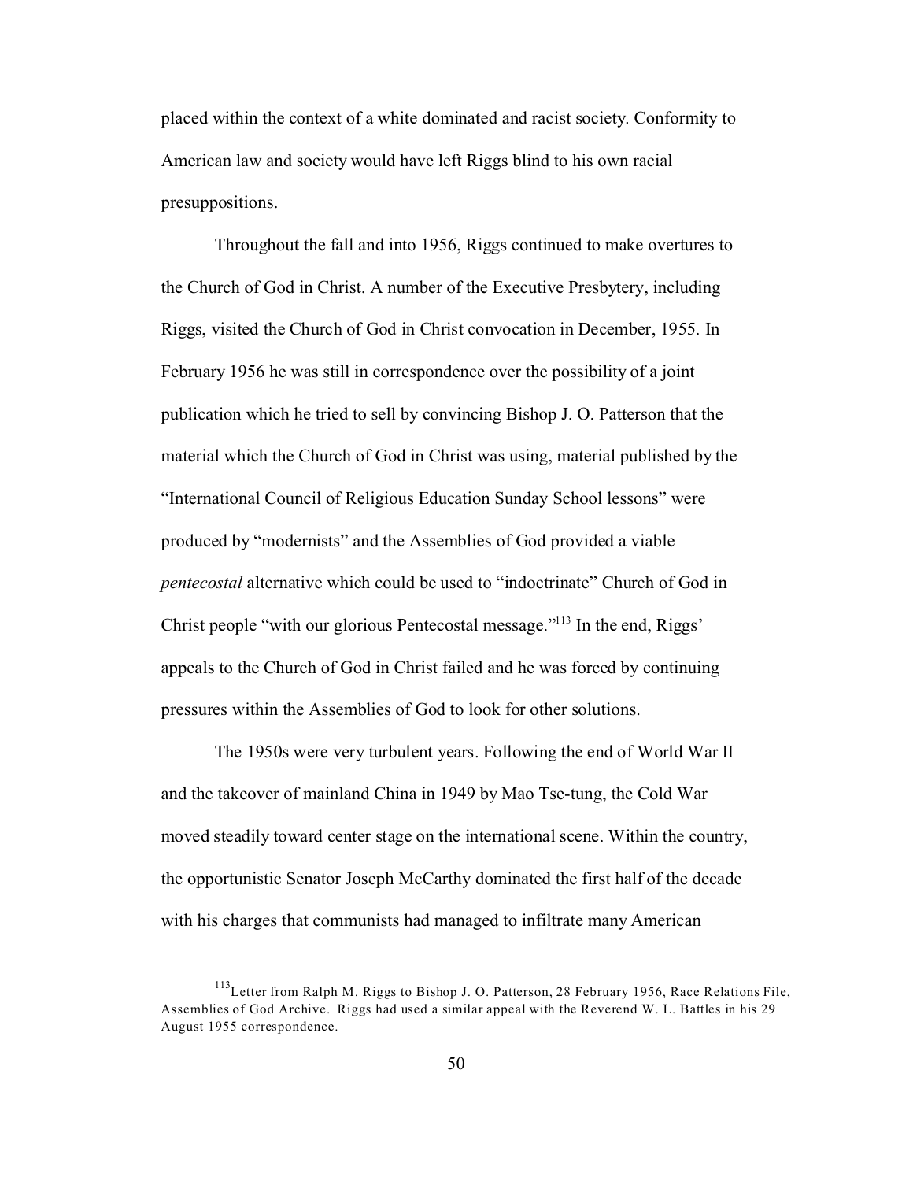placed within the context of a white dominated and racist society. Conformity to American law and society would have left Riggs blind to his own racial presuppositions.

Throughout the fall and into 1956, Riggs continued to make overtures to the Church of God in Christ. A number of the Executive Presbytery, including Riggs, visited the Church of God in Christ convocation in December, 1955. In February 1956 he was still in correspondence over the possibility of a joint publication which he tried to sell by convincing Bishop J. O. Patterson that the material which the Church of God in Christ was using, material published by the "International Council of Religious Education Sunday School lessons" were produced by "modernists" and the Assemblies of God provided a viable *pentecostal* alternative which could be used to "indoctrinate" Church of God in Christ people "with our glorious Pentecostal message."[113] In the end, Riggs' appeals to the Church of God in Christ failed and he was forced by continuing pressures within the Assemblies of God to look for other solutions.

The 1950s were very turbulent years. Following the end of World War II and the takeover of mainland China in 1949 by Mao Tse-tung, the Cold War moved steadily toward center stage on the international scene. Within the country, the opportunistic Senator Joseph McCarthy dominated the first half of the decade with his charges that communists had managed to infiltrate many American

---

[113] Letter from Ralph M. Riggs to Bishop J. O. Patterson, 28 February 1956, Race Relations File, Assemblies of God Archive. Riggs had used a similar appeal with the Reverend W. L. Battles in his 29 August 1955 correspondence.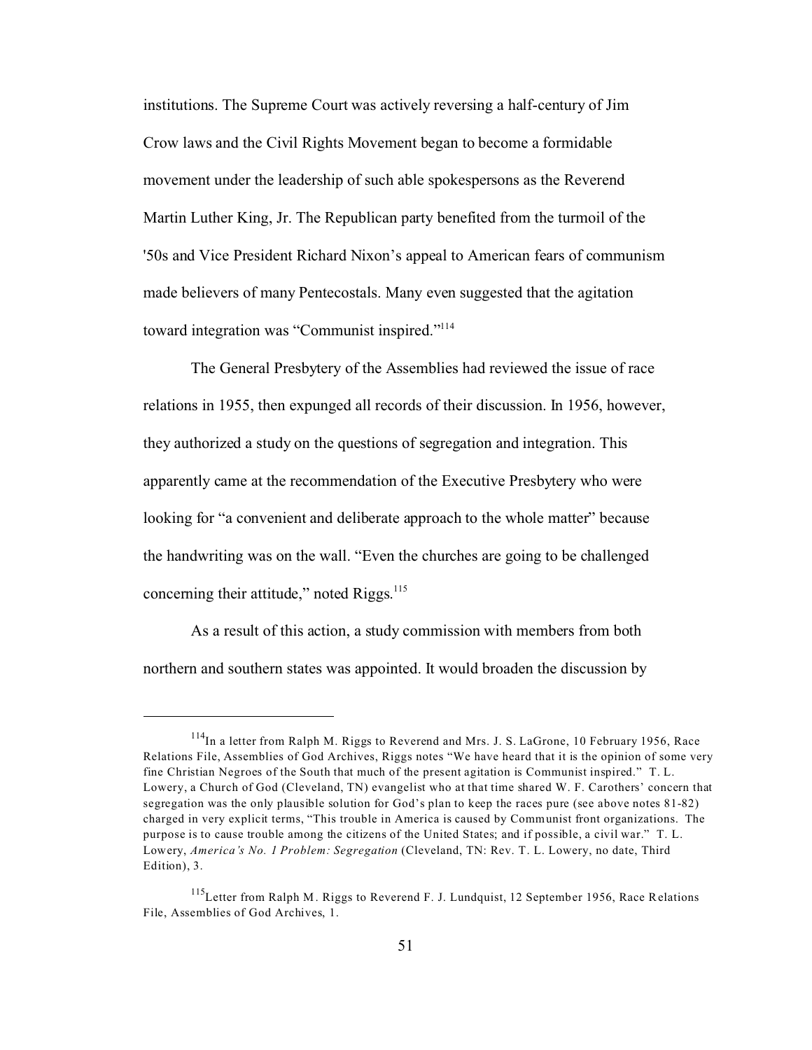institutions. The Supreme Court was actively reversing a half-century of Jim Crow laws and the Civil Rights Movement began to become a formidable movement under the leadership of such able spokespersons as the Reverend Martin Luther King, Jr. The Republican party benefited from the turmoil of the '50s and Vice President Richard Nixon's appeal to American fears of communism made believers of many Pentecostals. Many even suggested that the agitation toward integration was "Communist inspired."[114]

The General Presbytery of the Assemblies had reviewed the issue of race relations in 1955, then expunged all records of their discussion. In 1956, however, they authorized a study on the questions of segregation and integration. This apparently came at the recommendation of the Executive Presbytery who were looking for "a convenient and deliberate approach to the whole matter" because the handwriting was on the wall. "Even the churches are going to be challenged concerning their attitude," noted Riggs.[115]

As a result of this action, a study commission with members from both northern and southern states was appointed. It would broaden the discussion by

---

[114]In a letter from Ralph M. Riggs to Reverend and Mrs. J. S. LaGrone, 10 February 1956, Race Relations File, Assemblies of God Archives, Riggs notes "We have heard that it is the opinion of some very fine Christian Negroes of the South that much of the present agitation is Communist inspired." T. L. Lowery, a Church of God (Cleveland, TN) evangelist who at that time shared W. F. Carothers' concern that segregation was the only plausible solution for God's plan to keep the races pure (see above notes 81-82) charged in very explicit terms, "This trouble in America is caused by Communist front organizations. The purpose is to cause trouble among the citizens of the United States; and if possible, a civil war." T. L. Lowery, *America's No. 1 Problem: Segregation* (Cleveland, TN: Rev. T. L. Lowery, no date, Third Edition), 3.

[115]Letter from Ralph M. Riggs to Reverend F. J. Lundquist, 12 September 1956, Race Relations File, Assemblies of God Archives, 1.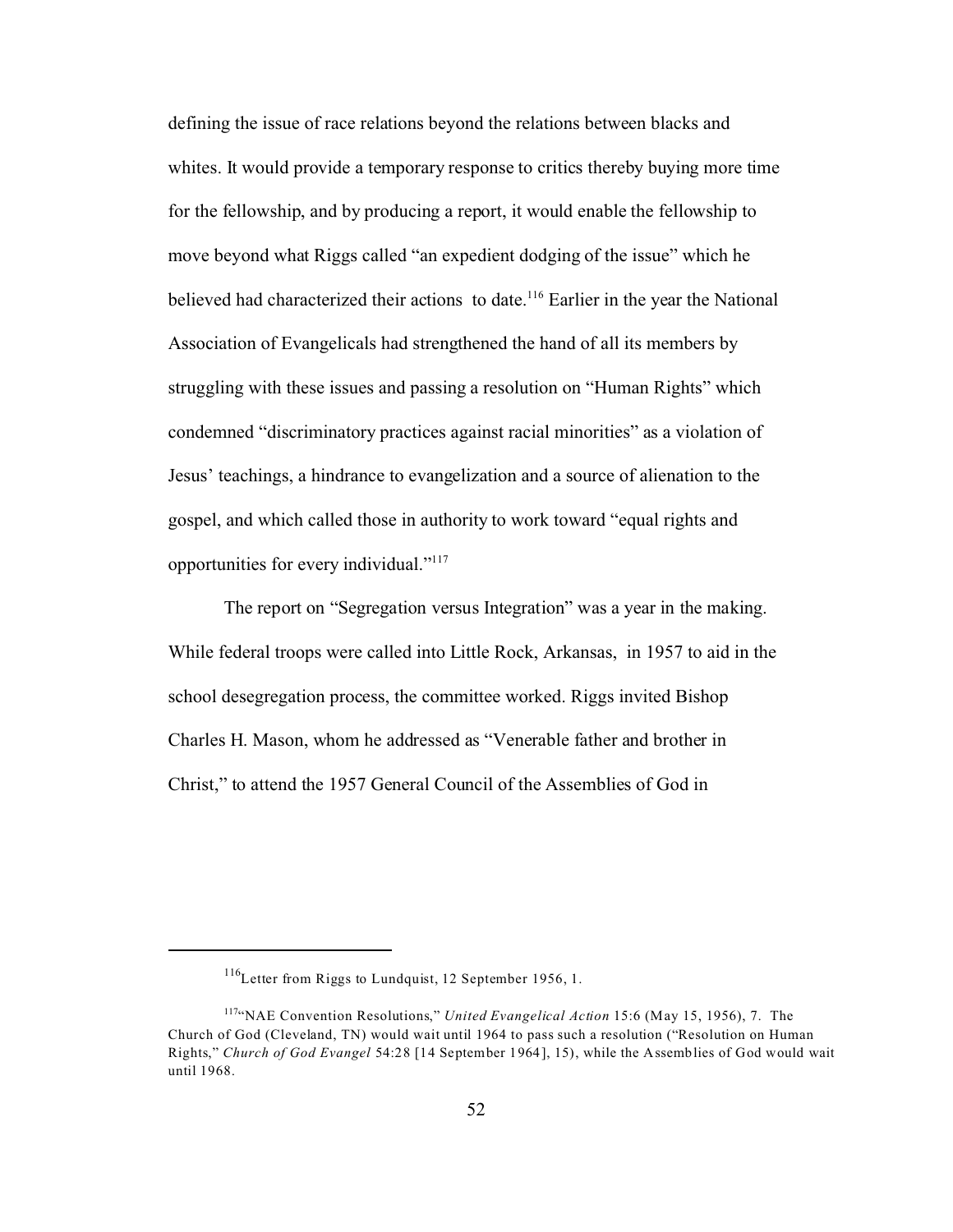defining the issue of race relations beyond the relations between blacks and whites. It would provide a temporary response to critics thereby buying more time for the fellowship, and by producing a report, it would enable the fellowship to move beyond what Riggs called "an expedient dodging of the issue" which he believed had characterized their actions to date.[116] Earlier in the year the National Association of Evangelicals had strengthened the hand of all its members by struggling with these issues and passing a resolution on "Human Rights" which condemned "discriminatory practices against racial minorities" as a violation of Jesus' teachings, a hindrance to evangelization and a source of alienation to the gospel, and which called those in authority to work toward "equal rights and opportunities for every individual."[117]

The report on "Segregation versus Integration" was a year in the making. While federal troops were called into Little Rock, Arkansas, in 1957 to aid in the school desegregation process, the committee worked. Riggs invited Bishop Charles H. Mason, whom he addressed as "Venerable father and brother in Christ," to attend the 1957 General Council of the Assemblies of God in

---

[116] Letter from Riggs to Lundquist, 12 September 1956, 1.

[117] "NAE Convention Resolutions," *United Evangelical Action* 15:6 (May 15, 1956), 7. The Church of God (Cleveland, TN) would wait until 1964 to pass such a resolution ("Resolution on Human Rights," *Church of God Evangel* 54:28 [14 September 1964], 15), while the Assemblies of God would wait until 1968.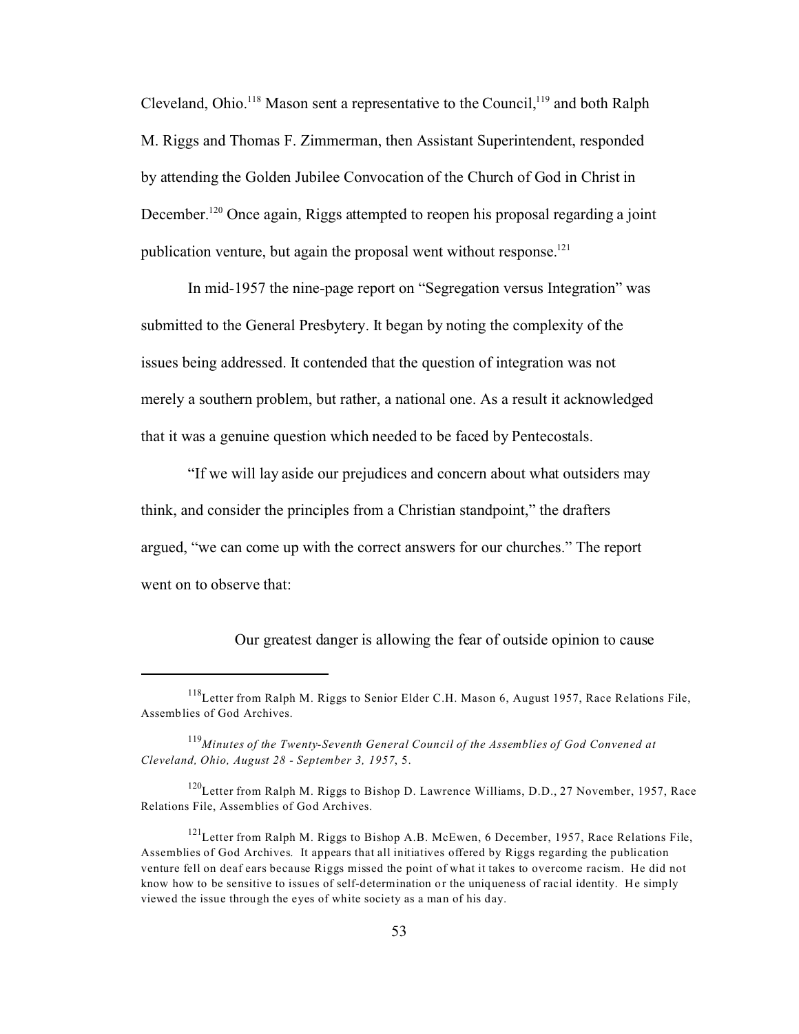Cleveland, Ohio.[118] Mason sent a representative to the Council,[119] and both Ralph M. Riggs and Thomas F. Zimmerman, then Assistant Superintendent, responded by attending the Golden Jubilee Convocation of the Church of God in Christ in December.[120] Once again, Riggs attempted to reopen his proposal regarding a joint publication venture, but again the proposal went without response.[121]

In mid-1957 the nine-page report on "Segregation versus Integration" was submitted to the General Presbytery. It began by noting the complexity of the issues being addressed. It contended that the question of integration was not merely a southern problem, but rather, a national one. As a result it acknowledged that it was a genuine question which needed to be faced by Pentecostals.

"If we will lay aside our prejudices and concern about what outsiders may think, and consider the principles from a Christian standpoint," the drafters argued, "we can come up with the correct answers for our churches." The report went on to observe that:

> Our greatest danger is allowing the fear of outside opinion to cause

---

[118] Letter from Ralph M. Riggs to Senior Elder C.H. Mason 6, August 1957, Race Relations File, Assemblies of God Archives.

[119] *Minutes of the Twenty-Seventh General Council of the Assemblies of God Convened at Cleveland, Ohio, August 28 - September 3, 1957*, 5.

[120] Letter from Ralph M. Riggs to Bishop D. Lawrence Williams, D.D., 27 November, 1957, Race Relations File, Assemblies of God Archives.

[121] Letter from Ralph M. Riggs to Bishop A.B. McEwen, 6 December, 1957, Race Relations File, Assemblies of God Archives. It appears that all initiatives offered by Riggs regarding the publication venture fell on deaf ears because Riggs missed the point of what it takes to overcome racism. He did not know how to be sensitive to issues of self-determination or the uniqueness of racial identity. He simply viewed the issue through the eyes of white society as a man of his day.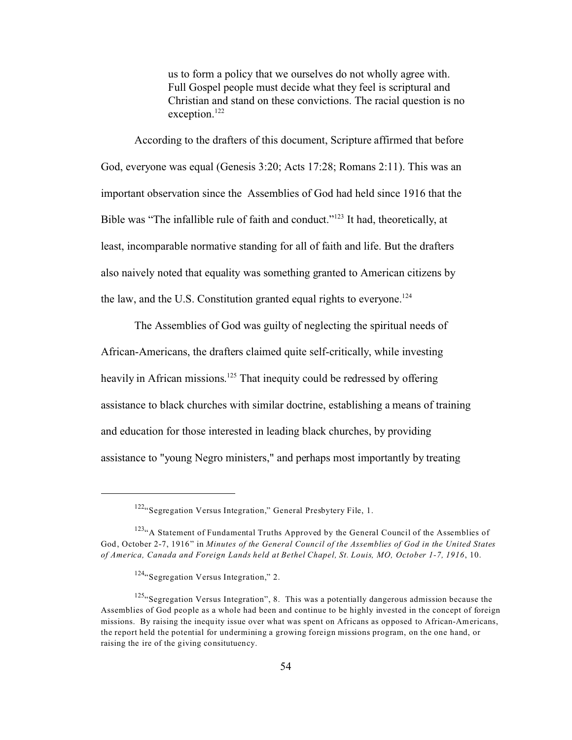> us to form a policy that we ourselves do not wholly agree with. Full Gospel people must decide what they feel is scriptural and Christian and stand on these convictions. The racial question is no exception.[122]

According to the drafters of this document, Scripture affirmed that before God, everyone was equal (Genesis 3:20; Acts 17:28; Romans 2:11). This was an important observation since the Assemblies of God had held since 1916 that the Bible was "The infallible rule of faith and conduct."[123] It had, theoretically, at least, incomparable normative standing for all of faith and life. But the drafters also naively noted that equality was something granted to American citizens by the law, and the U.S. Constitution granted equal rights to everyone.[124]

The Assemblies of God was guilty of neglecting the spiritual needs of African-Americans, the drafters claimed quite self-critically, while investing heavily in African missions.[125] That inequity could be redressed by offering assistance to black churches with similar doctrine, establishing a means of training and education for those interested in leading black churches, by providing assistance to "young Negro ministers," and perhaps most importantly by treating

---

[122] "Segregation Versus Integration," General Presbytery File, 1.

[123] "A Statement of Fundamental Truths Approved by the General Council of the Assemblies of God, October 2-7, 1916" in *Minutes of the General Council of the Assemblies of God in the United States of America, Canada and Foreign Lands held at Bethel Chapel, St. Louis, MO, October 1-7, 1916*, 10.

[124] "Segregation Versus Integration," 2.

[125] "Segregation Versus Integration", 8. This was a potentially dangerous admission because the Assemblies of God people as a whole had been and continue to be highly invested in the concept of foreign missions. By raising the inequity issue over what was spent on Africans as opposed to African-Americans, the report held the potential for undermining a growing foreign missions program, on the one hand, or raising the ire of the giving consitutuency.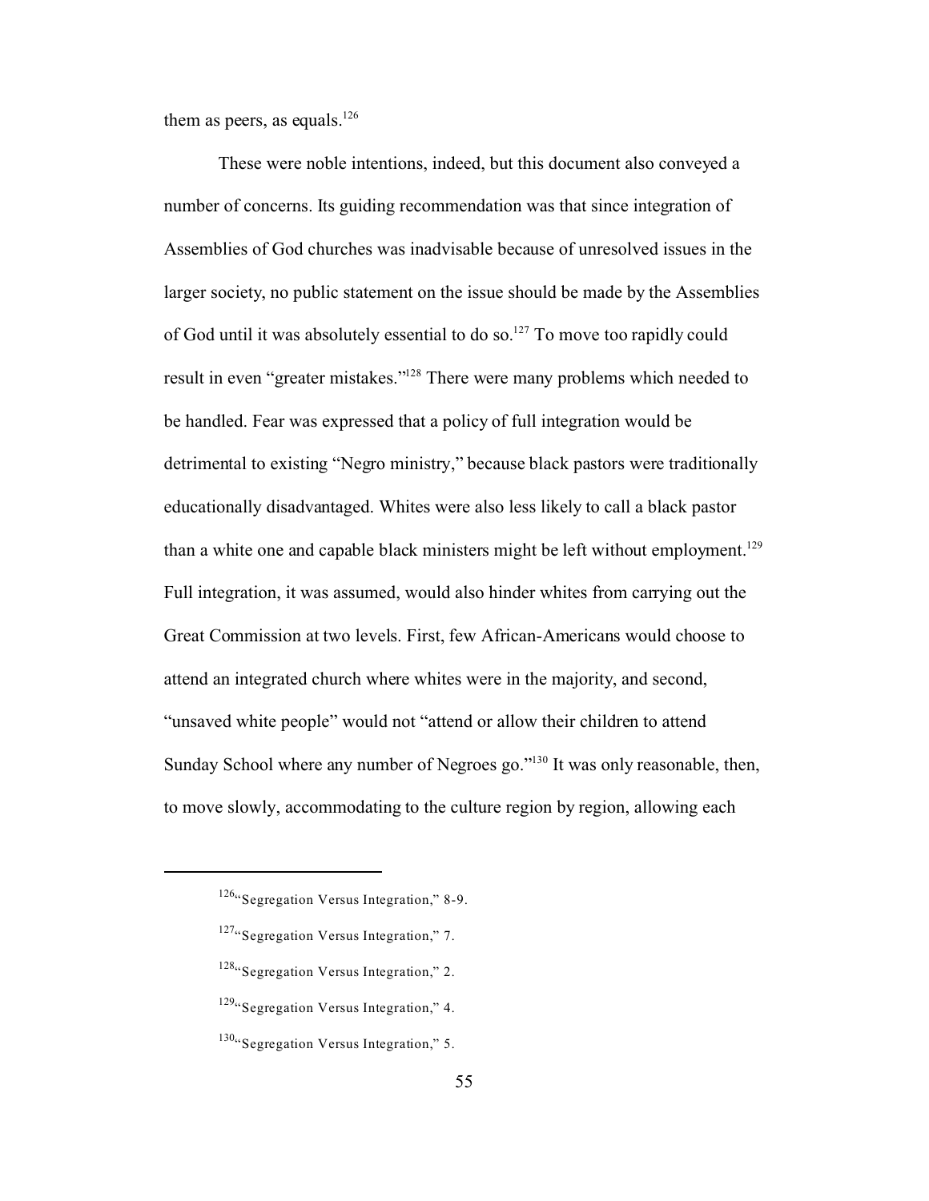them as peers, as equals.[126]

These were noble intentions, indeed, but this document also conveyed a number of concerns. Its guiding recommendation was that since integration of Assemblies of God churches was inadvisable because of unresolved issues in the larger society, no public statement on the issue should be made by the Assemblies of God until it was absolutely essential to do so.[127] To move too rapidly could result in even "greater mistakes."[128] There were many problems which needed to be handled. Fear was expressed that a policy of full integration would be detrimental to existing "Negro ministry," because black pastors were traditionally educationally disadvantaged. Whites were also less likely to call a black pastor than a white one and capable black ministers might be left without employment.[129] Full integration, it was assumed, would also hinder whites from carrying out the Great Commission at two levels. First, few African-Americans would choose to attend an integrated church where whites were in the majority, and second, "unsaved white people" would not "attend or allow their children to attend Sunday School where any number of Negroes go."[130] It was only reasonable, then, to move slowly, accommodating to the culture region by region, allowing each

---

[126] "Segregation Versus Integration," 8-9.

[127] "Segregation Versus Integration," 7.

[128] "Segregation Versus Integration," 2.

[129] "Segregation Versus Integration," 4.

[130] "Segregation Versus Integration," 5.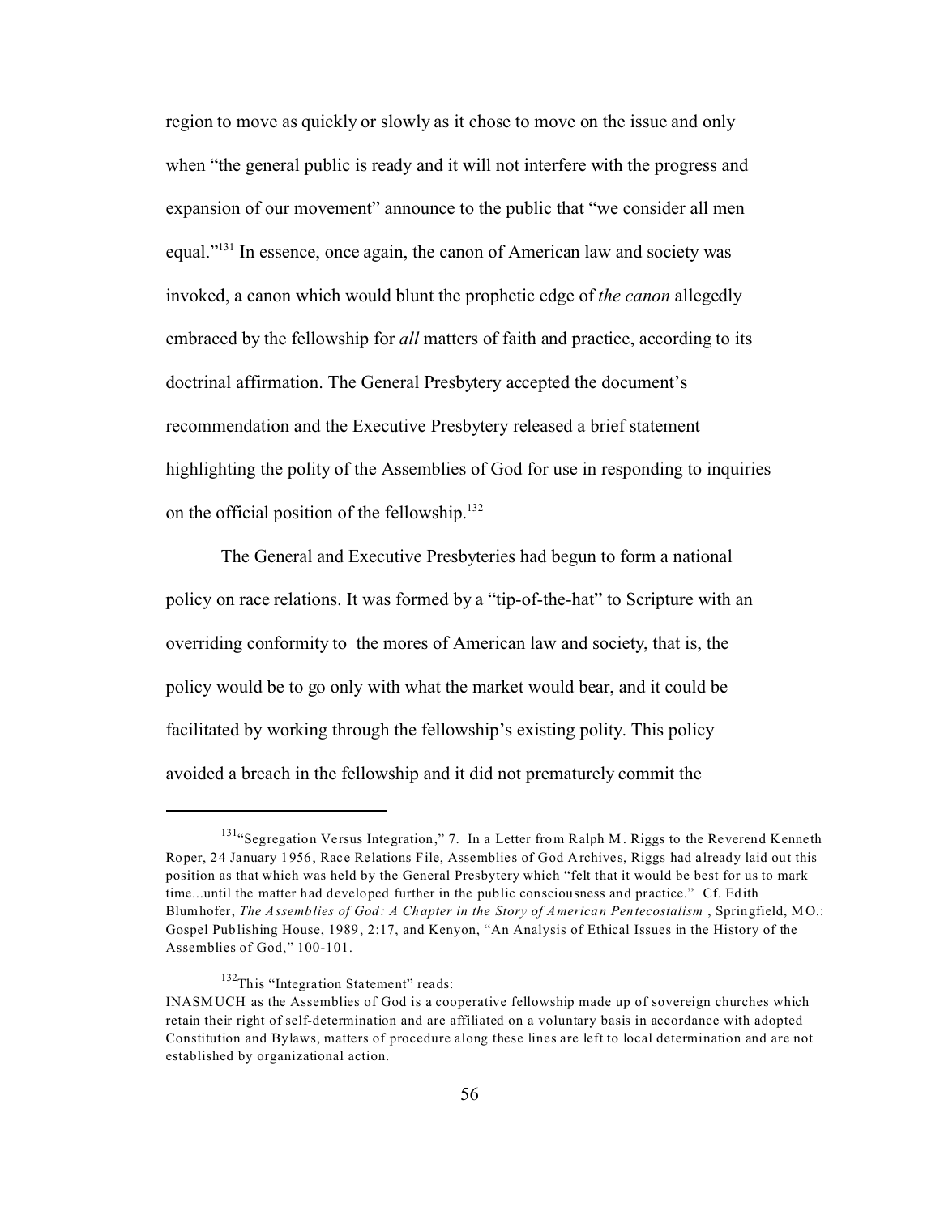region to move as quickly or slowly as it chose to move on the issue and only when "the general public is ready and it will not interfere with the progress and expansion of our movement" announce to the public that "we consider all men equal."[131] In essence, once again, the canon of American law and society was invoked, a canon which would blunt the prophetic edge of *the canon* allegedly embraced by the fellowship for *all* matters of faith and practice, according to its doctrinal affirmation. The General Presbytery accepted the document's recommendation and the Executive Presbytery released a brief statement highlighting the polity of the Assemblies of God for use in responding to inquiries on the official position of the fellowship.[132]

The General and Executive Presbyteries had begun to form a national policy on race relations. It was formed by a "tip-of-the-hat" to Scripture with an overriding conformity to the mores of American law and society, that is, the policy would be to go only with what the market would bear, and it could be facilitated by working through the fellowship's existing polity. This policy avoided a breach in the fellowship and it did not prematurely commit the

---

[131]"Segregation Versus Integration," 7. In a Letter from Ralph M. Riggs to the Reverend Kenneth Roper, 24 January 1956, Race Relations File, Assemblies of God Archives, Riggs had already laid out this position as that which was held by the General Presbytery which "felt that it would be best for us to mark time...until the matter had developed further in the public consciousness and practice." Cf. Edith Blumhofer, *The Assemblies of God: A Chapter in the Story of American Pentecostalism* , Springfield, MO.: Gospel Publishing House, 1989, 2:17, and Kenyon, "An Analysis of Ethical Issues in the History of the Assemblies of God," 100-101.

[132]This "Integration Statement" reads:
INASMUCH as the Assemblies of God is a cooperative fellowship made up of sovereign churches which retain their right of self-determination and are affiliated on a voluntary basis in accordance with adopted Constitution and Bylaws, matters of procedure along these lines are left to local determination and are not established by organizational action.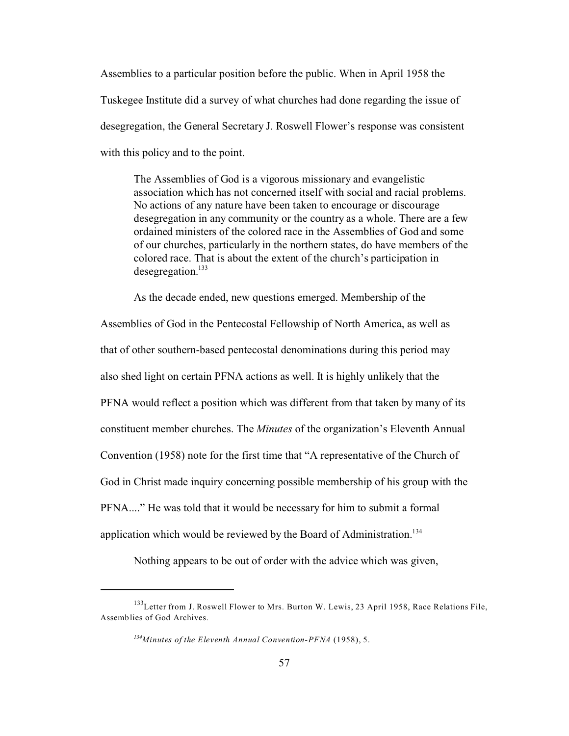Assemblies to a particular position before the public. When in April 1958 the Tuskegee Institute did a survey of what churches had done regarding the issue of desegregation, the General Secretary J. Roswell Flower's response was consistent with this policy and to the point.

> The Assemblies of God is a vigorous missionary and evangelistic association which has not concerned itself with social and racial problems. No actions of any nature have been taken to encourage or discourage desegregation in any community or the country as a whole. There are a few ordained ministers of the colored race in the Assemblies of God and some of our churches, particularly in the northern states, do have members of the colored race. That is about the extent of the church's participation in desegregation.[133]

As the decade ended, new questions emerged. Membership of the Assemblies of God in the Pentecostal Fellowship of North America, as well as that of other southern-based pentecostal denominations during this period may also shed light on certain PFNA actions as well. It is highly unlikely that the PFNA would reflect a position which was different from that taken by many of its constituent member churches. The *Minutes* of the organization's Eleventh Annual Convention (1958) note for the first time that "A representative of the Church of God in Christ made inquiry concerning possible membership of his group with the PFNA...." He was told that it would be necessary for him to submit a formal application which would be reviewed by the Board of Administration.[134]

Nothing appears to be out of order with the advice which was given,

---

[133] Letter from J. Roswell Flower to Mrs. Burton W. Lewis, 23 April 1958, Race Relations File, Assemblies of God Archives.

[134] *Minutes of the Eleventh Annual Convention-PFNA* (1958), 5.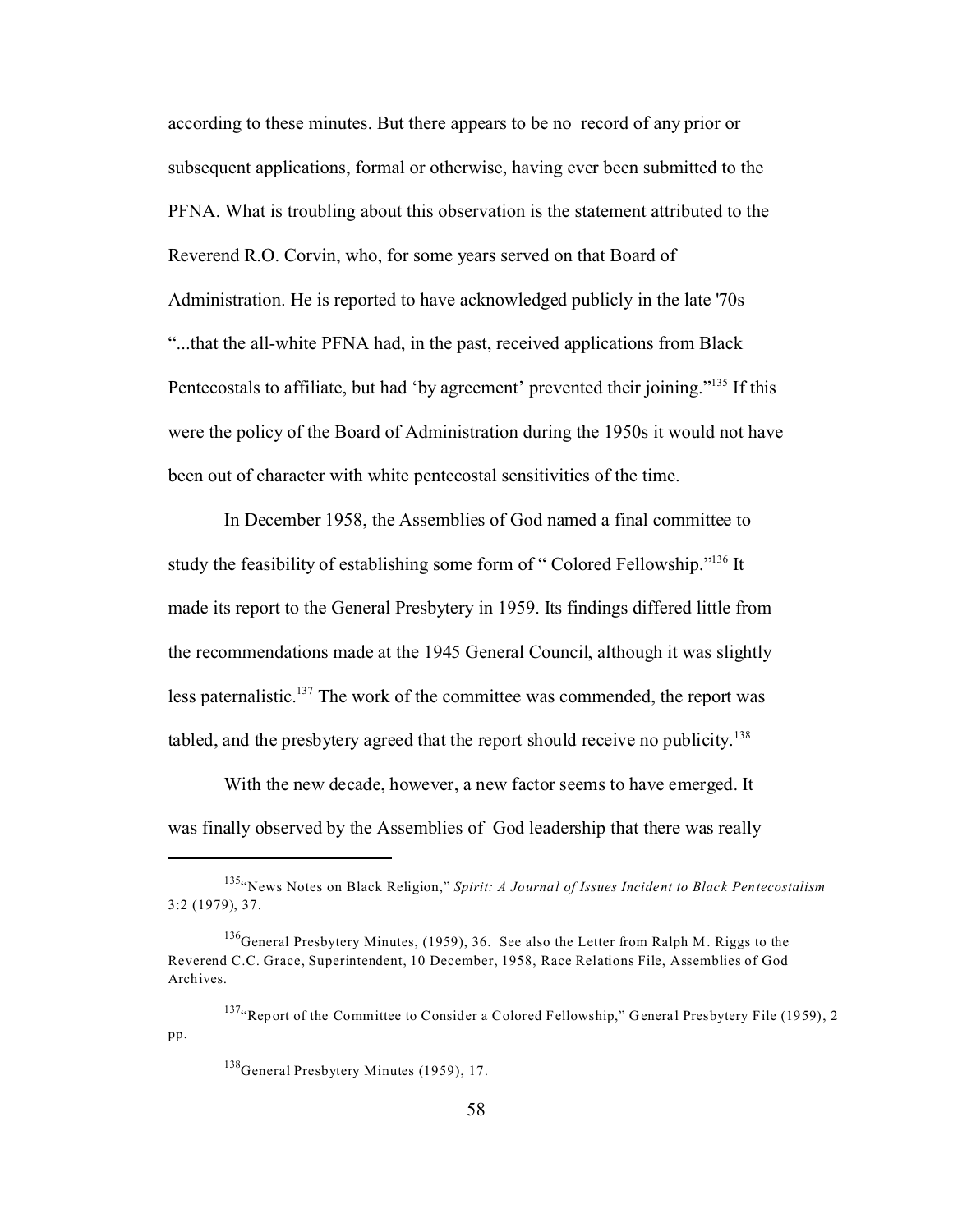according to these minutes. But there appears to be no record of any prior or subsequent applications, formal or otherwise, having ever been submitted to the PFNA. What is troubling about this observation is the statement attributed to the Reverend R.O. Corvin, who, for some years served on that Board of Administration. He is reported to have acknowledged publicly in the late '70s "...that the all-white PFNA had, in the past, received applications from Black Pentecostals to affiliate, but had 'by agreement' prevented their joining."[135] If this were the policy of the Board of Administration during the 1950s it would not have been out of character with white pentecostal sensitivities of the time.

In December 1958, the Assemblies of God named a final committee to study the feasibility of establishing some form of " Colored Fellowship."[136] It made its report to the General Presbytery in 1959. Its findings differed little from the recommendations made at the 1945 General Council, although it was slightly less paternalistic.[137] The work of the committee was commended, the report was tabled, and the presbytery agreed that the report should receive no publicity.[138]

With the new decade, however, a new factor seems to have emerged. It was finally observed by the Assemblies of God leadership that there was really

---

[135] "News Notes on Black Religion," *Spirit: A Journal of Issues Incident to Black Pentecostalism* 3:2 (1979), 37.

[136] General Presbytery Minutes, (1959), 36. See also the Letter from Ralph M. Riggs to the Reverend C.C. Grace, Superintendent, 10 December, 1958, Race Relations File, Assemblies of God Archives.

[137] "Report of the Committee to Consider a Colored Fellowship," General Presbytery File (1959), 2 pp.

[138] General Presbytery Minutes (1959), 17.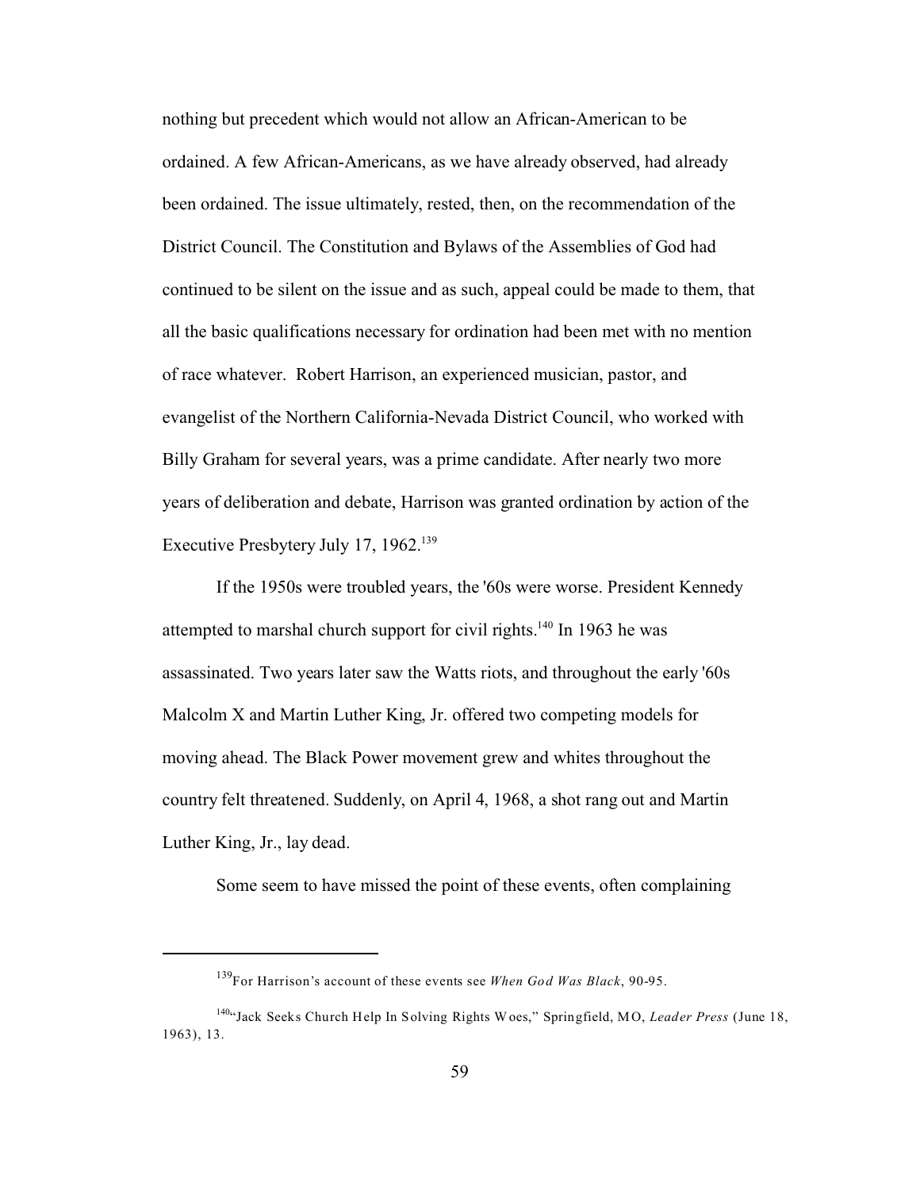nothing but precedent which would not allow an African-American to be ordained. A few African-Americans, as we have already observed, had already been ordained. The issue ultimately, rested, then, on the recommendation of the District Council. The Constitution and Bylaws of the Assemblies of God had continued to be silent on the issue and as such, appeal could be made to them, that all the basic qualifications necessary for ordination had been met with no mention of race whatever. Robert Harrison, an experienced musician, pastor, and evangelist of the Northern California-Nevada District Council, who worked with Billy Graham for several years, was a prime candidate. After nearly two more years of deliberation and debate, Harrison was granted ordination by action of the Executive Presbytery July 17, 1962.[139]

If the 1950s were troubled years, the '60s were worse. President Kennedy attempted to marshal church support for civil rights.[140] In 1963 he was assassinated. Two years later saw the Watts riots, and throughout the early '60s Malcolm X and Martin Luther King, Jr. offered two competing models for moving ahead. The Black Power movement grew and whites throughout the country felt threatened. Suddenly, on April 4, 1968, a shot rang out and Martin Luther King, Jr., lay dead.

Some seem to have missed the point of these events, often complaining

---

[139] For Harrison's account of these events see *When God Was Black*, 90-95.

[140] "Jack Seeks Church Help In Solving Rights Woes," Springfield, MO, *Leader Press* (June 18, 1963), 13.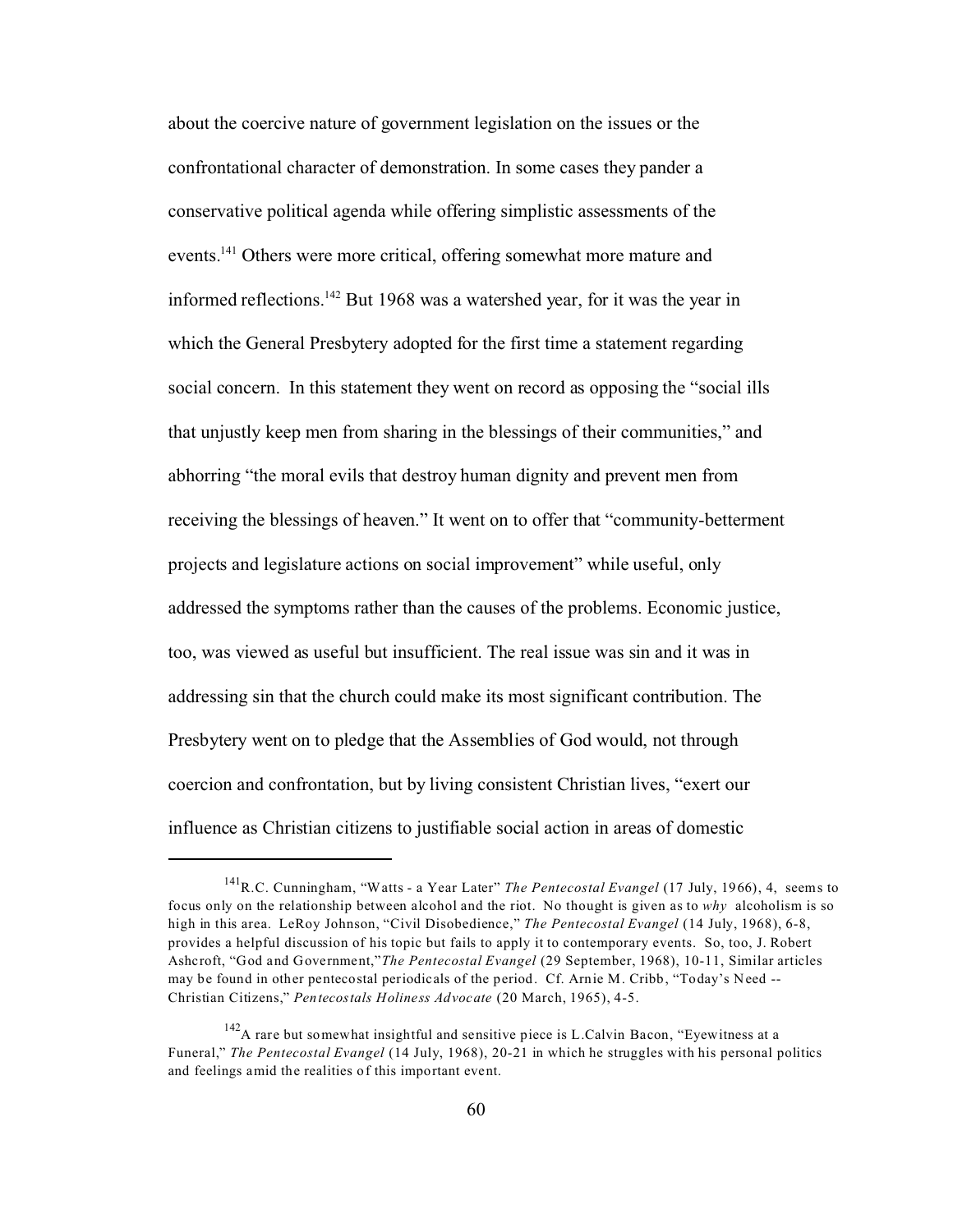about the coercive nature of government legislation on the issues or the confrontational character of demonstration. In some cases they pander a conservative political agenda while offering simplistic assessments of the events.[141] Others were more critical, offering somewhat more mature and informed reflections.[142] But 1968 was a watershed year, for it was the year in which the General Presbytery adopted for the first time a statement regarding social concern. In this statement they went on record as opposing the "social ills that unjustly keep men from sharing in the blessings of their communities," and abhorring "the moral evils that destroy human dignity and prevent men from receiving the blessings of heaven." It went on to offer that "community-betterment projects and legislature actions on social improvement" while useful, only addressed the symptoms rather than the causes of the problems. Economic justice, too, was viewed as useful but insufficient. The real issue was sin and it was in addressing sin that the church could make its most significant contribution. The Presbytery went on to pledge that the Assemblies of God would, not through coercion and confrontation, but by living consistent Christian lives, "exert our influence as Christian citizens to justifiable social action in areas of domestic

---

[141] R.C. Cunningham, "Watts - a Year Later" *The Pentecostal Evangel* (17 July, 1966), 4, seems to focus only on the relationship between alcohol and the riot. No thought is given as to *why* alcoholism is so high in this area. LeRoy Johnson, "Civil Disobedience," *The Pentecostal Evangel* (14 July, 1968), 6-8, provides a helpful discussion of his topic but fails to apply it to contemporary events. So, too, J. Robert Ashcroft, "God and Government,"*The Pentecostal Evangel* (29 September, 1968), 10-11, Similar articles may be found in other pentecostal periodicals of the period. Cf. Arnie M. Cribb, "Today's Need -- Christian Citizens," *Pentecostals Holiness Advocate* (20 March, 1965), 4-5.

[142] A rare but somewhat insightful and sensitive piece is L.Calvin Bacon, "Eyewitness at a Funeral," *The Pentecostal Evangel* (14 July, 1968), 20-21 in which he struggles with his personal politics and feelings amid the realities of this important event.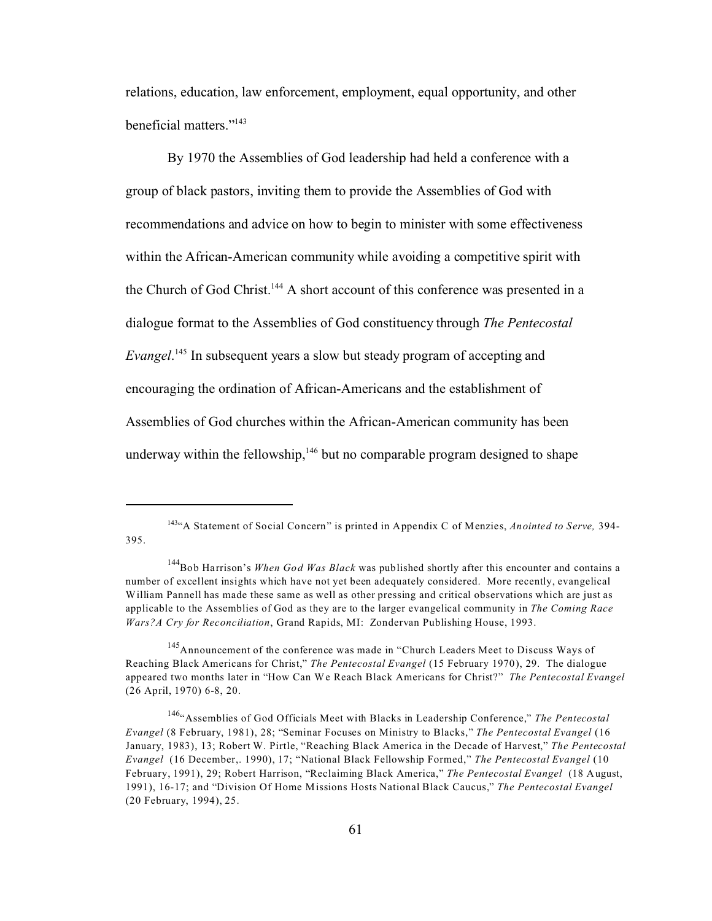relations, education, law enforcement, employment, equal opportunity, and other beneficial matters."[143]

By 1970 the Assemblies of God leadership had held a conference with a group of black pastors, inviting them to provide the Assemblies of God with recommendations and advice on how to begin to minister with some effectiveness within the African-American community while avoiding a competitive spirit with the Church of God Christ.[144] A short account of this conference was presented in a dialogue format to the Assemblies of God constituency through *The Pentecostal Evangel*.[145] In subsequent years a slow but steady program of accepting and encouraging the ordination of African-Americans and the establishment of Assemblies of God churches within the African-American community has been underway within the fellowship,[146] but no comparable program designed to shape

---

[143] "A Statement of Social Concern" is printed in Appendix C of Menzies, *Anointed to Serve,* 394-395.

[144] Bob Harrison's *When God Was Black* was published shortly after this encounter and contains a number of excellent insights which have not yet been adequately considered. More recently, evangelical William Pannell has made these same as well as other pressing and critical observations which are just as applicable to the Assemblies of God as they are to the larger evangelical community in *The Coming Race Wars?A Cry for Reconciliation*, Grand Rapids, MI: Zondervan Publishing House, 1993.

[145] Announcement of the conference was made in "Church Leaders Meet to Discuss Ways of Reaching Black Americans for Christ," *The Pentecostal Evangel* (15 February 1970), 29. The dialogue appeared two months later in "How Can We Reach Black Americans for Christ?" *The Pentecostal Evangel* (26 April, 1970) 6-8, 20.

[146] "Assemblies of God Officials Meet with Blacks in Leadership Conference," *The Pentecostal Evangel* (8 February, 1981), 28; "Seminar Focuses on Ministry to Blacks," *The Pentecostal Evangel* (16 January, 1983), 13; Robert W. Pirtle, "Reaching Black America in the Decade of Harvest," *The Pentecostal Evangel* (16 December,. 1990), 17; "National Black Fellowship Formed," *The Pentecostal Evangel* (10 February, 1991), 29; Robert Harrison, "Reclaiming Black America," *The Pentecostal Evangel* (18 August, 1991), 16-17; and "Division Of Home Missions Hosts National Black Caucus," *The Pentecostal Evangel* (20 February, 1994), 25.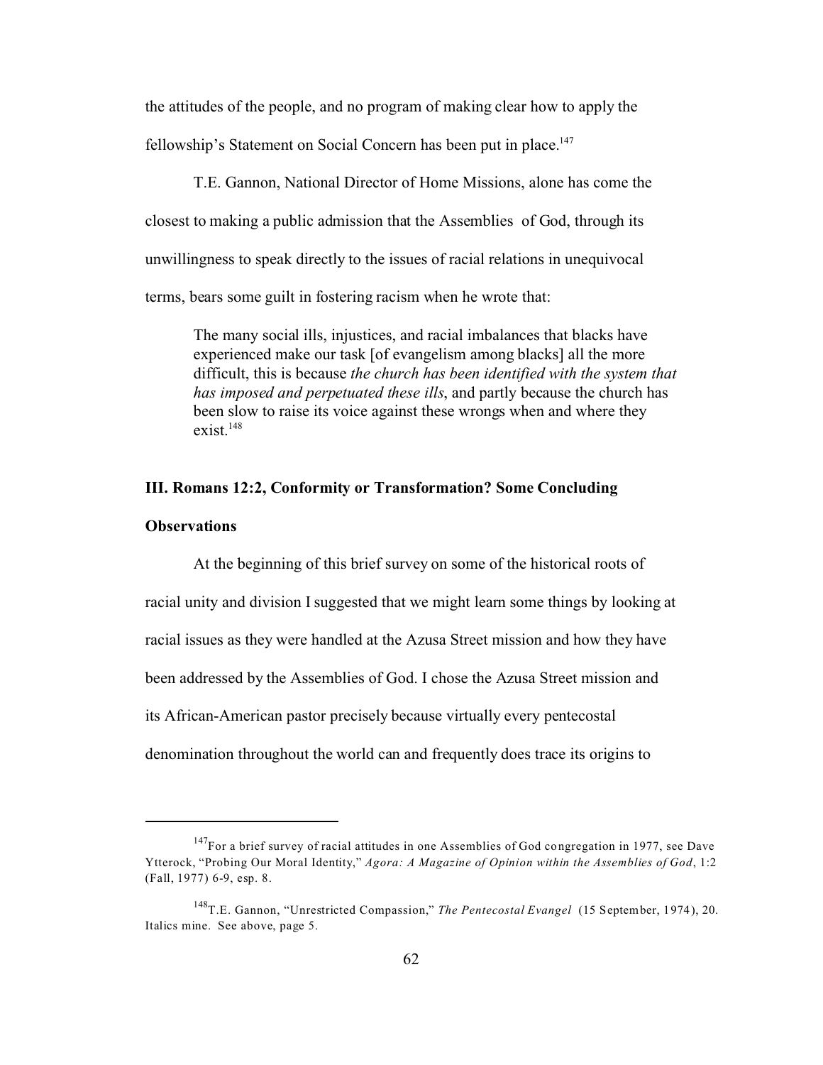the attitudes of the people, and no program of making clear how to apply the fellowship's Statement on Social Concern has been put in place.[147]

T.E. Gannon, National Director of Home Missions, alone has come the closest to making a public admission that the Assemblies of God, through its unwillingness to speak directly to the issues of racial relations in unequivocal terms, bears some guilt in fostering racism when he wrote that:

> The many social ills, injustices, and racial imbalances that blacks have experienced make our task [of evangelism among blacks] all the more difficult, this is because *the church has been identified with the system that has imposed and perpetuated these ills*, and partly because the church has been slow to raise its voice against these wrongs when and where they exist.[148]

### III. Romans 12:2, Conformity or Transformation? Some Concluding Observations

At the beginning of this brief survey on some of the historical roots of racial unity and division I suggested that we might learn some things by looking at racial issues as they were handled at the Azusa Street mission and how they have been addressed by the Assemblies of God. I chose the Azusa Street mission and its African-American pastor precisely because virtually every pentecostal denomination throughout the world can and frequently does trace its origins to

---

[147] For a brief survey of racial attitudes in one Assemblies of God congregation in 1977, see Dave Ytterock, "Probing Our Moral Identity," *Agora: A Magazine of Opinion within the Assemblies of God*, 1:2 (Fall, 1977) 6-9, esp. 8.

[148] T.E. Gannon, "Unrestricted Compassion," *The Pentecostal Evangel* (15 September, 1974), 20. Italics mine. See above, page 5.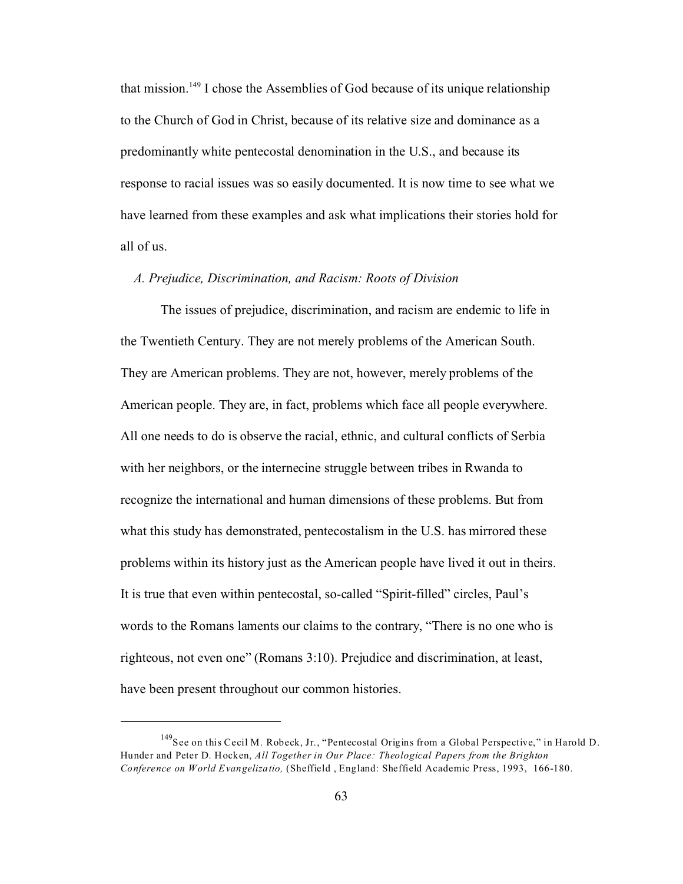that mission.[149] I chose the Assemblies of God because of its unique relationship to the Church of God in Christ, because of its relative size and dominance as a predominantly white pentecostal denomination in the U.S., and because its response to racial issues was so easily documented. It is now time to see what we have learned from these examples and ask what implications their stories hold for all of us.

### *A. Prejudice, Discrimination, and Racism: Roots of Division*

The issues of prejudice, discrimination, and racism are endemic to life in the Twentieth Century. They are not merely problems of the American South. They are American problems. They are not, however, merely problems of the American people. They are, in fact, problems which face all people everywhere. All one needs to do is observe the racial, ethnic, and cultural conflicts of Serbia with her neighbors, or the internecine struggle between tribes in Rwanda to recognize the international and human dimensions of these problems. But from what this study has demonstrated, pentecostalism in the U.S. has mirrored these problems within its history just as the American people have lived it out in theirs. It is true that even within pentecostal, so-called "Spirit-filled" circles, Paul's words to the Romans laments our claims to the contrary, "There is no one who is righteous, not even one" (Romans 3:10). Prejudice and discrimination, at least, have been present throughout our common histories.

---

[149]See on this Cecil M. Robeck, Jr., "Pentecostal Origins from a Global Perspective," in Harold D. Hunder and Peter D. Hocken, *All Together in Our Place: Theological Papers from the Brighton Conference on World Evangelizatio,* (Sheffield , England: Sheffield Academic Press, 1993, 166-180.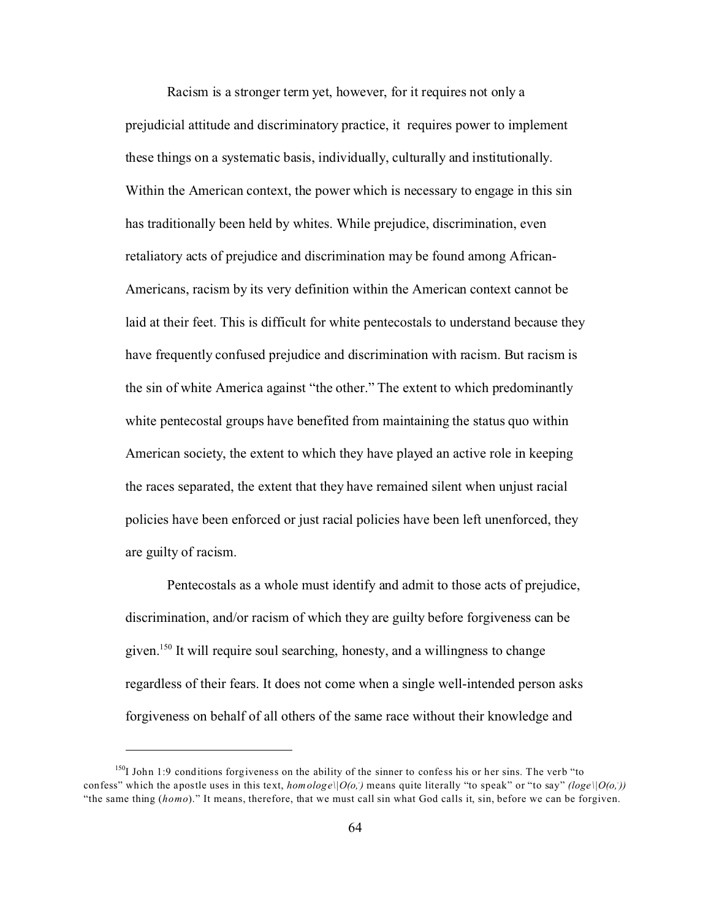Racism is a stronger term yet, however, for it requires not only a prejudicial attitude and discriminatory practice, it requires power to implement these things on a systematic basis, individually, culturally and institutionally. Within the American context, the power which is necessary to engage in this sin has traditionally been held by whites. While prejudice, discrimination, even retaliatory acts of prejudice and discrimination may be found among African-Americans, racism by its very definition within the American context cannot be laid at their feet. This is difficult for white pentecostals to understand because they have frequently confused prejudice and discrimination with racism. But racism is the sin of white America against "the other." The extent to which predominantly white pentecostal groups have benefited from maintaining the status quo within American society, the extent to which they have played an active role in keeping the races separated, the extent that they have remained silent when unjust racial policies have been enforced or just racial policies have been left unenforced, they are guilty of racism.

Pentecostals as a whole must identify and admit to those acts of prejudice, discrimination, and/or racism of which they are guilty before forgiveness can be given.[150] It will require soul searching, honesty, and a willingness to change regardless of their fears. It does not come when a single well-intended person asks forgiveness on behalf of all others of the same race without their knowledge and

---

[150]I John 1:9 conditions forgiveness on the ability of the sinner to confess his or her sins. The verb "to confess" which the apostle uses in this text, *homologe\|O(o,)* means quite literally "to speak" or "to say" *(loge\|O(o,))* "the same thing (*homo*)." It means, therefore, that we must call sin what God calls it, sin, before we can be forgiven.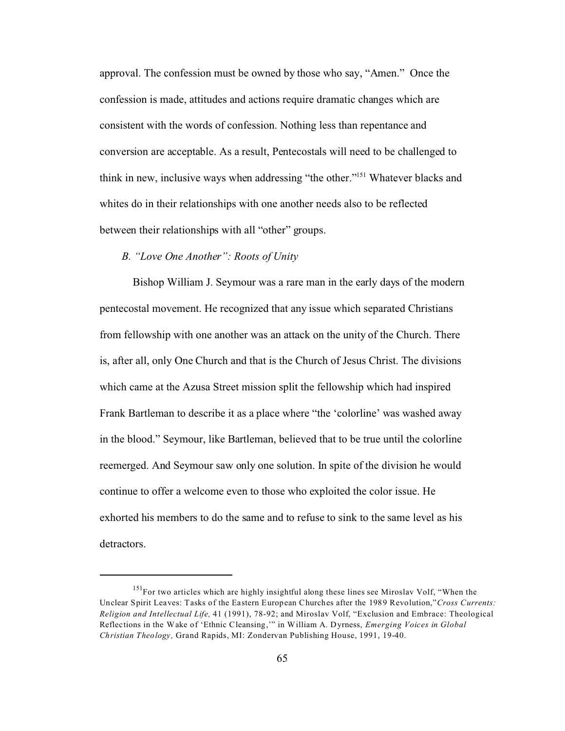approval. The confession must be owned by those who say, "Amen." Once the confession is made, attitudes and actions require dramatic changes which are consistent with the words of confession. Nothing less than repentance and conversion are acceptable. As a result, Pentecostals will need to be challenged to think in new, inclusive ways when addressing "the other."[151] Whatever blacks and whites do in their relationships with one another needs also to be reflected between their relationships with all "other" groups.

### *B. "Love One Another": Roots of Unity*

Bishop William J. Seymour was a rare man in the early days of the modern pentecostal movement. He recognized that any issue which separated Christians from fellowship with one another was an attack on the unity of the Church. There is, after all, only One Church and that is the Church of Jesus Christ. The divisions which came at the Azusa Street mission split the fellowship which had inspired Frank Bartleman to describe it as a place where "the 'colorline' was washed away in the blood." Seymour, like Bartleman, believed that to be true until the colorline reemerged. And Seymour saw only one solution. In spite of the division he would continue to offer a welcome even to those who exploited the color issue. He exhorted his members to do the same and to refuse to sink to the same level as his detractors.

---

[151] For two articles which are highly insightful along these lines see Miroslav Volf, "When the Unclear Spirit Leaves: Tasks of the Eastern European Churches after the 1989 Revolution," *Cross Currents: Religion and Intellectual Life,* 41 (1991), 78-92; and Miroslav Volf, "Exclusion and Embrace: Theological Reflections in the Wake of 'Ethnic Cleansing,'" in William A. Dyrness, *Emerging Voices in Global Christian Theology,* Grand Rapids, MI: Zondervan Publishing House, 1991, 19-40.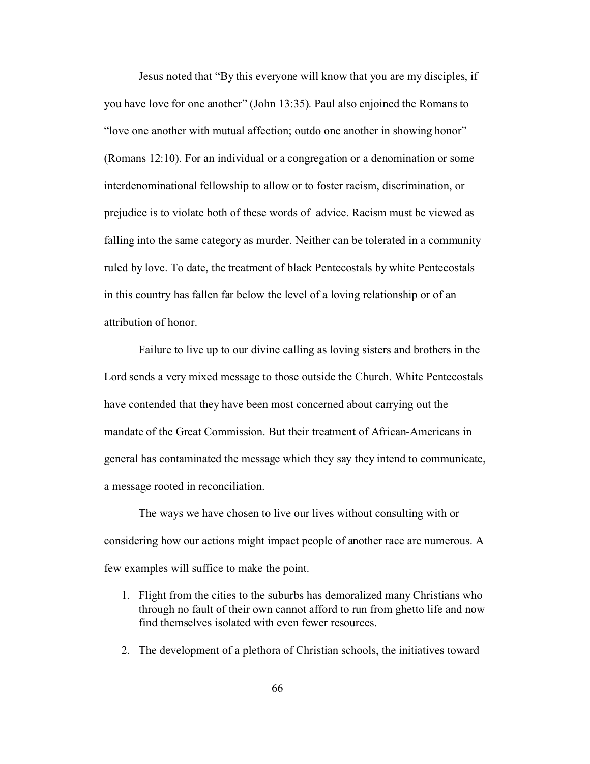Jesus noted that "By this everyone will know that you are my disciples, if you have love for one another" (John 13:35). Paul also enjoined the Romans to "love one another with mutual affection; outdo one another in showing honor" (Romans 12:10). For an individual or a congregation or a denomination or some interdenominational fellowship to allow or to foster racism, discrimination, or prejudice is to violate both of these words of advice. Racism must be viewed as falling into the same category as murder. Neither can be tolerated in a community ruled by love. To date, the treatment of black Pentecostals by white Pentecostals in this country has fallen far below the level of a loving relationship or of an attribution of honor.

Failure to live up to our divine calling as loving sisters and brothers in the Lord sends a very mixed message to those outside the Church. White Pentecostals have contended that they have been most concerned about carrying out the mandate of the Great Commission. But their treatment of African-Americans in general has contaminated the message which they say they intend to communicate, a message rooted in reconciliation.

The ways we have chosen to live our lives without consulting with or considering how our actions might impact people of another race are numerous. A few examples will suffice to make the point.

1. Flight from the cities to the suburbs has demoralized many Christians who through no fault of their own cannot afford to run from ghetto life and now find themselves isolated with even fewer resources.
2. The development of a plethora of Christian schools, the initiatives toward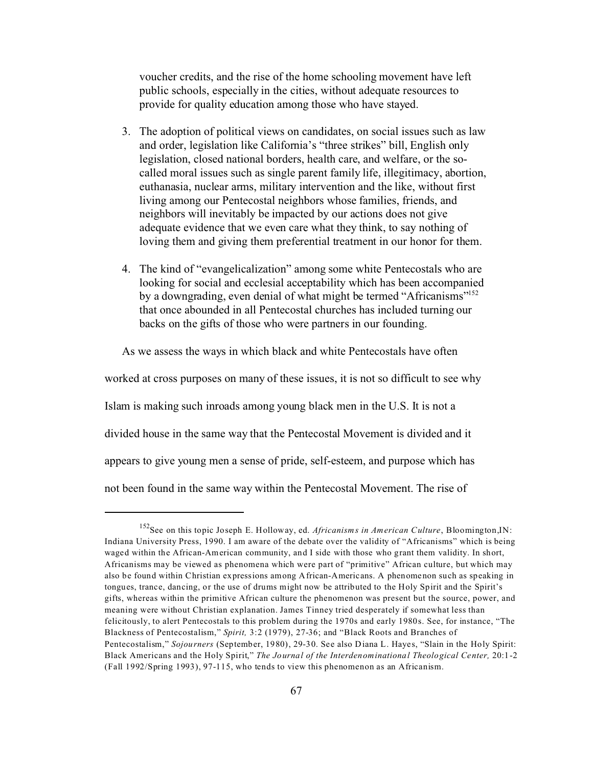voucher credits, and the rise of the home schooling movement have left public schools, especially in the cities, without adequate resources to provide for quality education among those who have stayed.

3. The adoption of political views on candidates, on social issues such as law and order, legislation like California's "three strikes" bill, English only legislation, closed national borders, health care, and welfare, or the so-called moral issues such as single parent family life, illegitimacy, abortion, euthanasia, nuclear arms, military intervention and the like, without first living among our Pentecostal neighbors whose families, friends, and neighbors will inevitably be impacted by our actions does not give adequate evidence that we even care what they think, to say nothing of loving them and giving them preferential treatment in our honor for them.

4. The kind of "evangelicalization" among some white Pentecostals who are looking for social and ecclesial acceptability which has been accompanied by a downgrading, even denial of what might be termed "Africanisms"[152] that once abounded in all Pentecostal churches has included turning our backs on the gifts of those who were partners in our founding.

As we assess the ways in which black and white Pentecostals have often worked at cross purposes on many of these issues, it is not so difficult to see why Islam is making such inroads among young black men in the U.S. It is not a divided house in the same way that the Pentecostal Movement is divided and it appears to give young men a sense of pride, self-esteem, and purpose which has not been found in the same way within the Pentecostal Movement. The rise of

[152]See on this topic Joseph E. Holloway, ed. *Africanisms in American Culture*, Bloomington,IN: Indiana University Press, 1990. I am aware of the debate over the validity of "Africanisms" which is being waged within the African-American community, and I side with those who grant them validity. In short, Africanisms may be viewed as phenomena which were part of "primitive" African culture, but which may also be found within Christian expressions among African-Americans. A phenomenon such as speaking in tongues, trance, dancing, or the use of drums might now be attributed to the Holy Spirit and the Spirit's gifts, whereas within the primitive African culture the phenomenon was present but the source, power, and meaning were without Christian explanation. James Tinney tried desperately if somewhat less than felicitously, to alert Pentecostals to this problem during the 1970s and early 1980s. See, for instance, "The Blackness of Pentecostalism," *Spirit,* 3:2 (1979), 27-36; and "Black Roots and Branches of Pentecostalism," *Sojourners* (September, 1980), 29-30. See also Diana L. Hayes, "Slain in the Holy Spirit: Black Americans and the Holy Spirit," *The Journal of the Interdenominational Theological Center,* 20:1-2 (Fall 1992/Spring 1993), 97-115, who tends to view this phenomenon as an Africanism.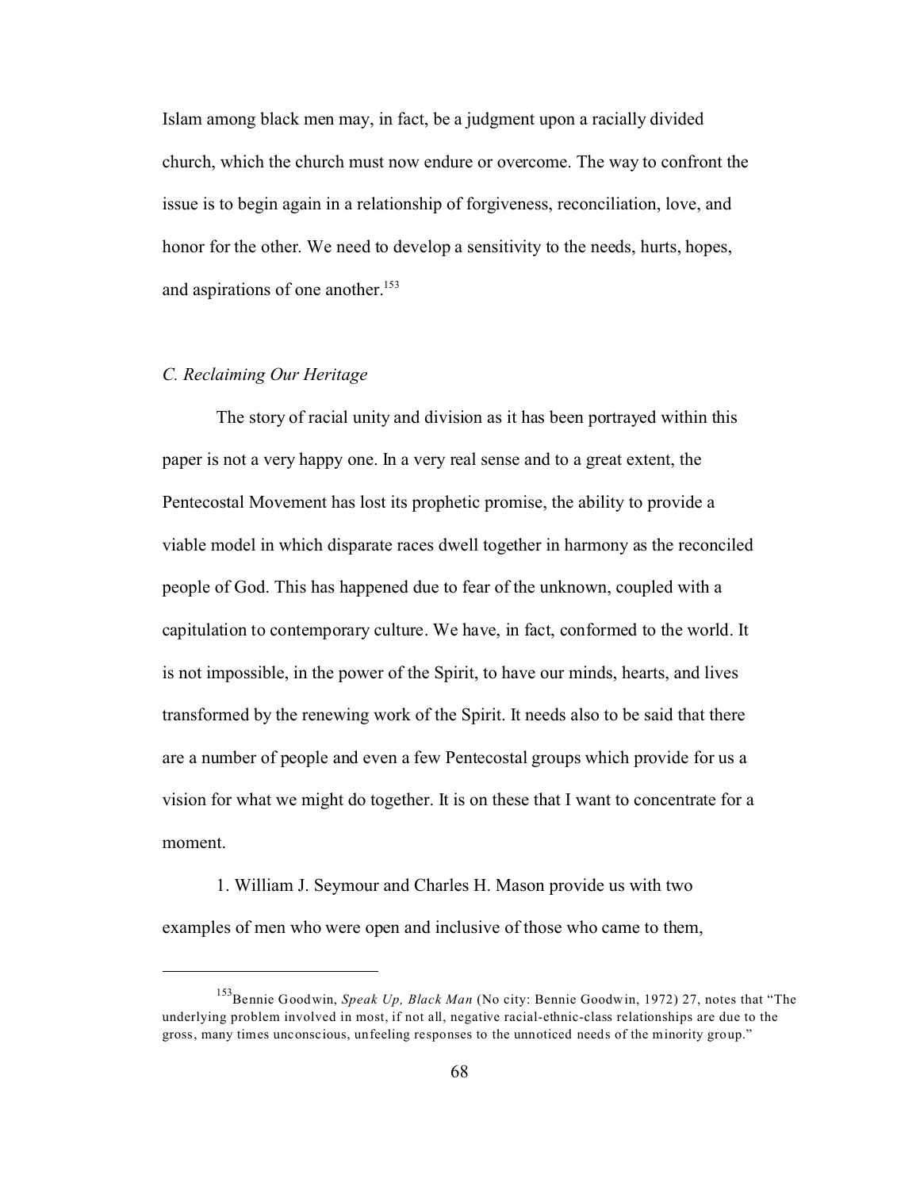Islam among black men may, in fact, be a judgment upon a racially divided church, which the church must now endure or overcome. The way to confront the issue is to begin again in a relationship of forgiveness, reconciliation, love, and honor for the other. We need to develop a sensitivity to the needs, hurts, hopes, and aspirations of one another.[153]

### *C. Reclaiming Our Heritage*

The story of racial unity and division as it has been portrayed within this paper is not a very happy one. In a very real sense and to a great extent, the Pentecostal Movement has lost its prophetic promise, the ability to provide a viable model in which disparate races dwell together in harmony as the reconciled people of God. This has happened due to fear of the unknown, coupled with a capitulation to contemporary culture. We have, in fact, conformed to the world. It is not impossible, in the power of the Spirit, to have our minds, hearts, and lives transformed by the renewing work of the Spirit. It needs also to be said that there are a number of people and even a few Pentecostal groups which provide for us a vision for what we might do together. It is on these that I want to concentrate for a moment.

1. William J. Seymour and Charles H. Mason provide us with two examples of men who were open and inclusive of those who came to them,

---

[153]Bennie Goodwin, *Speak Up, Black Man* (No city: Bennie Goodwin, 1972) 27, notes that "The underlying problem involved in most, if not all, negative racial-ethnic-class relationships are due to the gross, many times unconscious, unfeeling responses to the unnoticed needs of the minority group."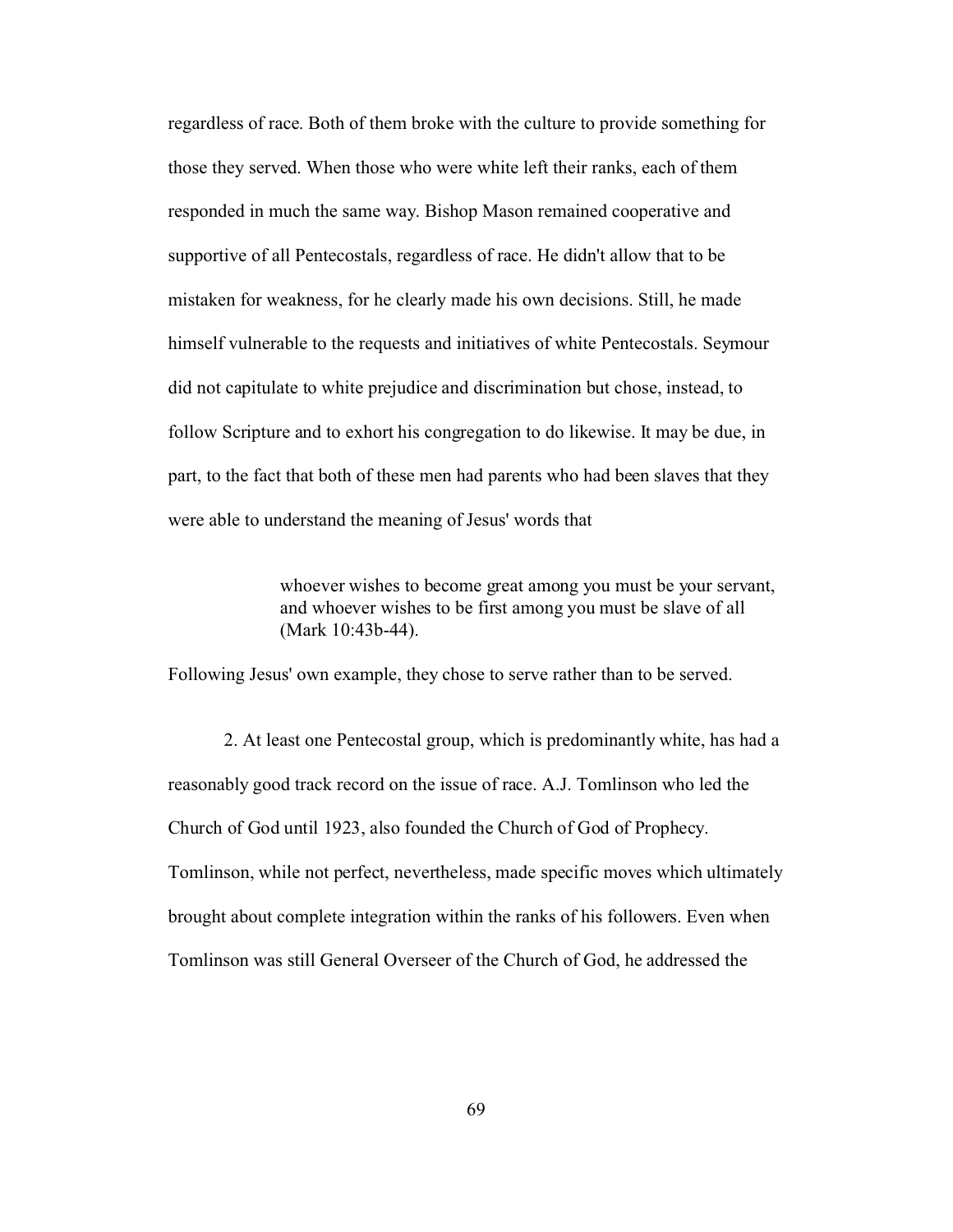regardless of race. Both of them broke with the culture to provide something for those they served. When those who were white left their ranks, each of them responded in much the same way. Bishop Mason remained cooperative and supportive of all Pentecostals, regardless of race. He didn't allow that to be mistaken for weakness, for he clearly made his own decisions. Still, he made himself vulnerable to the requests and initiatives of white Pentecostals. Seymour did not capitulate to white prejudice and discrimination but chose, instead, to follow Scripture and to exhort his congregation to do likewise. It may be due, in part, to the fact that both of these men had parents who had been slaves that they were able to understand the meaning of Jesus' words that

> whoever wishes to become great among you must be your servant, and whoever wishes to be first among you must be slave of all (Mark 10:43b-44).

Following Jesus' own example, they chose to serve rather than to be served.

2. At least one Pentecostal group, which is predominantly white, has had a reasonably good track record on the issue of race. A.J. Tomlinson who led the Church of God until 1923, also founded the Church of God of Prophecy. Tomlinson, while not perfect, nevertheless, made specific moves which ultimately brought about complete integration within the ranks of his followers. Even when Tomlinson was still General Overseer of the Church of God, he addressed the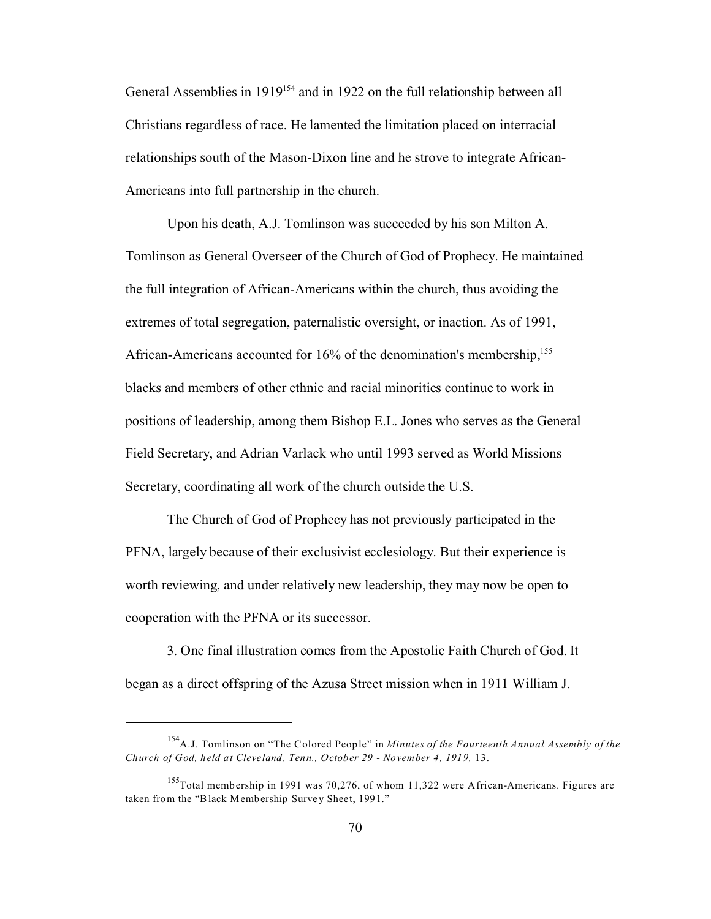General Assemblies in 1919[154] and in 1922 on the full relationship between all Christians regardless of race. He lamented the limitation placed on interracial relationships south of the Mason-Dixon line and he strove to integrate African-Americans into full partnership in the church.

Upon his death, A.J. Tomlinson was succeeded by his son Milton A. Tomlinson as General Overseer of the Church of God of Prophecy. He maintained the full integration of African-Americans within the church, thus avoiding the extremes of total segregation, paternalistic oversight, or inaction. As of 1991, African-Americans accounted for 16% of the denomination's membership,[155] blacks and members of other ethnic and racial minorities continue to work in positions of leadership, among them Bishop E.L. Jones who serves as the General Field Secretary, and Adrian Varlack who until 1993 served as World Missions Secretary, coordinating all work of the church outside the U.S.

The Church of God of Prophecy has not previously participated in the PFNA, largely because of their exclusivist ecclesiology. But their experience is worth reviewing, and under relatively new leadership, they may now be open to cooperation with the PFNA or its successor.

3. One final illustration comes from the Apostolic Faith Church of God. It began as a direct offspring of the Azusa Street mission when in 1911 William J.

---

[154] A.J. Tomlinson on "The Colored People" in *Minutes of the Fourteenth Annual Assembly of the Church of God, held at Cleveland, Tenn., October 29 - November 4, 1919,* 13.

[155] Total membership in 1991 was 70,276, of whom 11,322 were African-Americans. Figures are taken from the "Black Membership Survey Sheet, 1991."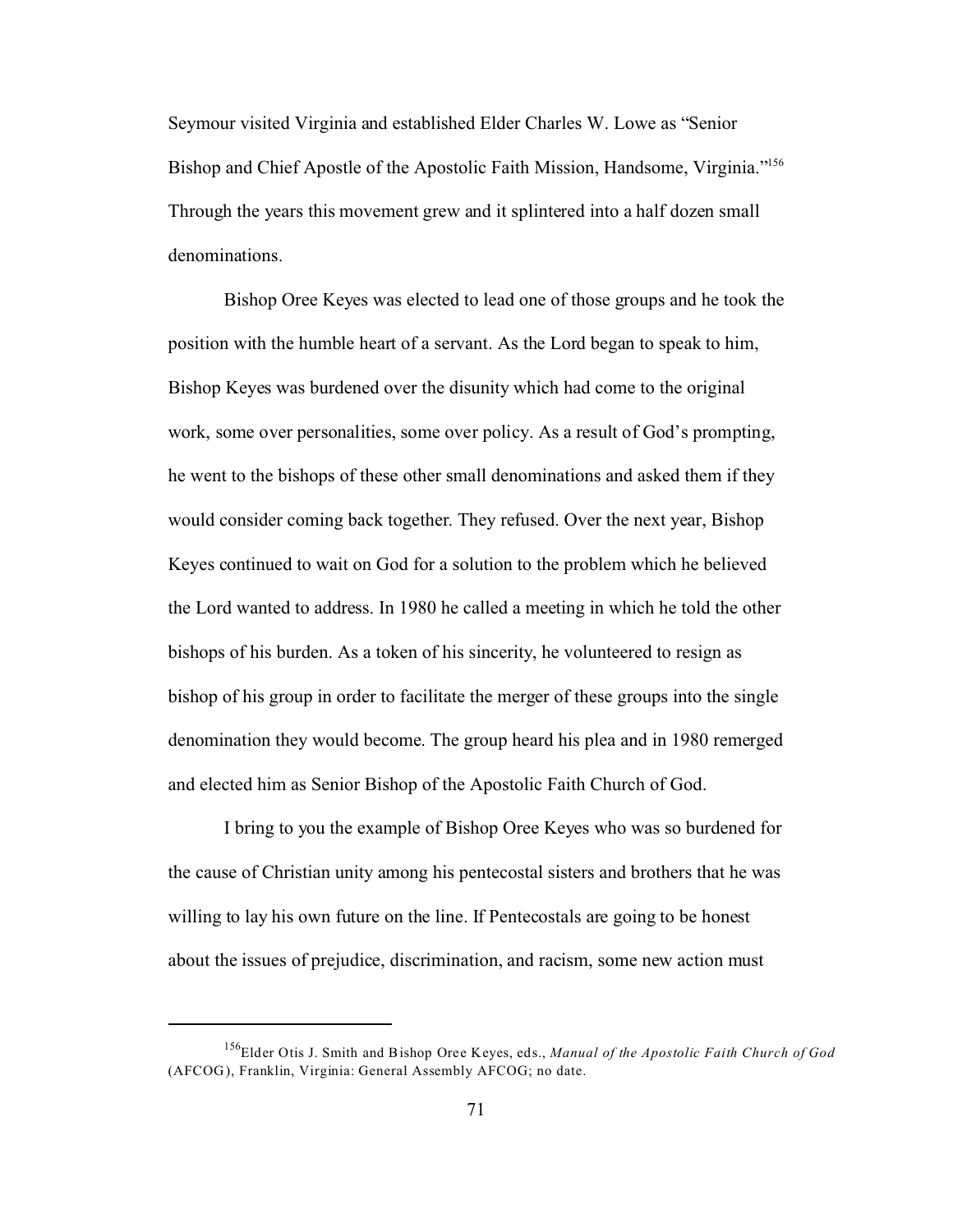Seymour visited Virginia and established Elder Charles W. Lowe as "Senior Bishop and Chief Apostle of the Apostolic Faith Mission, Handsome, Virginia."[156] Through the years this movement grew and it splintered into a half dozen small denominations.

Bishop Oree Keyes was elected to lead one of those groups and he took the position with the humble heart of a servant. As the Lord began to speak to him, Bishop Keyes was burdened over the disunity which had come to the original work, some over personalities, some over policy. As a result of God's prompting, he went to the bishops of these other small denominations and asked them if they would consider coming back together. They refused. Over the next year, Bishop Keyes continued to wait on God for a solution to the problem which he believed the Lord wanted to address. In 1980 he called a meeting in which he told the other bishops of his burden. As a token of his sincerity, he volunteered to resign as bishop of his group in order to facilitate the merger of these groups into the single denomination they would become. The group heard his plea and in 1980 remerged and elected him as Senior Bishop of the Apostolic Faith Church of God.

I bring to you the example of Bishop Oree Keyes who was so burdened for the cause of Christian unity among his pentecostal sisters and brothers that he was willing to lay his own future on the line. If Pentecostals are going to be honest about the issues of prejudice, discrimination, and racism, some new action must

---

[156] Elder Otis J. Smith and Bishop Oree Keyes, eds., *Manual of the Apostolic Faith Church of God* (AFCOG), Franklin, Virginia: General Assembly AFCOG; no date.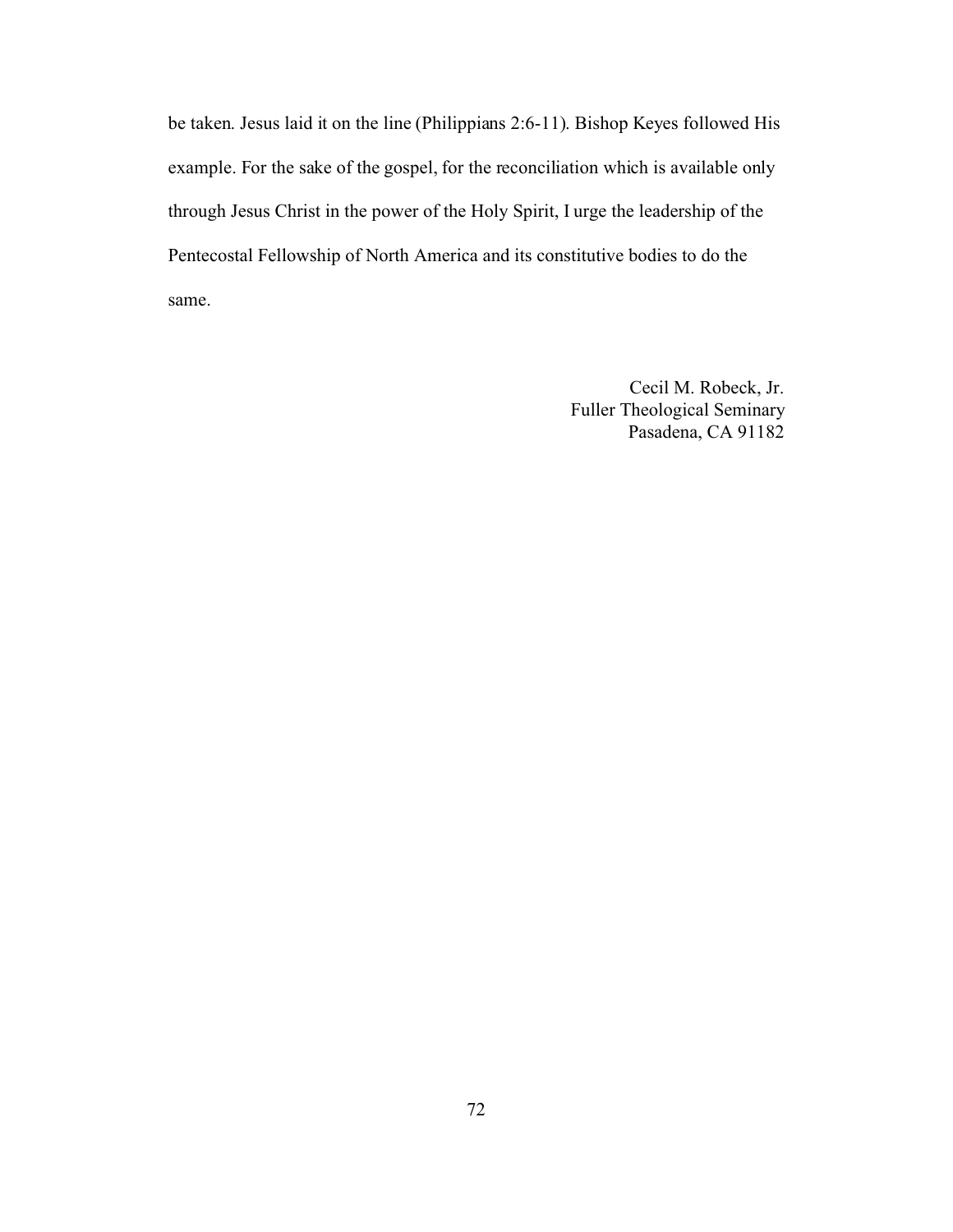be taken. Jesus laid it on the line (Philippians 2:6-11). Bishop Keyes followed His example. For the sake of the gospel, for the reconciliation which is available only through Jesus Christ in the power of the Holy Spirit, I urge the leadership of the Pentecostal Fellowship of North America and its constitutive bodies to do the same.

Cecil M. Robeck, Jr.
Fuller Theological Seminary
Pasadena, CA 91182